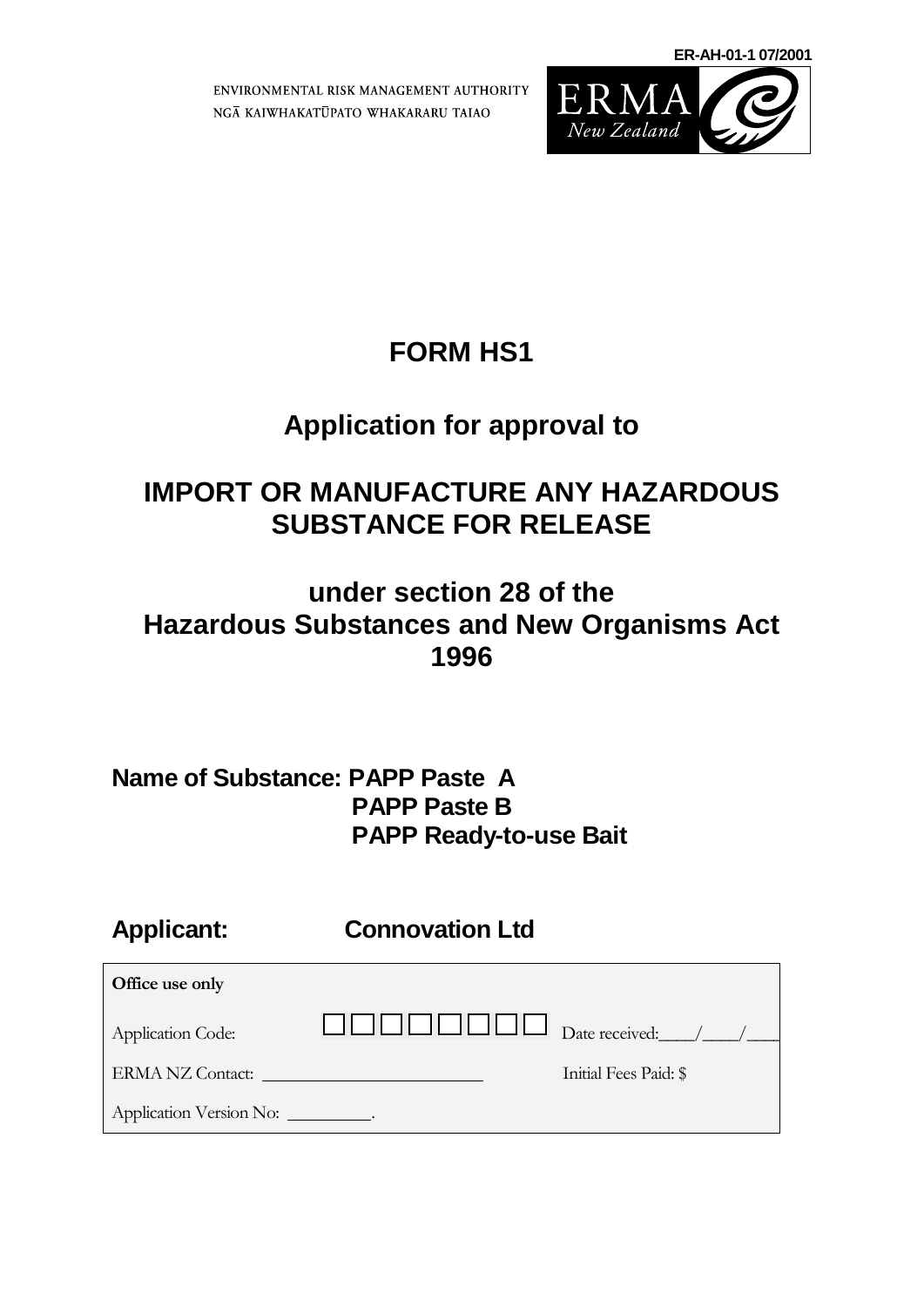ER-AH-01-1 07/2001

ENVIRONMENTAL RISK MANAGEMENT AUTHORITY
NGĀ KAIWHAKATŪPATO WHAKARARU TAIAO

ERMA New Zealand

# FORM HS1

## Application for approval to

## IMPORT OR MANUFACTURE ANY HAZARDOUS SUBSTANCE FOR RELEASE

## under section 28 of the Hazardous Substances and New Organisms Act 1996

**Name of Substance: PAPP Paste A**
**PAPP Paste B**
**PAPP Ready-to-use Bait**

**Applicant: Connovation Ltd**

| **Office use only** | | |
|---|---|---|
| Application Code: | □□□□□□□□ | Date received:\_\_\_\_/\_\_\_\_/\_\_\_\_ |
| ERMA NZ Contact: \_\_\_\_\_\_\_\_\_\_\_\_\_\_\_\_\_\_\_\_ | | Initial Fees Paid: $ |
| Application Version No: \_\_\_\_\_\_\_\_\_. | | |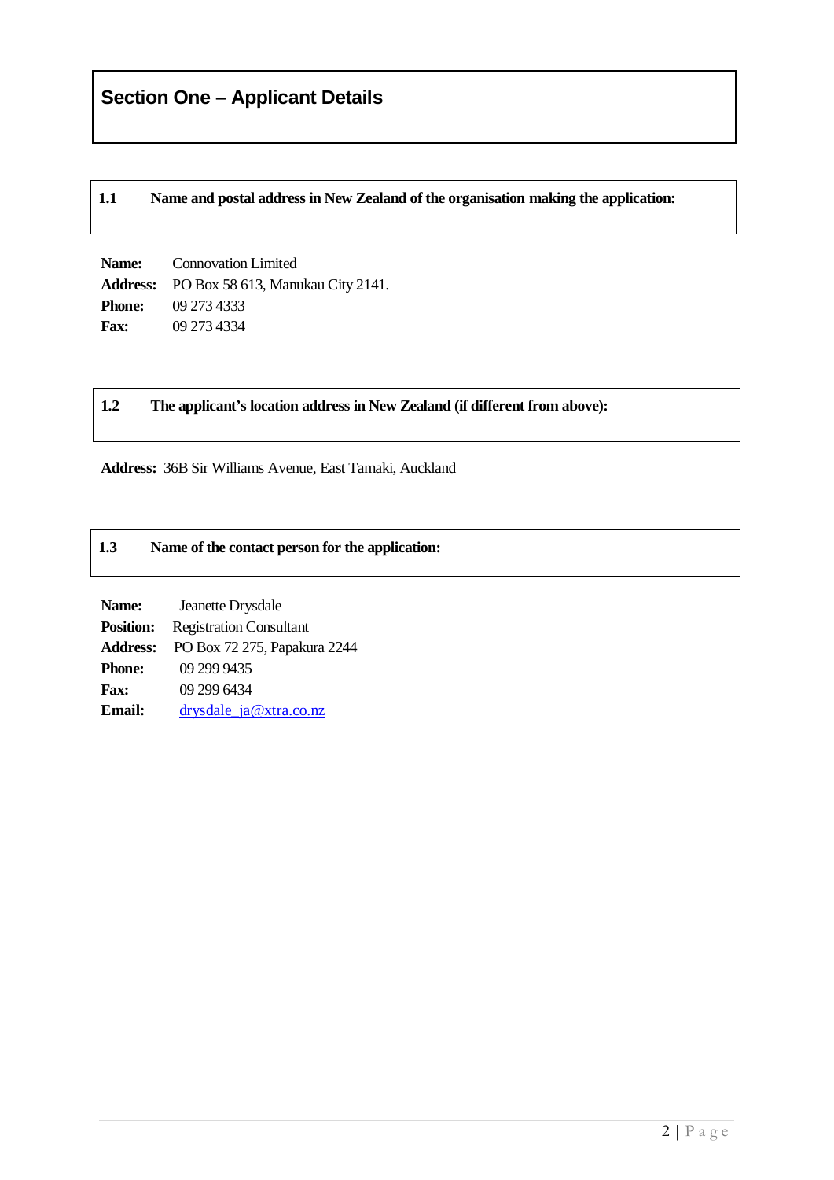# Section One – Applicant Details

## 1.1 Name and postal address in New Zealand of the organisation making the application:

**Name:** Connovation Limited
**Address:** PO Box 58 613, Manukau City 2141.
**Phone:** 09 273 4333
**Fax:** 09 273 4334

## 1.2 The applicant's location address in New Zealand (if different from above):

**Address:** 36B Sir Williams Avenue, East Tamaki, Auckland

## 1.3 Name of the contact person for the application:

**Name:** Jeanette Drysdale
**Position:** Registration Consultant
**Address:** PO Box 72 275, Papakura 2244
**Phone:** 09 299 9435
**Fax:** 09 299 6434
**Email:** drysdale_ja@xtra.co.nz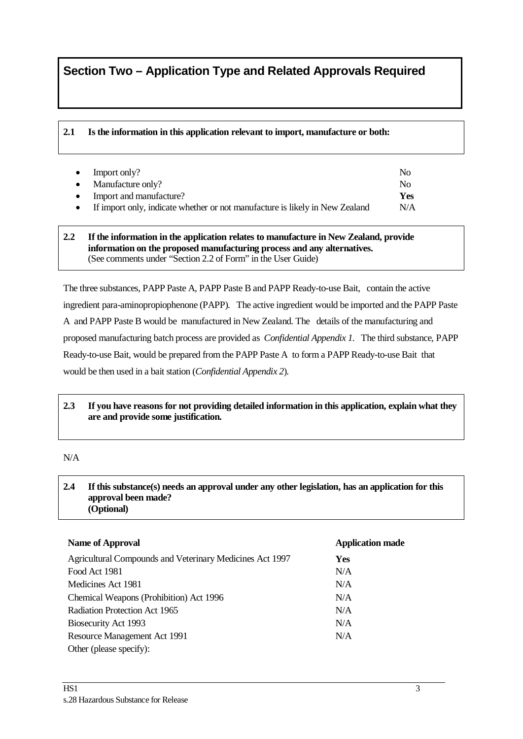# Section Two – Application Type and Related Approvals Required

**2.1 Is the information in this application relevant to import, manufacture or both:**

| | |
|---|---|
| • Import only? | No |
| • Manufacture only? | No |
| • Import and manufacture? | **Yes** |
| • If import only, indicate whether or not manufacture is likely in New Zealand | N/A |

**2.2 If the information in the application relates to manufacture in New Zealand, provide information on the proposed manufacturing process and any alternatives.**
(See comments under "Section 2.2 of Form" in the User Guide)

The three substances, PAPP Paste A, PAPP Paste B and PAPP Ready-to-use Bait, contain the active ingredient para-aminopropiophenone (PAPP). The active ingredient would be imported and the PAPP Paste A and PAPP Paste B would be manufactured in New Zealand. The details of the manufacturing and proposed manufacturing batch process are provided as *Confidential Appendix 1*. The third substance, PAPP Ready-to-use Bait, would be prepared from the PAPP Paste A to form a PAPP Ready-to-use Bait that would be then used in a bait station (*Confidential Appendix 2*).

**2.3 If you have reasons for not providing detailed information in this application, explain what they are and provide some justification.**

N/A

**2.4 If this substance(s) needs an approval under any other legislation, has an application for this approval been made? (Optional)**

| Name of Approval | Application made |
|---|---|
| Agricultural Compounds and Veterinary Medicines Act 1997 | **Yes** |
| Food Act 1981 | N/A |
| Medicines Act 1981 | N/A |
| Chemical Weapons (Prohibition) Act 1996 | N/A |
| Radiation Protection Act 1965 | N/A |
| Biosecurity Act 1993 | N/A |
| Resource Management Act 1991 | N/A |
| Other (please specify): | |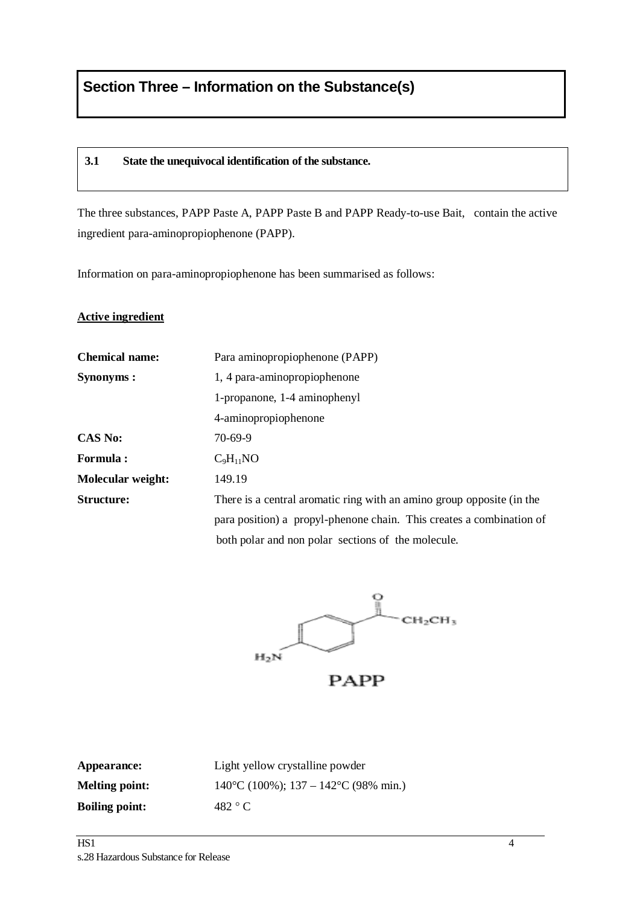# Section Three – Information on the Substance(s)

**3.1 State the unequivocal identification of the substance.**

The three substances, PAPP Paste A, PAPP Paste B and PAPP Ready-to-use Bait, contain the active ingredient para-aminopropiophenone (PAPP).

Information on para-aminopropiophenone has been summarised as follows:

**Active ingredient**

| | |
|---|---|
| **Chemical name:** | Para aminopropiophenone (PAPP) |
| **Synonyms :** | 1, 4 para-aminopropiophenone |
| | 1-propanone, 1-4 aminophenyl |
| | 4-aminopropiophenone |
| **CAS No:** | 70-69-9 |
| **Formula :** | $C_9H_{11}NO$ |
| **Molecular weight:** | 149.19 |
| **Structure:** | There is a central aromatic ring with an amino group opposite (in the para position) a propyl-phenone chain. This creates a combination of both polar and non polar sections of the molecule. |

PAPP

| | |
|---|---|
| **Appearance:** | Light yellow crystalline powder |
| **Melting point:** | 140°C (100%); 137 – 142°C (98% min.) |
| **Boiling point:** | 482 ° C |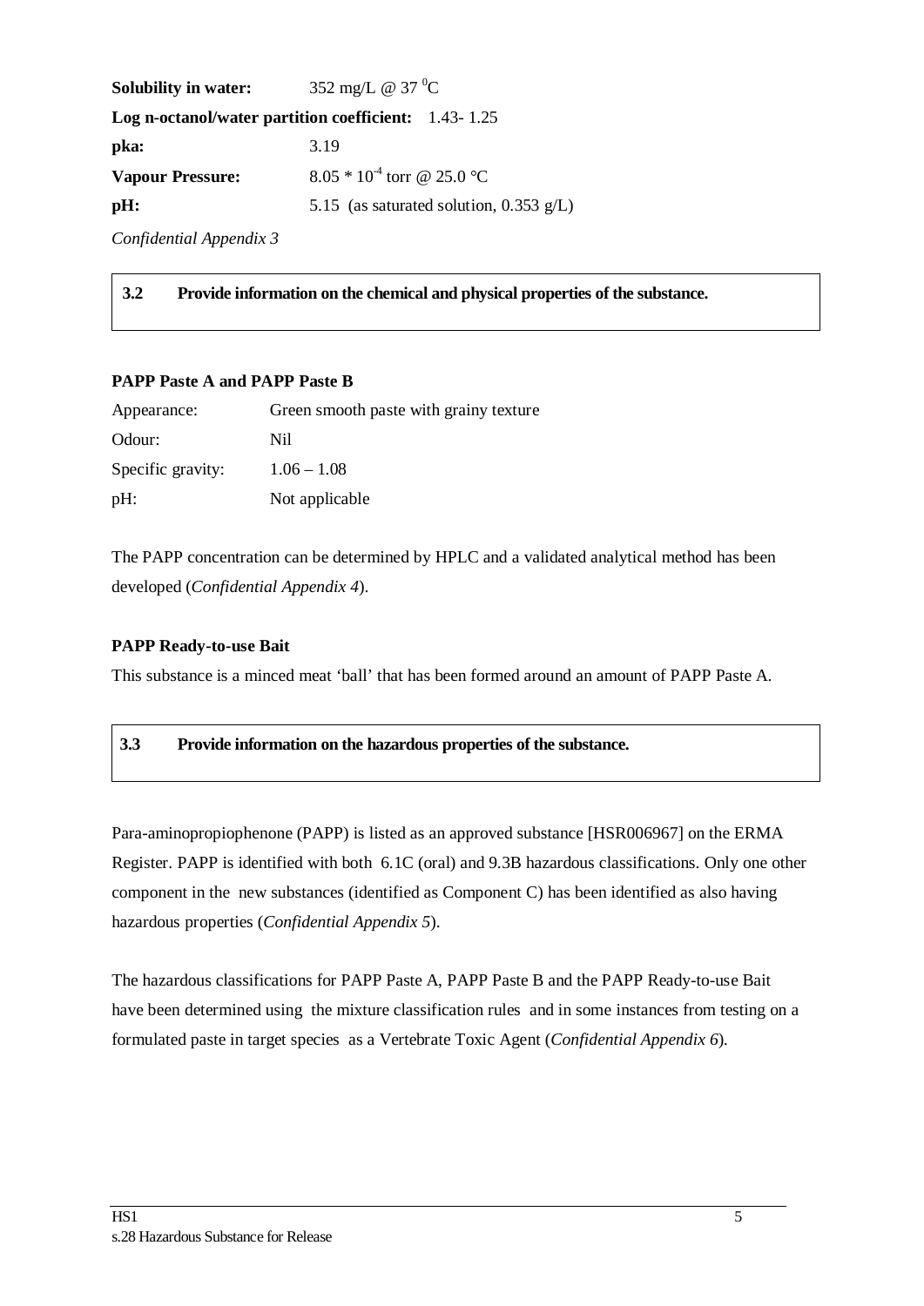**Solubility in water:** 352 mg/L @ 37 $^{0}$C

**Log n-octanol/water partition coefficient:** 1.43- 1.25

**pka:** 3.19

**Vapour Pressure:** $8.05 * 10^{-4}$ torr @ 25.0 °C

**pH:** 5.15 (as saturated solution, 0.353 g/L)

*Confidential Appendix 3*

| **3.2** | **Provide information on the chemical and physical properties of the substance.** |
|---|---|

**PAPP Paste A and PAPP Paste B**

| Appearance: | Green smooth paste with grainy texture |
|---|---|
| Odour: | Nil |
| Specific gravity: | 1.06 – 1.08 |
| pH: | Not applicable |

The PAPP concentration can be determined by HPLC and a validated analytical method has been developed (*Confidential Appendix 4*).

**PAPP Ready-to-use Bait**

This substance is a minced meat 'ball' that has been formed around an amount of PAPP Paste A.

| **3.3** | **Provide information on the hazardous properties of the substance.** |
|---|---|

Para-aminopropiophenone (PAPP) is listed as an approved substance [HSR006967] on the ERMA Register. PAPP is identified with both 6.1C (oral) and 9.3B hazardous classifications. Only one other component in the new substances (identified as Component C) has been identified as also having hazardous properties (*Confidential Appendix 5*).

The hazardous classifications for PAPP Paste A, PAPP Paste B and the PAPP Ready-to-use Bait have been determined using the mixture classification rules and in some instances from testing on a formulated paste in target species as a Vertebrate Toxic Agent (*Confidential Appendix 6*).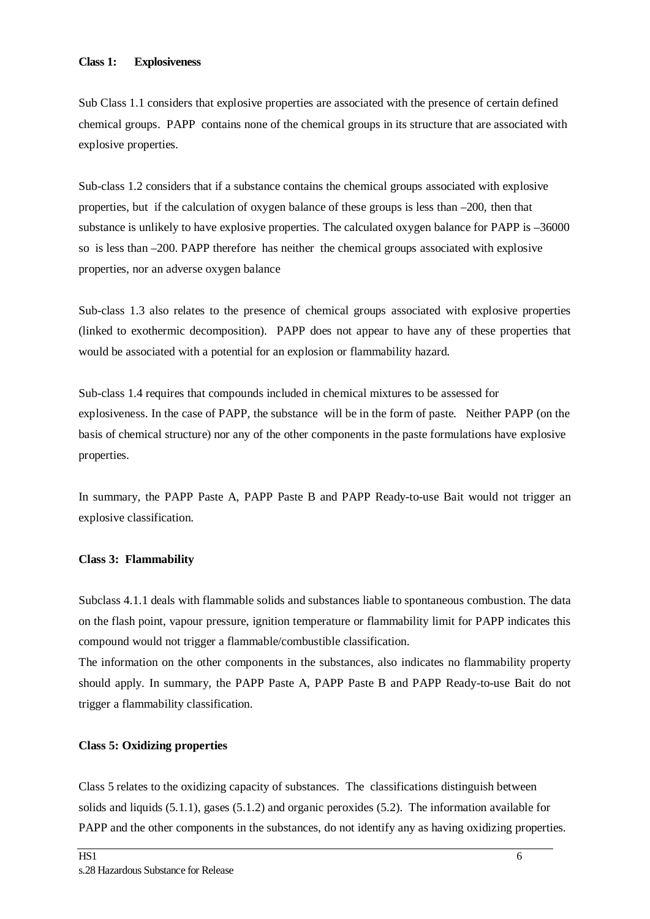**Class 1: Explosiveness**

Sub Class 1.1 considers that explosive properties are associated with the presence of certain defined chemical groups. PAPP contains none of the chemical groups in its structure that are associated with explosive properties.

Sub-class 1.2 considers that if a substance contains the chemical groups associated with explosive properties, but if the calculation of oxygen balance of these groups is less than –200, then that substance is unlikely to have explosive properties. The calculated oxygen balance for PAPP is –36000 so is less than –200. PAPP therefore has neither the chemical groups associated with explosive properties, nor an adverse oxygen balance

Sub-class 1.3 also relates to the presence of chemical groups associated with explosive properties (linked to exothermic decomposition). PAPP does not appear to have any of these properties that would be associated with a potential for an explosion or flammability hazard.

Sub-class 1.4 requires that compounds included in chemical mixtures to be assessed for explosiveness. In the case of PAPP, the substance will be in the form of paste. Neither PAPP (on the basis of chemical structure) nor any of the other components in the paste formulations have explosive properties.

In summary, the PAPP Paste A, PAPP Paste B and PAPP Ready-to-use Bait would not trigger an explosive classification.

**Class 3: Flammability**

Subclass 4.1.1 deals with flammable solids and substances liable to spontaneous combustion. The data on the flash point, vapour pressure, ignition temperature or flammability limit for PAPP indicates this compound would not trigger a flammable/combustible classification.
The information on the other components in the substances, also indicates no flammability property should apply. In summary, the PAPP Paste A, PAPP Paste B and PAPP Ready-to-use Bait do not trigger a flammability classification.

**Class 5: Oxidizing properties**

Class 5 relates to the oxidizing capacity of substances. The classifications distinguish between solids and liquids (5.1.1), gases (5.1.2) and organic peroxides (5.2). The information available for PAPP and the other components in the substances, do not identify any as having oxidizing properties.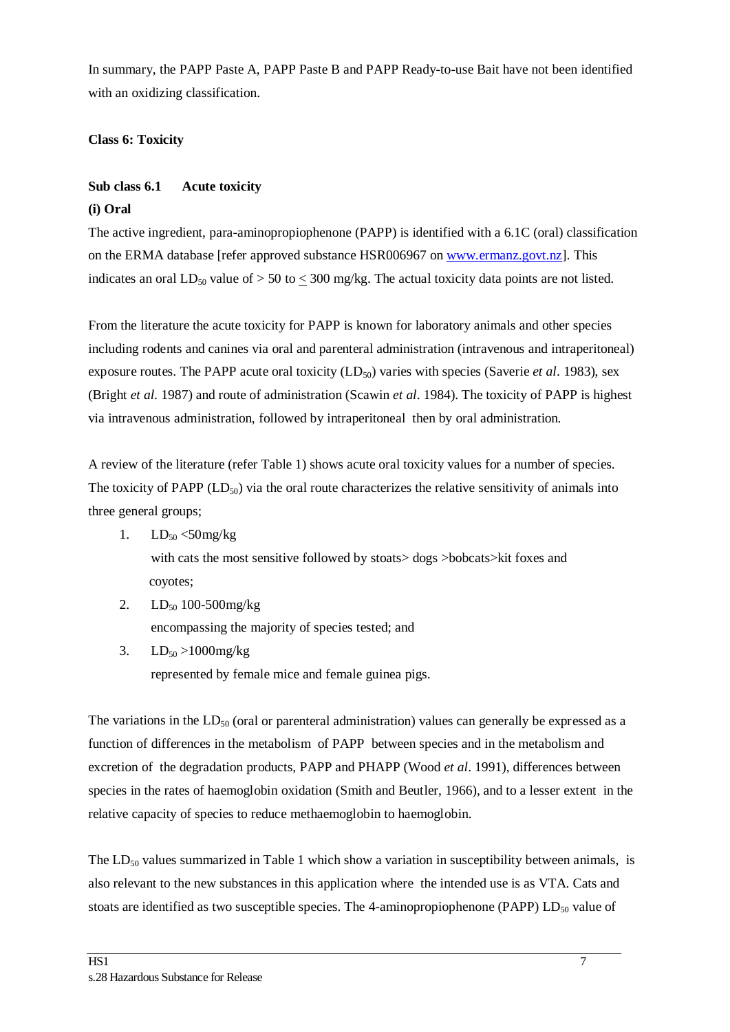In summary, the PAPP Paste A, PAPP Paste B and PAPP Ready-to-use Bait have not been identified with an oxidizing classification.

**Class 6: Toxicity**

**Sub class 6.1 Acute toxicity**

**(i) Oral**

The active ingredient, para-aminopropiophenone (PAPP) is identified with a 6.1C (oral) classification on the ERMA database [refer approved substance HSR006967 on www.ermanz.govt.nz]. This indicates an oral $LD_{50}$ value of > 50 to $\leq$ 300 mg/kg. The actual toxicity data points are not listed.

From the literature the acute toxicity for PAPP is known for laboratory animals and other species including rodents and canines via oral and parenteral administration (intravenous and intraperitoneal) exposure routes. The PAPP acute oral toxicity ($LD_{50}$) varies with species (Saverie *et al*. 1983), sex (Bright *et al*. 1987) and route of administration (Scawin *et al*. 1984). The toxicity of PAPP is highest via intravenous administration, followed by intraperitoneal then by oral administration.

A review of the literature (refer Table 1) shows acute oral toxicity values for a number of species. The toxicity of PAPP ($LD_{50}$) via the oral route characterizes the relative sensitivity of animals into three general groups;

1. $LD_{50}$ <50mg/kg
   with cats the most sensitive followed by stoats> dogs >bobcats>kit foxes and coyotes;
2. $LD_{50}$ 100-500mg/kg
   encompassing the majority of species tested; and
3. $LD_{50}$ >1000mg/kg
   represented by female mice and female guinea pigs.

The variations in the $LD_{50}$ (oral or parenteral administration) values can generally be expressed as a function of differences in the metabolism of PAPP between species and in the metabolism and excretion of the degradation products, PAPP and PHAPP (Wood *et al*. 1991), differences between species in the rates of haemoglobin oxidation (Smith and Beutler, 1966), and to a lesser extent in the relative capacity of species to reduce methaemoglobin to haemoglobin.

The $LD_{50}$ values summarized in Table 1 which show a variation in susceptibility between animals, is also relevant to the new substances in this application where the intended use is as VTA. Cats and stoats are identified as two susceptible species. The 4-aminopropiophenone (PAPP) $LD_{50}$ value of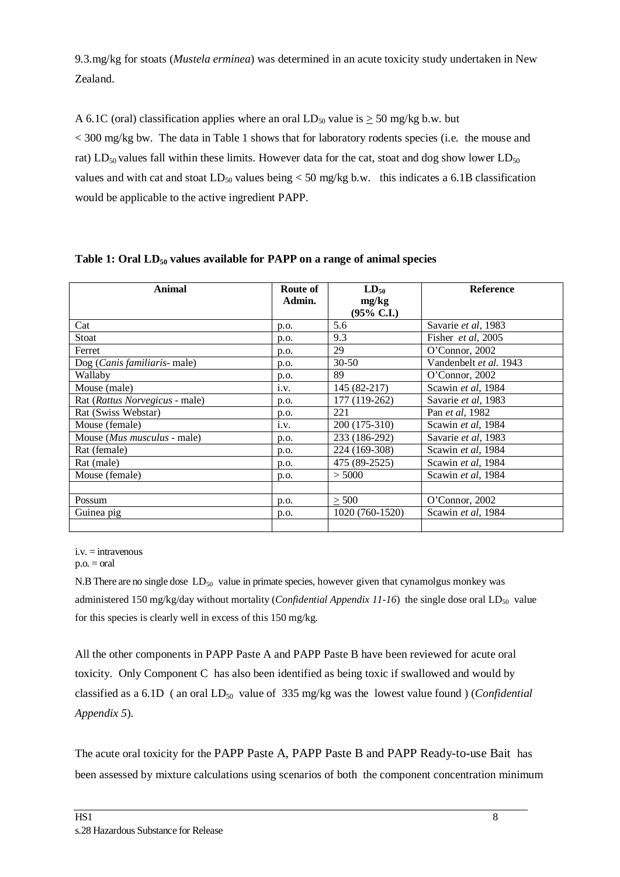9.3.mg/kg for stoats (*Mustela erminea*) was determined in an acute toxicity study undertaken in New Zealand.

A 6.1C (oral) classification applies where an oral $LD_{50}$ value is $\geq$ 50 mg/kg b.w. but < 300 mg/kg bw. The data in Table 1 shows that for laboratory rodents species (i.e. the mouse and rat) $LD_{50}$ values fall within these limits. However data for the cat, stoat and dog show lower $LD_{50}$ values and with cat and stoat $LD_{50}$ values being < 50 mg/kg b.w. this indicates a 6.1B classification would be applicable to the active ingredient PAPP.

**Table 1: Oral $LD_{50}$ values available for PAPP on a range of animal species**

| Animal | Route of Admin. | $LD_{50}$ mg/kg (95% C.I.) | Reference |
|---|---|---|---|
| Cat | p.o. | 5.6 | Savarie *et al*, 1983 |
| Stoat | p.o. | 9.3 | Fisher *et al*, 2005 |
| Ferret | p.o. | 29 | O'Connor, 2002 |
| Dog (*Canis familiaris*- male) | p.o. | 30-50 | Vandenbelt *et al.* 1943 |
| Wallaby | p.o. | 89 | O'Connor, 2002 |
| Mouse (male) | i.v. | 145 (82-217) | Scawin *et al*, 1984 |
| Rat (*Rattus Norvegicus* - male) | p.o. | 177 (119-262) | Savarie *et al*, 1983 |
| Rat (Swiss Webstar) | p.o. | 221 | Pan *et al*, 1982 |
| Mouse (female) | i.v. | 200 (175-310) | Scawin *et al*, 1984 |
| Mouse (*Mus musculus* - male) | p.o. | 233 (186-292) | Savarie *et al*, 1983 |
| Rat (female) | p.o. | 224 (169-308) | Scawin *et al*, 1984 |
| Rat (male) | p.o. | 475 (89-2525) | Scawin *et al*, 1984 |
| Mouse (female) | p.o. | > 5000 | Scawin *et al*, 1984 |
| | | | |
| Possum | p.o. | $\geq$ 500 | O'Connor, 2002 |
| Guinea pig | p.o. | 1020 (760-1520) | Scawin *et al*, 1984 |
| | | | |

i.v. = intravenous
p.o. = oral

N.B There are no single dose $LD_{50}$ value in primate species, however given that cynamolgus monkey was administered 150 mg/kg/day without mortality (*Confidential Appendix 11-16*) the single dose oral $LD_{50}$ value for this species is clearly well in excess of this 150 mg/kg.

All the other components in PAPP Paste A and PAPP Paste B have been reviewed for acute oral toxicity. Only Component C has also been identified as being toxic if swallowed and would by classified as a 6.1D ( an oral $LD_{50}$ value of 335 mg/kg was the lowest value found ) (*Confidential Appendix 5*).

The acute oral toxicity for the PAPP Paste A, PAPP Paste B and PAPP Ready-to-use Bait has been assessed by mixture calculations using scenarios of both the component concentration minimum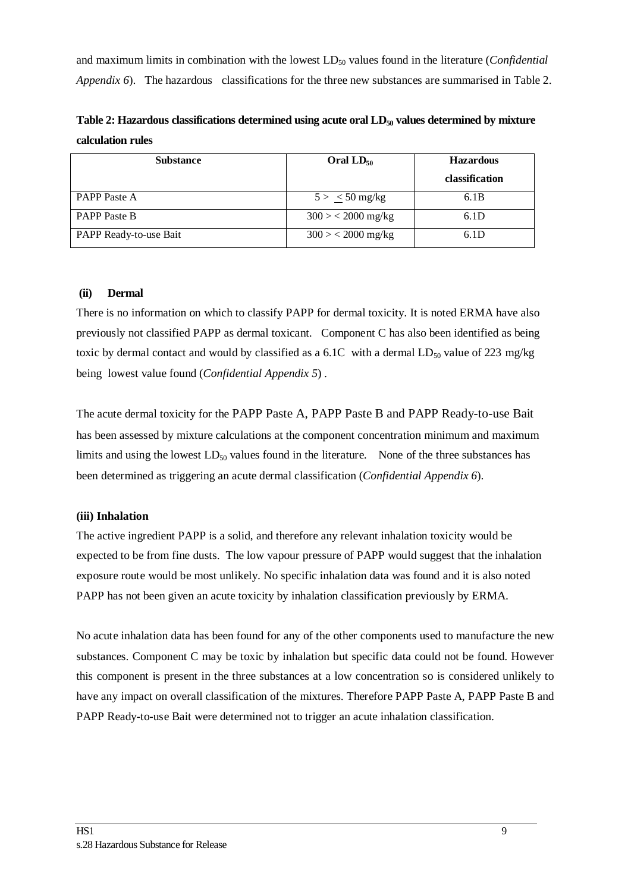and maximum limits in combination with the lowest $LD_{50}$ values found in the literature (*Confidential Appendix 6*). The hazardous classifications for the three new substances are summarised in Table 2.

**Table 2: Hazardous classifications determined using acute oral $LD_{50}$ values determined by mixture calculation rules**

| Substance | Oral $LD_{50}$ | Hazardous classification |
|---|---|---|
| PAPP Paste A | $5 > \leq 50$ mg/kg | 6.1B |
| PAPP Paste B | $300 > < 2000$ mg/kg | 6.1D |
| PAPP Ready-to-use Bait | $300 > < 2000$ mg/kg | 6.1D |

**(ii) Dermal**

There is no information on which to classify PAPP for dermal toxicity. It is noted ERMA have also previously not classified PAPP as dermal toxicant. Component C has also been identified as being toxic by dermal contact and would by classified as a 6.1C with a dermal $LD_{50}$ value of 223 mg/kg being lowest value found (*Confidential Appendix 5*) .

The acute dermal toxicity for the PAPP Paste A, PAPP Paste B and PAPP Ready-to-use Bait has been assessed by mixture calculations at the component concentration minimum and maximum limits and using the lowest $LD_{50}$ values found in the literature. None of the three substances has been determined as triggering an acute dermal classification (*Confidential Appendix 6*).

**(iii) Inhalation**

The active ingredient PAPP is a solid, and therefore any relevant inhalation toxicity would be expected to be from fine dusts. The low vapour pressure of PAPP would suggest that the inhalation exposure route would be most unlikely. No specific inhalation data was found and it is also noted PAPP has not been given an acute toxicity by inhalation classification previously by ERMA.

No acute inhalation data has been found for any of the other components used to manufacture the new substances. Component C may be toxic by inhalation but specific data could not be found. However this component is present in the three substances at a low concentration so is considered unlikely to have any impact on overall classification of the mixtures. Therefore PAPP Paste A, PAPP Paste B and PAPP Ready-to-use Bait were determined not to trigger an acute inhalation classification.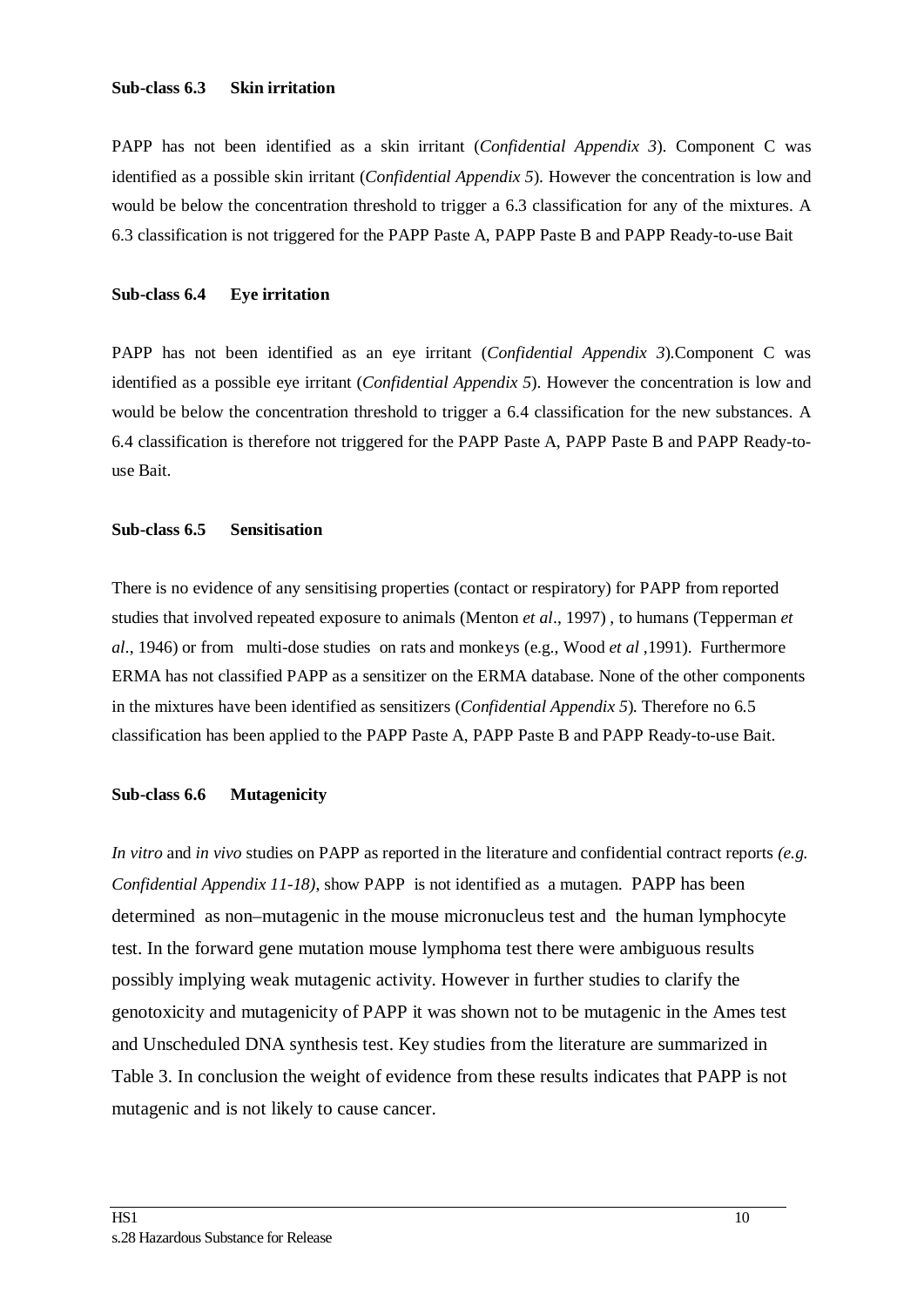**Sub-class 6.3 Skin irritation**

PAPP has not been identified as a skin irritant (*Confidential Appendix 3*). Component C was identified as a possible skin irritant (*Confidential Appendix 5*). However the concentration is low and would be below the concentration threshold to trigger a 6.3 classification for any of the mixtures. A 6.3 classification is not triggered for the PAPP Paste A, PAPP Paste B and PAPP Ready-to-use Bait

**Sub-class 6.4 Eye irritation**

PAPP has not been identified as an eye irritant (*Confidential Appendix 3*).Component C was identified as a possible eye irritant (*Confidential Appendix 5*). However the concentration is low and would be below the concentration threshold to trigger a 6.4 classification for the new substances. A 6.4 classification is therefore not triggered for the PAPP Paste A, PAPP Paste B and PAPP Ready-to-use Bait.

**Sub-class 6.5 Sensitisation**

There is no evidence of any sensitising properties (contact or respiratory) for PAPP from reported studies that involved repeated exposure to animals (Menton *et al*., 1997) , to humans (Tepperman *et al*., 1946) or from multi-dose studies on rats and monkeys (e.g., Wood *et al* ,1991). Furthermore ERMA has not classified PAPP as a sensitizer on the ERMA database. None of the other components in the mixtures have been identified as sensitizers (*Confidential Appendix 5*). Therefore no 6.5 classification has been applied to the PAPP Paste A, PAPP Paste B and PAPP Ready-to-use Bait.

**Sub-class 6.6 Mutagenicity**

*In vitro* and *in vivo* studies on PAPP as reported in the literature and confidential contract reports *(e.g. Confidential Appendix 11-18)*, show PAPP is not identified as a mutagen. PAPP has been determined as non–mutagenic in the mouse micronucleus test and the human lymphocyte test. In the forward gene mutation mouse lymphoma test there were ambiguous results possibly implying weak mutagenic activity. However in further studies to clarify the genotoxicity and mutagenicity of PAPP it was shown not to be mutagenic in the Ames test and Unscheduled DNA synthesis test. Key studies from the literature are summarized in Table 3. In conclusion the weight of evidence from these results indicates that PAPP is not mutagenic and is not likely to cause cancer.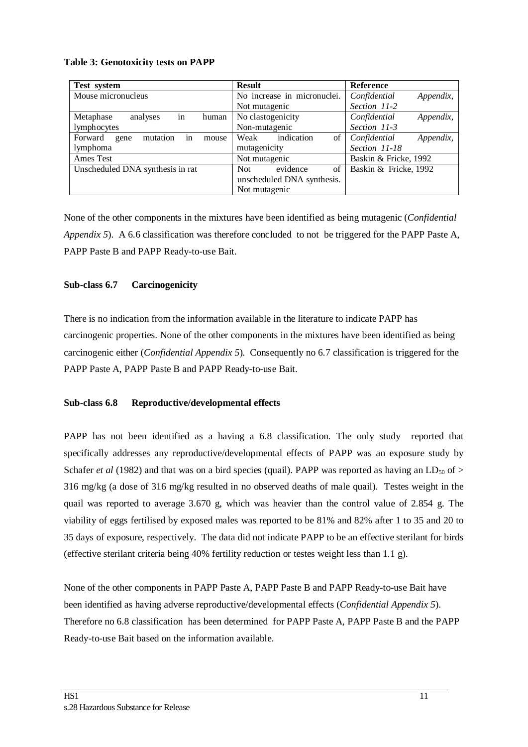**Table 3: Genotoxicity tests on PAPP**

| Test system | Result | Reference |
|---|---|---|
| Mouse micronucleus | No increase in micronuclei. Not mutagenic | *Confidential Appendix, Section 11-2* |
| Metaphase analyses in human lymphocytes | No clastogenicity Non-mutagenic | *Confidential Appendix, Section 11-3* |
| Forward gene mutation in mouse lymphoma | Weak indication of mutagenicity | *Confidential Appendix, Section 11-18* |
| Ames Test | Not mutagenic | Baskin & Fricke, 1992 |
| Unscheduled DNA synthesis in rat | Not evidence of unscheduled DNA synthesis. Not mutagenic | Baskin & Fricke, 1992 |

None of the other components in the mixtures have been identified as being mutagenic (*Confidential Appendix 5*). A 6.6 classification was therefore concluded to not be triggered for the PAPP Paste A, PAPP Paste B and PAPP Ready-to-use Bait.

### Sub-class 6.7 Carcinogenicity

There is no indication from the information available in the literature to indicate PAPP has carcinogenic properties. None of the other components in the mixtures have been identified as being carcinogenic either (*Confidential Appendix 5*). Consequently no 6.7 classification is triggered for the PAPP Paste A, PAPP Paste B and PAPP Ready-to-use Bait.

### Sub-class 6.8 Reproductive/developmental effects

PAPP has not been identified as a having a 6.8 classification. The only study reported that specifically addresses any reproductive/developmental effects of PAPP was an exposure study by Schafer *et al* (1982) and that was on a bird species (quail). PAPP was reported as having an $LD_{50}$ of > 316 mg/kg (a dose of 316 mg/kg resulted in no observed deaths of male quail). Testes weight in the quail was reported to average 3.670 g, which was heavier than the control value of 2.854 g. The viability of eggs fertilised by exposed males was reported to be 81% and 82% after 1 to 35 and 20 to 35 days of exposure, respectively. The data did not indicate PAPP to be an effective sterilant for birds (effective sterilant criteria being 40% fertility reduction or testes weight less than 1.1 g).

None of the other components in PAPP Paste A, PAPP Paste B and PAPP Ready-to-use Bait have been identified as having adverse reproductive/developmental effects (*Confidential Appendix 5*). Therefore no 6.8 classification has been determined for PAPP Paste A, PAPP Paste B and the PAPP Ready-to-use Bait based on the information available.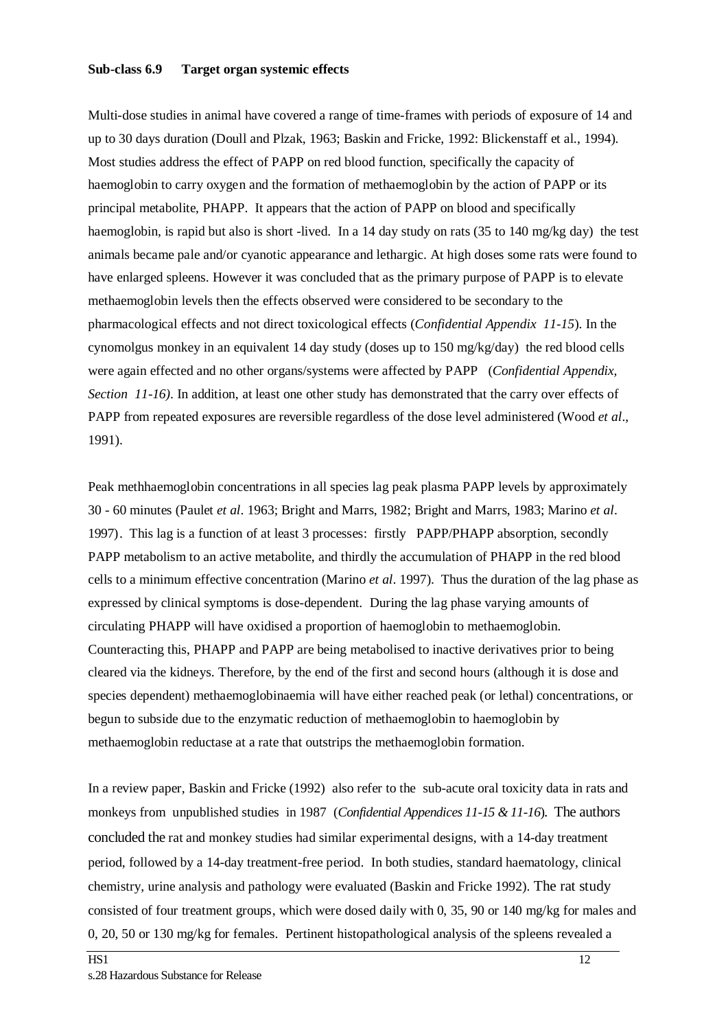**Sub-class 6.9 Target organ systemic effects**

Multi-dose studies in animal have covered a range of time-frames with periods of exposure of 14 and up to 30 days duration (Doull and Plzak, 1963; Baskin and Fricke, 1992: Blickenstaff et al., 1994). Most studies address the effect of PAPP on red blood function, specifically the capacity of haemoglobin to carry oxygen and the formation of methaemoglobin by the action of PAPP or its principal metabolite, PHAPP. It appears that the action of PAPP on blood and specifically haemoglobin, is rapid but also is short -lived. In a 14 day study on rats (35 to 140 mg/kg day) the test animals became pale and/or cyanotic appearance and lethargic. At high doses some rats were found to have enlarged spleens. However it was concluded that as the primary purpose of PAPP is to elevate methaemoglobin levels then the effects observed were considered to be secondary to the pharmacological effects and not direct toxicological effects (*Confidential Appendix 11-15*). In the cynomolgus monkey in an equivalent 14 day study (doses up to 150 mg/kg/day) the red blood cells were again effected and no other organs/systems were affected by PAPP (*Confidential Appendix, Section 11-16)*. In addition, at least one other study has demonstrated that the carry over effects of PAPP from repeated exposures are reversible regardless of the dose level administered (Wood *et al*., 1991).

Peak methhaemoglobin concentrations in all species lag peak plasma PAPP levels by approximately 30 - 60 minutes (Paulet *et al*. 1963; Bright and Marrs, 1982; Bright and Marrs, 1983; Marino *et al*. 1997). This lag is a function of at least 3 processes: firstly PAPP/PHAPP absorption, secondly PAPP metabolism to an active metabolite, and thirdly the accumulation of PHAPP in the red blood cells to a minimum effective concentration (Marino *et al*. 1997). Thus the duration of the lag phase as expressed by clinical symptoms is dose-dependent. During the lag phase varying amounts of circulating PHAPP will have oxidised a proportion of haemoglobin to methaemoglobin. Counteracting this, PHAPP and PAPP are being metabolised to inactive derivatives prior to being cleared via the kidneys. Therefore, by the end of the first and second hours (although it is dose and species dependent) methaemoglobinaemia will have either reached peak (or lethal) concentrations, or begun to subside due to the enzymatic reduction of methaemoglobin to haemoglobin by methaemoglobin reductase at a rate that outstrips the methaemoglobin formation.

In a review paper, Baskin and Fricke (1992) also refer to the sub-acute oral toxicity data in rats and monkeys from unpublished studies in 1987 (*Confidential Appendices 11-15 & 11-16*). The authors concluded the rat and monkey studies had similar experimental designs, with a 14-day treatment period, followed by a 14-day treatment-free period. In both studies, standard haematology, clinical chemistry, urine analysis and pathology were evaluated (Baskin and Fricke 1992). The rat study consisted of four treatment groups, which were dosed daily with 0, 35, 90 or 140 mg/kg for males and 0, 20, 50 or 130 mg/kg for females. Pertinent histopathological analysis of the spleens revealed a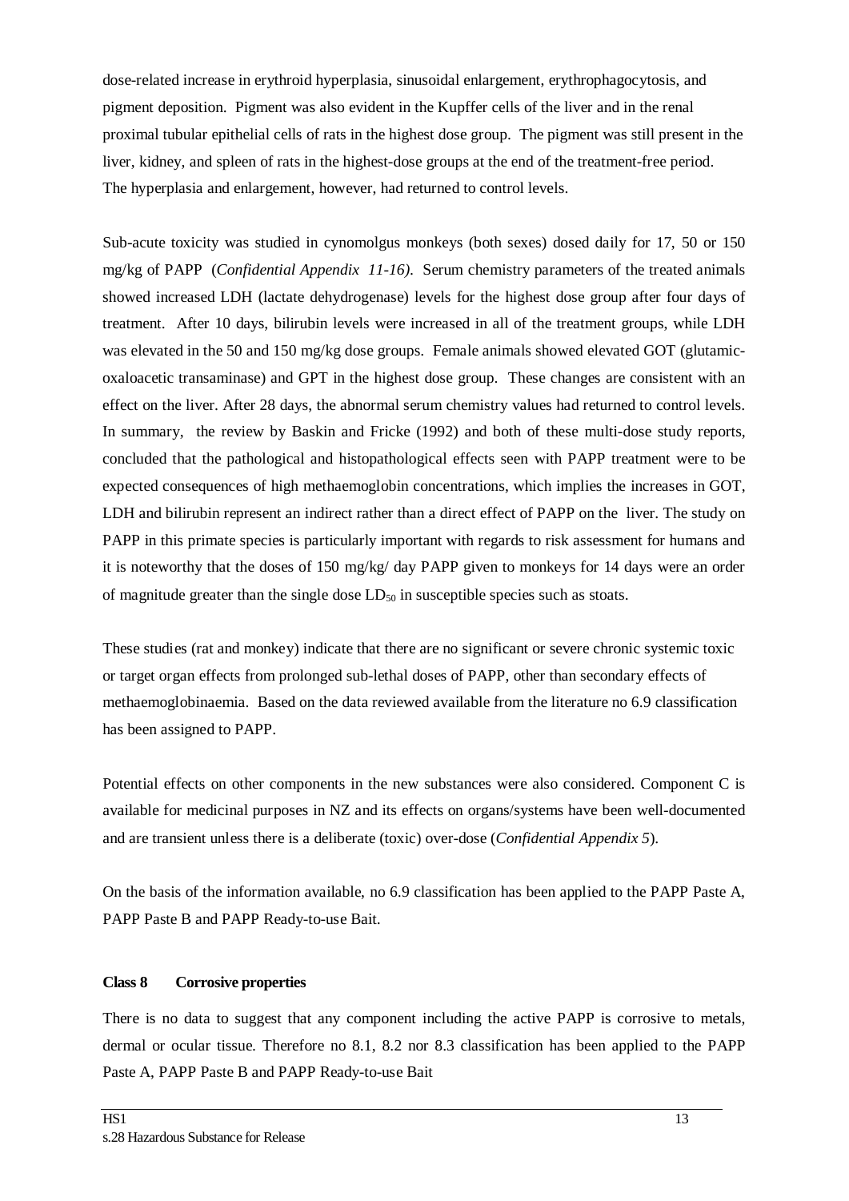dose-related increase in erythroid hyperplasia, sinusoidal enlargement, erythrophagocytosis, and pigment deposition. Pigment was also evident in the Kupffer cells of the liver and in the renal proximal tubular epithelial cells of rats in the highest dose group. The pigment was still present in the liver, kidney, and spleen of rats in the highest-dose groups at the end of the treatment-free period. The hyperplasia and enlargement, however, had returned to control levels.

Sub-acute toxicity was studied in cynomolgus monkeys (both sexes) dosed daily for 17, 50 or 150 mg/kg of PAPP (*Confidential Appendix 11-16)*. Serum chemistry parameters of the treated animals showed increased LDH (lactate dehydrogenase) levels for the highest dose group after four days of treatment. After 10 days, bilirubin levels were increased in all of the treatment groups, while LDH was elevated in the 50 and 150 mg/kg dose groups. Female animals showed elevated GOT (glutamic-oxaloacetic transaminase) and GPT in the highest dose group. These changes are consistent with an effect on the liver. After 28 days, the abnormal serum chemistry values had returned to control levels. In summary, the review by Baskin and Fricke (1992) and both of these multi-dose study reports, concluded that the pathological and histopathological effects seen with PAPP treatment were to be expected consequences of high methaemoglobin concentrations, which implies the increases in GOT, LDH and bilirubin represent an indirect rather than a direct effect of PAPP on the liver. The study on PAPP in this primate species is particularly important with regards to risk assessment for humans and it is noteworthy that the doses of 150 mg/kg/ day PAPP given to monkeys for 14 days were an order of magnitude greater than the single dose $LD_{50}$ in susceptible species such as stoats.

These studies (rat and monkey) indicate that there are no significant or severe chronic systemic toxic or target organ effects from prolonged sub-lethal doses of PAPP, other than secondary effects of methaemoglobinaemia. Based on the data reviewed available from the literature no 6.9 classification has been assigned to PAPP.

Potential effects on other components in the new substances were also considered. Component C is available for medicinal purposes in NZ and its effects on organs/systems have been well-documented and are transient unless there is a deliberate (toxic) over-dose (*Confidential Appendix 5*).

On the basis of the information available, no 6.9 classification has been applied to the PAPP Paste A, PAPP Paste B and PAPP Ready-to-use Bait.

**Class 8 Corrosive properties**

There is no data to suggest that any component including the active PAPP is corrosive to metals, dermal or ocular tissue. Therefore no 8.1, 8.2 nor 8.3 classification has been applied to the PAPP Paste A, PAPP Paste B and PAPP Ready-to-use Bait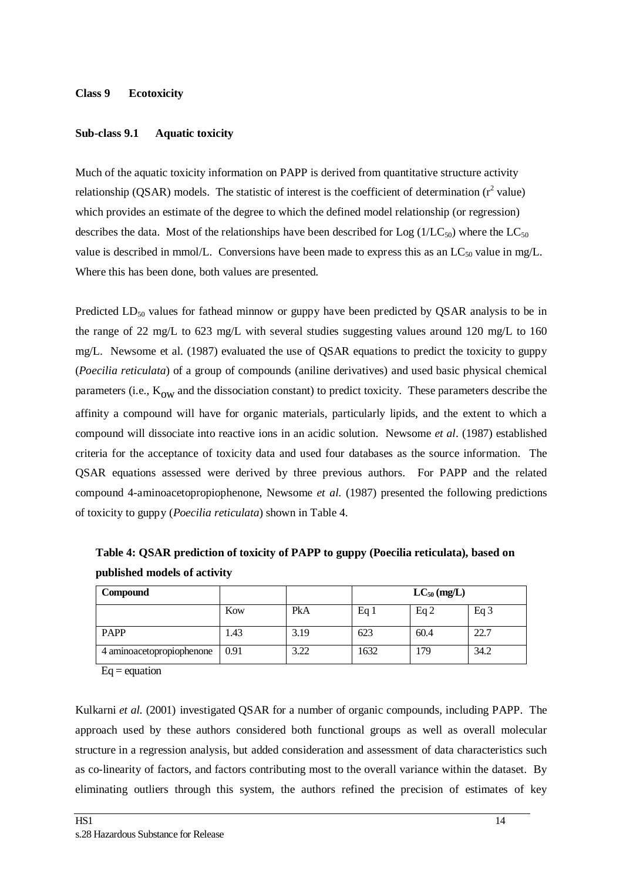**Class 9 Ecotoxicity**

**Sub-class 9.1 Aquatic toxicity**

Much of the aquatic toxicity information on PAPP is derived from quantitative structure activity relationship (QSAR) models. The statistic of interest is the coefficient of determination ($r^2$ value) which provides an estimate of the degree to which the defined model relationship (or regression) describes the data. Most of the relationships have been described for Log ($1/LC_{50}$) where the $LC_{50}$ value is described in mmol/L. Conversions have been made to express this as an $LC_{50}$ value in mg/L. Where this has been done, both values are presented.

Predicted $LD_{50}$ values for fathead minnow or guppy have been predicted by QSAR analysis to be in the range of 22 mg/L to 623 mg/L with several studies suggesting values around 120 mg/L to 160 mg/L. Newsome et al. (1987) evaluated the use of QSAR equations to predict the toxicity to guppy (*Poecilia reticulata*) of a group of compounds (aniline derivatives) and used basic physical chemical parameters (i.e., $K_{OW}$ and the dissociation constant) to predict toxicity. These parameters describe the affinity a compound will have for organic materials, particularly lipids, and the extent to which a compound will dissociate into reactive ions in an acidic solution. Newsome *et al*. (1987) established criteria for the acceptance of toxicity data and used four databases as the source information. The QSAR equations assessed were derived by three previous authors. For PAPP and the related compound 4-aminoacetopropiophenone, Newsome *et al.* (1987) presented the following predictions of toxicity to guppy (*Poecilia reticulata*) shown in Table 4.

**Table 4: QSAR prediction of toxicity of PAPP to guppy (Poecilia reticulata), based on published models of activity**

| **Compound** | | | **$LC_{50}$ (mg/L)** | | |
|---|---|---|---|---|---|
| | Kow | PkA | Eq 1 | Eq 2 | Eq 3 |
| PAPP | 1.43 | 3.19 | 623 | 60.4 | 22.7 |
| 4 aminoacetopropiophenone | 0.91 | 3.22 | 1632 | 179 | 34.2 |

Eq = equation

Kulkarni *et al.* (2001) investigated QSAR for a number of organic compounds, including PAPP. The approach used by these authors considered both functional groups as well as overall molecular structure in a regression analysis, but added consideration and assessment of data characteristics such as co-linearity of factors, and factors contributing most to the overall variance within the dataset. By eliminating outliers through this system, the authors refined the precision of estimates of key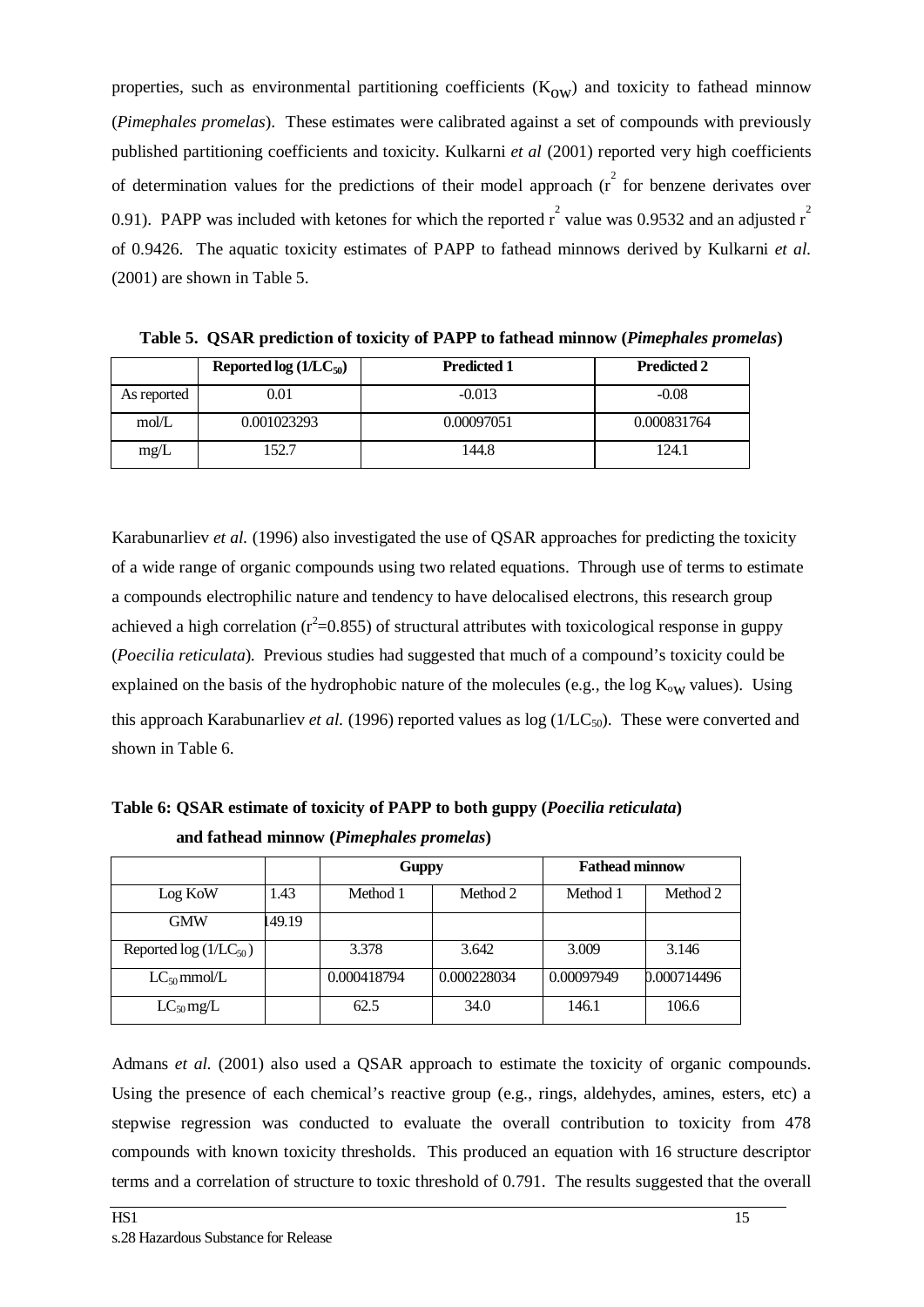properties, such as environmental partitioning coefficients ($K_{OW}$) and toxicity to fathead minnow (*Pimephales promelas*). These estimates were calibrated against a set of compounds with previously published partitioning coefficients and toxicity. Kulkarni *et al* (2001) reported very high coefficients of determination values for the predictions of their model approach ($r^2$ for benzene derivates over 0.91). PAPP was included with ketones for which the reported $r^2$ value was 0.9532 and an adjusted $r^2$ of 0.9426. The aquatic toxicity estimates of PAPP to fathead minnows derived by Kulkarni *et al.* (2001) are shown in Table 5.

**Table 5. QSAR prediction of toxicity of PAPP to fathead minnow (*Pimephales promelas*)**

| | Reported log ($1/LC_{50}$) | Predicted 1 | Predicted 2 |
|---|---|---|---|
| As reported | 0.01 | -0.013 | -0.08 |
| mol/L | 0.001023293 | 0.00097051 | 0.000831764 |
| mg/L | 152.7 | 144.8 | 124.1 |

Karabunarliev *et al.* (1996) also investigated the use of QSAR approaches for predicting the toxicity of a wide range of organic compounds using two related equations. Through use of terms to estimate a compounds electrophilic nature and tendency to have delocalised electrons, this research group achieved a high correlation ($r^2$=0.855) of structural attributes with toxicological response in guppy (*Poecilia reticulata*). Previous studies had suggested that much of a compound's toxicity could be explained on the basis of the hydrophobic nature of the molecules (e.g., the log $K_{ow}$ values). Using this approach Karabunarliev *et al.* (1996) reported values as log ($1/LC_{50}$). These were converted and shown in Table 6.

**Table 6: QSAR estimate of toxicity of PAPP to both guppy (*Poecilia reticulata*) and fathead minnow (*Pimephales promelas*)**

| | | Guppy | | Fathead minnow | |
|---|---|---|---|---|---|
| Log KoW | 1.43 | Method 1 | Method 2 | Method 1 | Method 2 |
| GMW | 149.19 | | | | |
| Reported log ($1/LC_{50}$) | | 3.378 | 3.642 | 3.009 | 3.146 |
| $LC_{50}$ mmol/L | | 0.000418794 | 0.000228034 | 0.00097949 | 0.000714496 |
| $LC_{50}$ mg/L | | 62.5 | 34.0 | 146.1 | 106.6 |

Admans *et al.* (2001) also used a QSAR approach to estimate the toxicity of organic compounds. Using the presence of each chemical's reactive group (e.g., rings, aldehydes, amines, esters, etc) a stepwise regression was conducted to evaluate the overall contribution to toxicity from 478 compounds with known toxicity thresholds. This produced an equation with 16 structure descriptor terms and a correlation of structure to toxic threshold of 0.791. The results suggested that the overall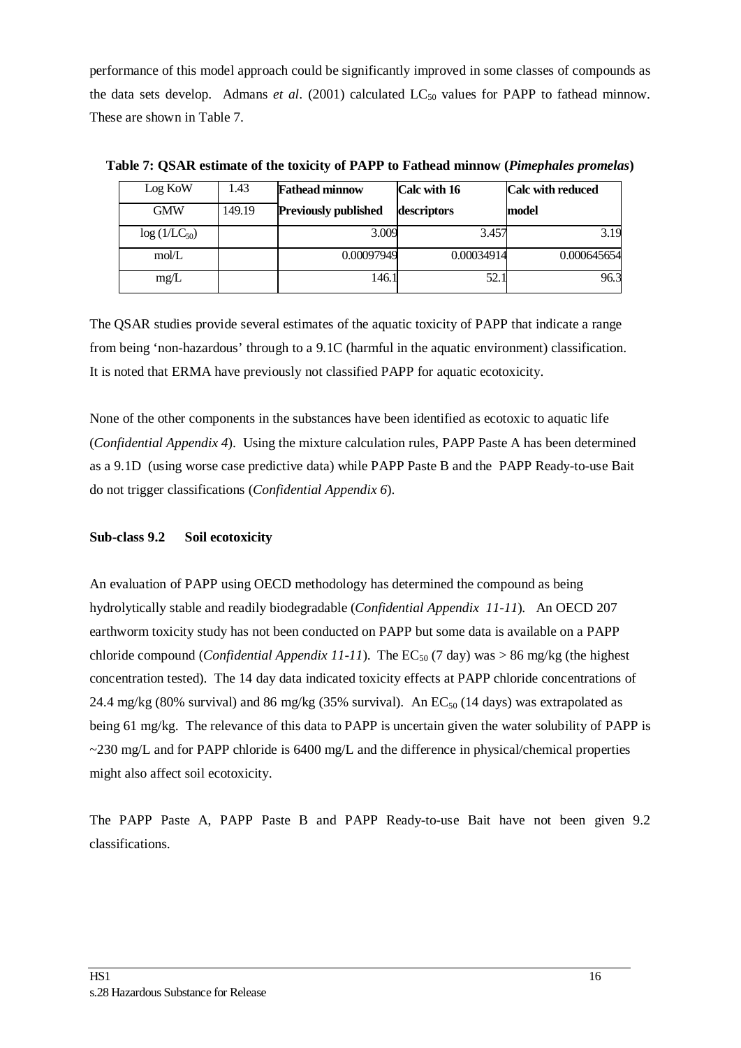performance of this model approach could be significantly improved in some classes of compounds as the data sets develop. Admans *et al*. (2001) calculated $LC_{50}$ values for PAPP to fathead minnow. These are shown in Table 7.

**Table 7: QSAR estimate of the toxicity of PAPP to Fathead minnow (*Pimephales promelas*)**

| Log KoW | 1.43 | **Fathead minnow** | **Calc with 16** | **Calc with reduced** |
|---|---|---|---|---|
| GMW | 149.19 | **Previously published** | **descriptors** | **model** |
| $\log(1/LC_{50})$ | | 3.009 | 3.457 | 3.19 |
| mol/L | | 0.00097949 | 0.00034914 | 0.000645654 |
| mg/L | | 146.1 | 52.1 | 96.3 |

The QSAR studies provide several estimates of the aquatic toxicity of PAPP that indicate a range from being 'non-hazardous' through to a 9.1C (harmful in the aquatic environment) classification. It is noted that ERMA have previously not classified PAPP for aquatic ecotoxicity.

None of the other components in the substances have been identified as ecotoxic to aquatic life (*Confidential Appendix 4*). Using the mixture calculation rules, PAPP Paste A has been determined as a 9.1D (using worse case predictive data) while PAPP Paste B and the PAPP Ready-to-use Bait do not trigger classifications (*Confidential Appendix 6*).

**Sub-class 9.2 Soil ecotoxicity**

An evaluation of PAPP using OECD methodology has determined the compound as being hydrolytically stable and readily biodegradable (*Confidential Appendix 11-11*). An OECD 207 earthworm toxicity study has not been conducted on PAPP but some data is available on a PAPP chloride compound (*Confidential Appendix 11-11*). The $EC_{50}$ (7 day) was > 86 mg/kg (the highest concentration tested). The 14 day data indicated toxicity effects at PAPP chloride concentrations of 24.4 mg/kg (80% survival) and 86 mg/kg (35% survival). An $EC_{50}$ (14 days) was extrapolated as being 61 mg/kg. The relevance of this data to PAPP is uncertain given the water solubility of PAPP is ~230 mg/L and for PAPP chloride is 6400 mg/L and the difference in physical/chemical properties might also affect soil ecotoxicity.

The PAPP Paste A, PAPP Paste B and PAPP Ready-to-use Bait have not been given 9.2 classifications.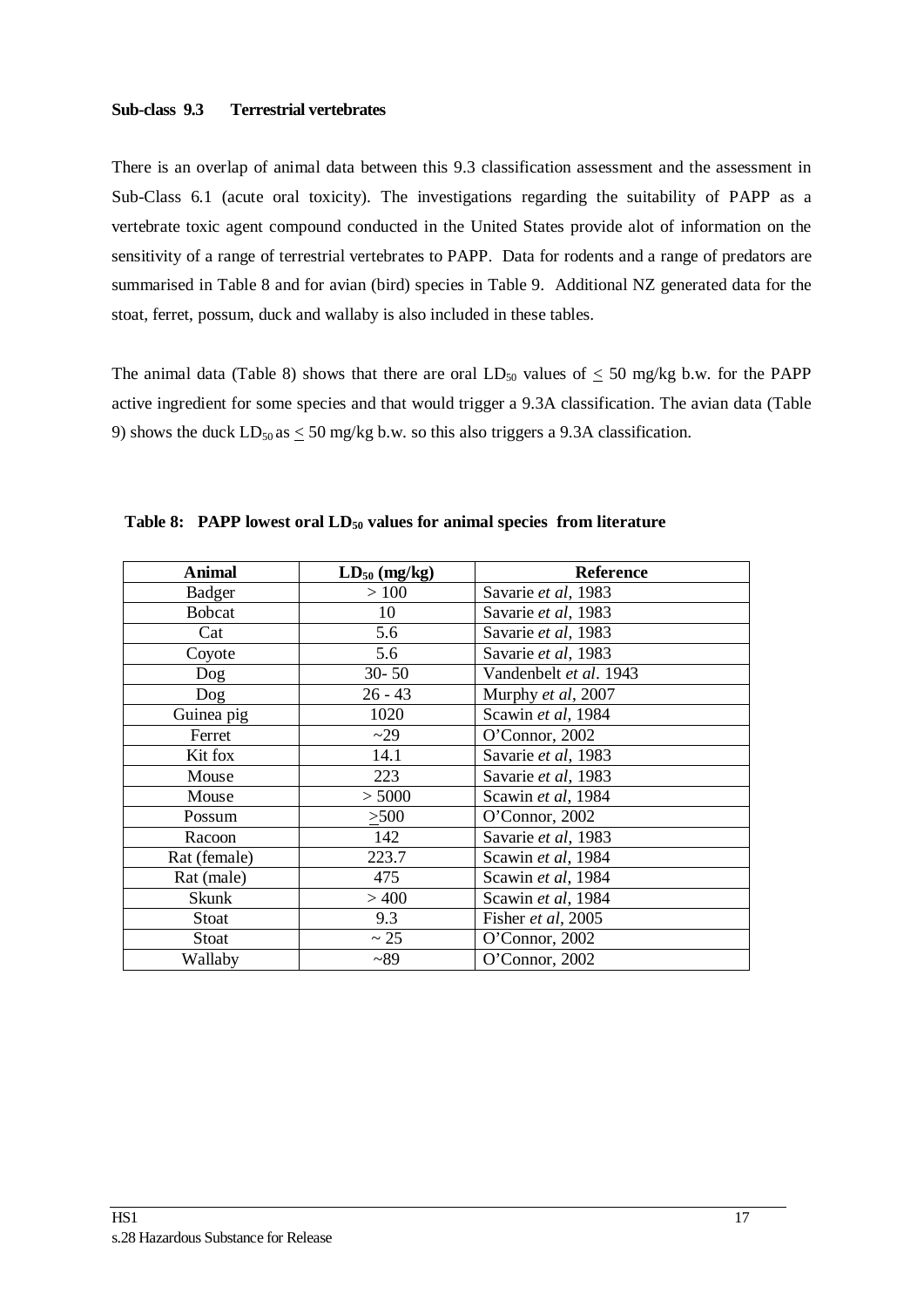**Sub-class 9.3 Terrestrial vertebrates**

There is an overlap of animal data between this 9.3 classification assessment and the assessment in Sub-Class 6.1 (acute oral toxicity). The investigations regarding the suitability of PAPP as a vertebrate toxic agent compound conducted in the United States provide alot of information on the sensitivity of a range of terrestrial vertebrates to PAPP. Data for rodents and a range of predators are summarised in Table 8 and for avian (bird) species in Table 9. Additional NZ generated data for the stoat, ferret, possum, duck and wallaby is also included in these tables.

The animal data (Table 8) shows that there are oral $LD_{50}$ values of $\leq$ 50 mg/kg b.w. for the PAPP active ingredient for some species and that would trigger a 9.3A classification. The avian data (Table 9) shows the duck $LD_{50}$ as $\leq$ 50 mg/kg b.w. so this also triggers a 9.3A classification.

**Table 8: PAPP lowest oral $LD_{50}$ values for animal species from literature**

| Animal | $LD_{50}$ (mg/kg) | Reference |
|---|---|---|
| Badger | > 100 | Savarie *et al*, 1983 |
| Bobcat | 10 | Savarie *et al*, 1983 |
| Cat | 5.6 | Savarie *et al*, 1983 |
| Coyote | 5.6 | Savarie *et al*, 1983 |
| Dog | 30- 50 | Vandenbelt *et al*. 1943 |
| Dog | 26 - 43 | Murphy *et al*, 2007 |
| Guinea pig | 1020 | Scawin *et al*, 1984 |
| Ferret | ~29 | O'Connor, 2002 |
| Kit fox | 14.1 | Savarie *et al*, 1983 |
| Mouse | 223 | Savarie *et al*, 1983 |
| Mouse | > 5000 | Scawin *et al*, 1984 |
| Possum | $\geq$500 | O'Connor, 2002 |
| Racoon | 142 | Savarie *et al*, 1983 |
| Rat (female) | 223.7 | Scawin *et al*, 1984 |
| Rat (male) | 475 | Scawin *et al*, 1984 |
| Skunk | > 400 | Scawin *et al*, 1984 |
| Stoat | 9.3 | Fisher *et al*, 2005 |
| Stoat | ~ 25 | O'Connor, 2002 |
| Wallaby | ~89 | O'Connor, 2002 |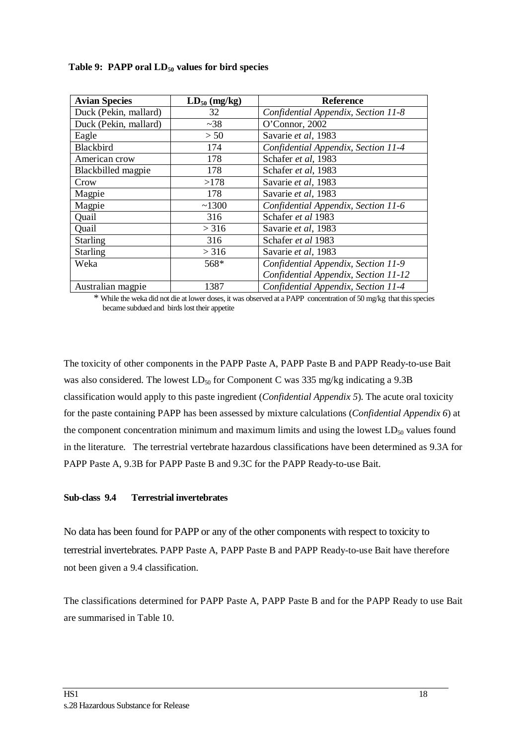**Table 9: PAPP oral $LD_{50}$ values for bird species**

| Avian Species | $LD_{50}$ (mg/kg) | Reference |
|---|---|---|
| Duck (Pekin, mallard) | 32 | *Confidential Appendix, Section 11-8* |
| Duck (Pekin, mallard) | ~38 | O'Connor, 2002 |
| Eagle | > 50 | Savarie *et al*, 1983 |
| Blackbird | 174 | *Confidential Appendix, Section 11-4* |
| American crow | 178 | Schafer *et al*, 1983 |
| Blackbilled magpie | 178 | Schafer *et al*, 1983 |
| Crow | >178 | Savarie *et al*, 1983 |
| Magpie | 178 | Savarie *et al*, 1983 |
| Magpie | ~1300 | *Confidential Appendix, Section 11-6* |
| Quail | 316 | Schafer *et al* 1983 |
| Quail | > 316 | Savarie *et al*, 1983 |
| Starling | 316 | Schafer *et al* 1983 |
| Starling | > 316 | Savarie *et al*, 1983 |
| Weka | 568* | *Confidential Appendix, Section 11-9* *Confidential Appendix, Section 11-12* |
| Australian magpie | 1387 | *Confidential Appendix, Section 11-4* |

\* While the weka did not die at lower doses, it was observed at a PAPP concentration of 50 mg/kg that this species became subdued and birds lost their appetite

The toxicity of other components in the PAPP Paste A, PAPP Paste B and PAPP Ready-to-use Bait was also considered. The lowest $LD_{50}$ for Component C was 335 mg/kg indicating a 9.3B classification would apply to this paste ingredient (*Confidential Appendix 5*). The acute oral toxicity for the paste containing PAPP has been assessed by mixture calculations (*Confidential Appendix 6*) at the component concentration minimum and maximum limits and using the lowest $LD_{50}$ values found in the literature. The terrestrial vertebrate hazardous classifications have been determined as 9.3A for PAPP Paste A, 9.3B for PAPP Paste B and 9.3C for the PAPP Ready-to-use Bait.

**Sub-class 9.4 Terrestrial invertebrates**

No data has been found for PAPP or any of the other components with respect to toxicity to terrestrial invertebrates. PAPP Paste A, PAPP Paste B and PAPP Ready-to-use Bait have therefore not been given a 9.4 classification.

The classifications determined for PAPP Paste A, PAPP Paste B and for the PAPP Ready to use Bait are summarised in Table 10.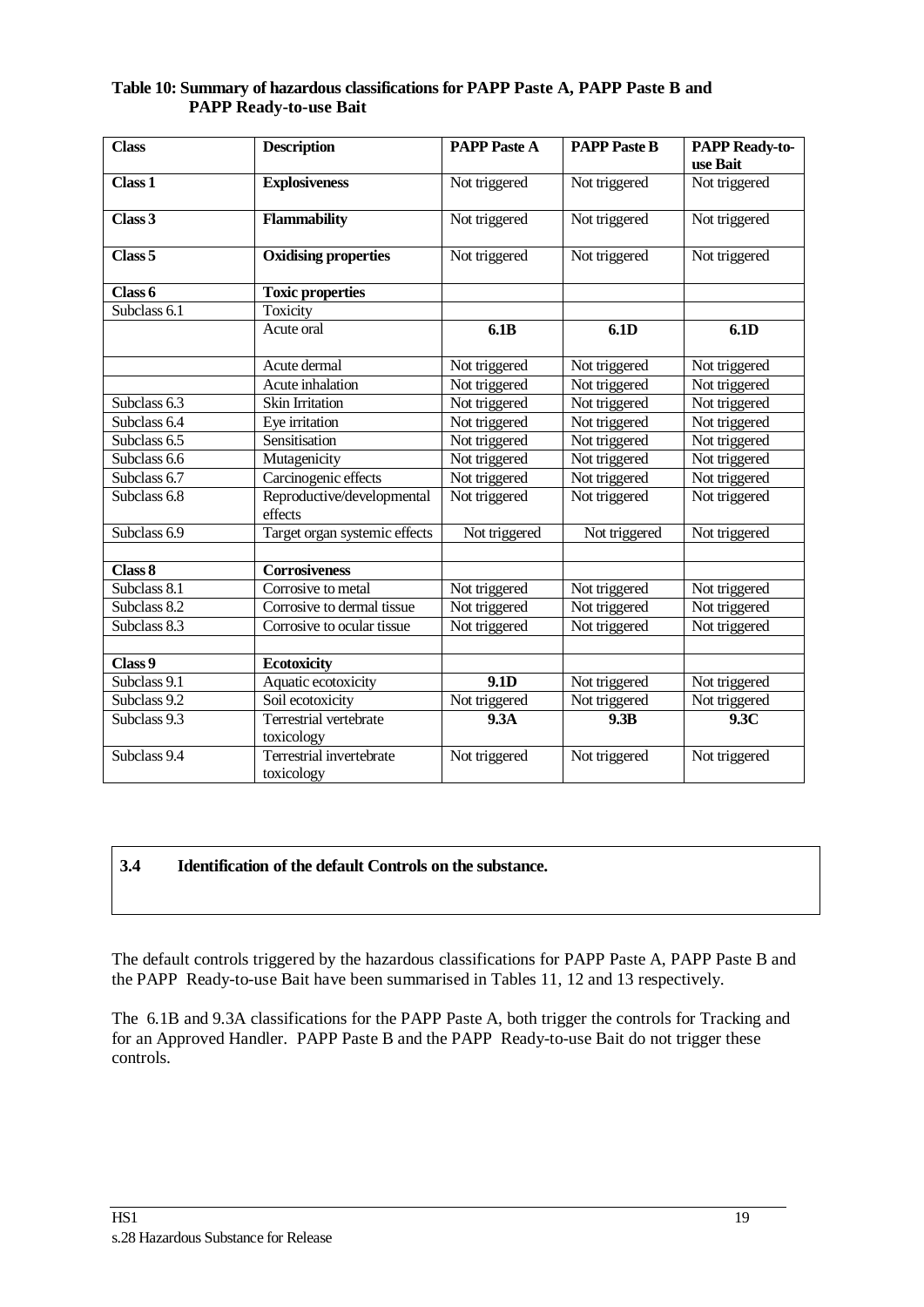**Table 10: Summary of hazardous classifications for PAPP Paste A, PAPP Paste B and PAPP Ready-to-use Bait**

| Class | Description | PAPP Paste A | PAPP Paste B | PAPP Ready-to-use Bait |
|---|---|---|---|---|
| **Class 1** | **Explosiveness** | Not triggered | Not triggered | Not triggered |
| **Class 3** | **Flammability** | Not triggered | Not triggered | Not triggered |
| **Class 5** | **Oxidising properties** | Not triggered | Not triggered | Not triggered |
| **Class 6** | **Toxic properties** | | | |
| Subclass 6.1 | Toxicity | | | |
| | Acute oral | **6.1B** | **6.1D** | **6.1D** |
| | Acute dermal | Not triggered | Not triggered | Not triggered |
| | Acute inhalation | Not triggered | Not triggered | Not triggered |
| Subclass 6.3 | Skin Irritation | Not triggered | Not triggered | Not triggered |
| Subclass 6.4 | Eye irritation | Not triggered | Not triggered | Not triggered |
| Subclass 6.5 | Sensitisation | Not triggered | Not triggered | Not triggered |
| Subclass 6.6 | Mutagenicity | Not triggered | Not triggered | Not triggered |
| Subclass 6.7 | Carcinogenic effects | Not triggered | Not triggered | Not triggered |
| Subclass 6.8 | Reproductive/developmental effects | Not triggered | Not triggered | Not triggered |
| Subclass 6.9 | Target organ systemic effects | Not triggered | Not triggered | Not triggered |
| | | | | |
| **Class 8** | **Corrosiveness** | | | |
| Subclass 8.1 | Corrosive to metal | Not triggered | Not triggered | Not triggered |
| Subclass 8.2 | Corrosive to dermal tissue | Not triggered | Not triggered | Not triggered |
| Subclass 8.3 | Corrosive to ocular tissue | Not triggered | Not triggered | Not triggered |
| | | | | |
| **Class 9** | **Ecotoxicity** | | | |
| Subclass 9.1 | Aquatic ecotoxicity | **9.1D** | Not triggered | Not triggered |
| Subclass 9.2 | Soil ecotoxicity | Not triggered | Not triggered | Not triggered |
| Subclass 9.3 | Terrestrial vertebrate toxicology | **9.3A** | **9.3B** | **9.3C** |
| Subclass 9.4 | Terrestrial invertebrate toxicology | Not triggered | Not triggered | Not triggered |

**3.4 Identification of the default Controls on the substance.**

The default controls triggered by the hazardous classifications for PAPP Paste A, PAPP Paste B and the PAPP Ready-to-use Bait have been summarised in Tables 11, 12 and 13 respectively.

The 6.1B and 9.3A classifications for the PAPP Paste A, both trigger the controls for Tracking and for an Approved Handler. PAPP Paste B and the PAPP Ready-to-use Bait do not trigger these controls.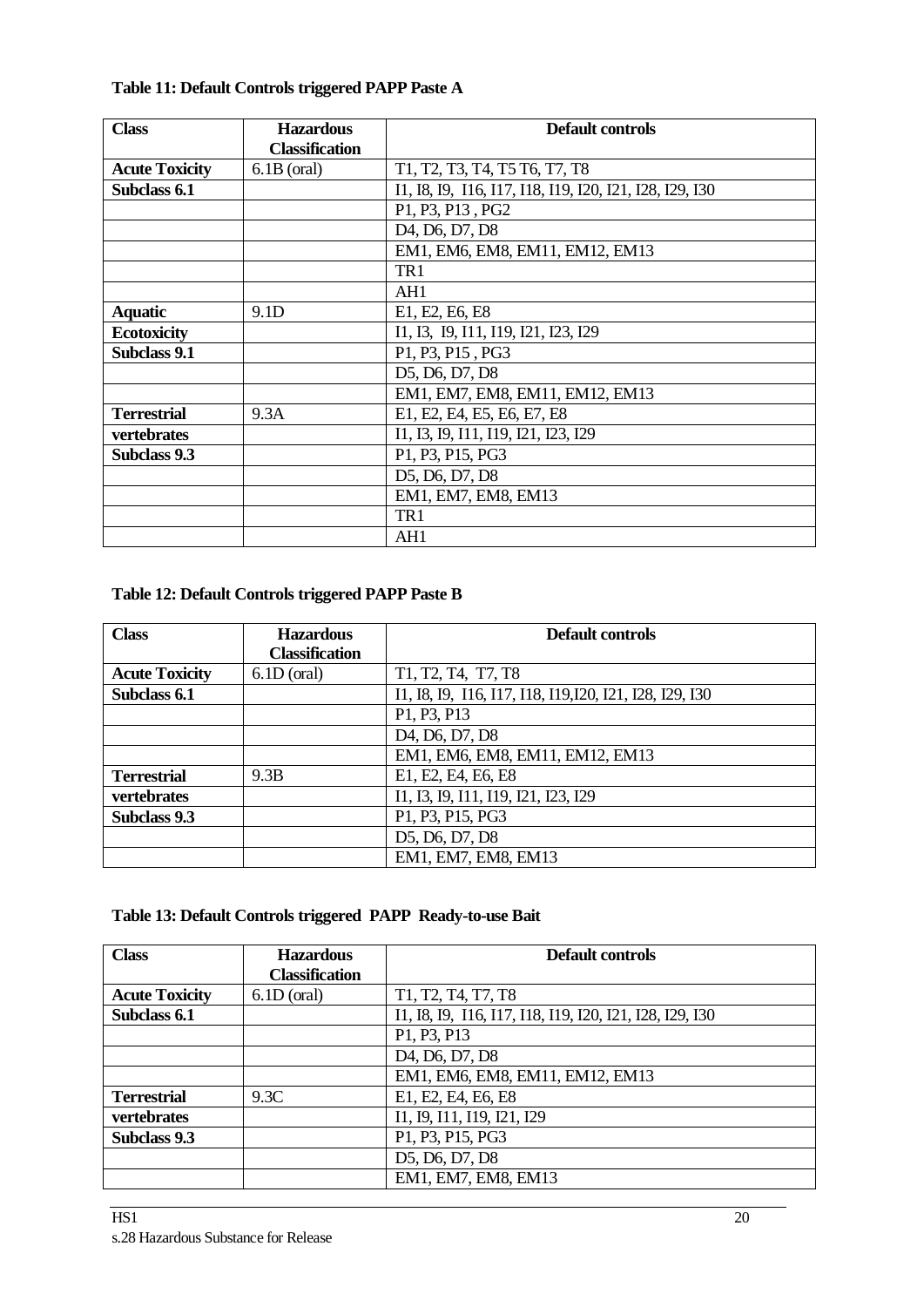**Table 11: Default Controls triggered PAPP Paste A**

| Class | Hazardous Classification | Default controls |
|---|---|---|
| **Acute Toxicity** | 6.1B (oral) | T1, T2, T3, T4, T5 T6, T7, T8 |
| **Subclass 6.1** | | I1, I8, I9, I16, I17, I18, I19, I20, I21, I28, I29, I30 |
| | | P1, P3, P13 , PG2 |
| | | D4, D6, D7, D8 |
| | | EM1, EM6, EM8, EM11, EM12, EM13 |
| | | TR1 |
| | | AH1 |
| **Aquatic** | 9.1D | E1, E2, E6, E8 |
| **Ecotoxicity** | | I1, I3, I9, I11, I19, I21, I23, I29 |
| **Subclass 9.1** | | P1, P3, P15 , PG3 |
| | | D5, D6, D7, D8 |
| | | EM1, EM7, EM8, EM11, EM12, EM13 |
| **Terrestrial** | 9.3A | E1, E2, E4, E5, E6, E7, E8 |
| **vertebrates** | | I1, I3, I9, I11, I19, I21, I23, I29 |
| **Subclass 9.3** | | P1, P3, P15, PG3 |
| | | D5, D6, D7, D8 |
| | | EM1, EM7, EM8, EM13 |
| | | TR1 |
| | | AH1 |

**Table 12: Default Controls triggered PAPP Paste B**

| Class | Hazardous Classification | Default controls |
|---|---|---|
| **Acute Toxicity** | 6.1D (oral) | T1, T2, T4, T7, T8 |
| **Subclass 6.1** | | I1, I8, I9, I16, I17, I18, I19,I20, I21, I28, I29, I30 |
| | | P1, P3, P13 |
| | | D4, D6, D7, D8 |
| | | EM1, EM6, EM8, EM11, EM12, EM13 |
| **Terrestrial** | 9.3B | E1, E2, E4, E6, E8 |
| **vertebrates** | | I1, I3, I9, I11, I19, I21, I23, I29 |
| **Subclass 9.3** | | P1, P3, P15, PG3 |
| | | D5, D6, D7, D8 |
| | | EM1, EM7, EM8, EM13 |

**Table 13: Default Controls triggered PAPP Ready-to-use Bait**

| Class | Hazardous Classification | Default controls |
|---|---|---|
| **Acute Toxicity** | 6.1D (oral) | T1, T2, T4, T7, T8 |
| **Subclass 6.1** | | I1, I8, I9, I16, I17, I18, I19, I20, I21, I28, I29, I30 |
| | | P1, P3, P13 |
| | | D4, D6, D7, D8 |
| | | EM1, EM6, EM8, EM11, EM12, EM13 |
| **Terrestrial** | 9.3C | E1, E2, E4, E6, E8 |
| **vertebrates** | | I1, I9, I11, I19, I21, I29 |
| **Subclass 9.3** | | P1, P3, P15, PG3 |
| | | D5, D6, D7, D8 |
| | | EM1, EM7, EM8, EM13 |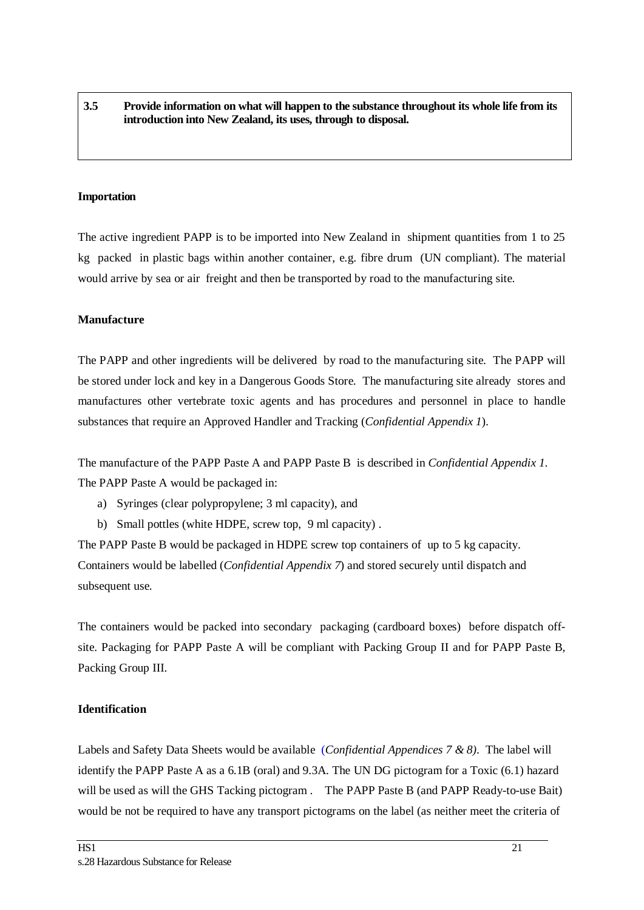**3.5 Provide information on what will happen to the substance throughout its whole life from its introduction into New Zealand, its uses, through to disposal.**

**Importation**

The active ingredient PAPP is to be imported into New Zealand in shipment quantities from 1 to 25 kg packed in plastic bags within another container, e.g. fibre drum (UN compliant). The material would arrive by sea or air freight and then be transported by road to the manufacturing site.

**Manufacture**

The PAPP and other ingredients will be delivered by road to the manufacturing site. The PAPP will be stored under lock and key in a Dangerous Goods Store. The manufacturing site already stores and manufactures other vertebrate toxic agents and has procedures and personnel in place to handle substances that require an Approved Handler and Tracking (*Confidential Appendix 1*).

The manufacture of the PAPP Paste A and PAPP Paste B is described in *Confidential Appendix 1*. The PAPP Paste A would be packaged in:

a) Syringes (clear polypropylene; 3 ml capacity), and
b) Small pottles (white HDPE, screw top, 9 ml capacity) .

The PAPP Paste B would be packaged in HDPE screw top containers of up to 5 kg capacity. Containers would be labelled (*Confidential Appendix 7*) and stored securely until dispatch and subsequent use.

The containers would be packed into secondary packaging (cardboard boxes) before dispatch off-site. Packaging for PAPP Paste A will be compliant with Packing Group II and for PAPP Paste B, Packing Group III.

**Identification**

Labels and Safety Data Sheets would be available (*Confidential Appendices 7 & 8)*. The label will identify the PAPP Paste A as a 6.1B (oral) and 9.3A. The UN DG pictogram for a Toxic (6.1) hazard will be used as will the GHS Tacking pictogram . The PAPP Paste B (and PAPP Ready-to-use Bait) would be not be required to have any transport pictograms on the label (as neither meet the criteria of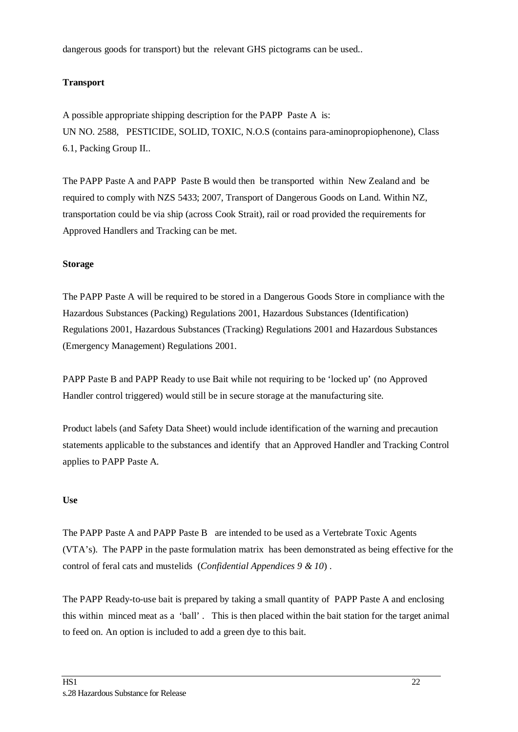dangerous goods for transport) but the relevant GHS pictograms can be used..

**Transport**

A possible appropriate shipping description for the PAPP Paste A is:
UN NO. 2588, PESTICIDE, SOLID, TOXIC, N.O.S (contains para-aminopropiophenone), Class 6.1, Packing Group II..

The PAPP Paste A and PAPP Paste B would then be transported within New Zealand and be required to comply with NZS 5433; 2007, Transport of Dangerous Goods on Land. Within NZ, transportation could be via ship (across Cook Strait), rail or road provided the requirements for Approved Handlers and Tracking can be met.

**Storage**

The PAPP Paste A will be required to be stored in a Dangerous Goods Store in compliance with the Hazardous Substances (Packing) Regulations 2001, Hazardous Substances (Identification) Regulations 2001, Hazardous Substances (Tracking) Regulations 2001 and Hazardous Substances (Emergency Management) Regulations 2001.

PAPP Paste B and PAPP Ready to use Bait while not requiring to be 'locked up' (no Approved Handler control triggered) would still be in secure storage at the manufacturing site.

Product labels (and Safety Data Sheet) would include identification of the warning and precaution statements applicable to the substances and identify that an Approved Handler and Tracking Control applies to PAPP Paste A.

**Use**

The PAPP Paste A and PAPP Paste B are intended to be used as a Vertebrate Toxic Agents (VTA's). The PAPP in the paste formulation matrix has been demonstrated as being effective for the control of feral cats and mustelids (*Confidential Appendices 9 & 10*) .

The PAPP Ready-to-use bait is prepared by taking a small quantity of PAPP Paste A and enclosing this within minced meat as a 'ball' . This is then placed within the bait station for the target animal to feed on. An option is included to add a green dye to this bait.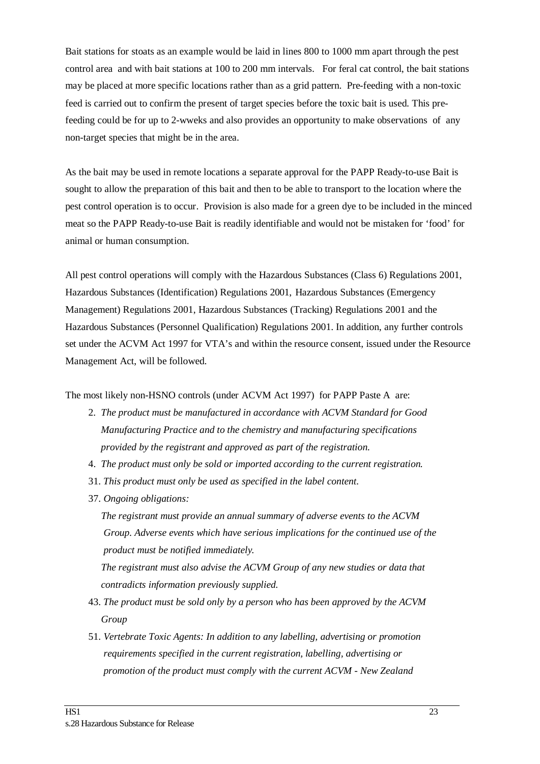Bait stations for stoats as an example would be laid in lines 800 to 1000 mm apart through the pest control area and with bait stations at 100 to 200 mm intervals. For feral cat control, the bait stations may be placed at more specific locations rather than as a grid pattern. Pre-feeding with a non-toxic feed is carried out to confirm the present of target species before the toxic bait is used. This pre-feeding could be for up to 2-wweks and also provides an opportunity to make observations of any non-target species that might be in the area.

As the bait may be used in remote locations a separate approval for the PAPP Ready-to-use Bait is sought to allow the preparation of this bait and then to be able to transport to the location where the pest control operation is to occur. Provision is also made for a green dye to be included in the minced meat so the PAPP Ready-to-use Bait is readily identifiable and would not be mistaken for 'food' for animal or human consumption.

All pest control operations will comply with the Hazardous Substances (Class 6) Regulations 2001, Hazardous Substances (Identification) Regulations 2001, Hazardous Substances (Emergency Management) Regulations 2001, Hazardous Substances (Tracking) Regulations 2001 and the Hazardous Substances (Personnel Qualification) Regulations 2001. In addition, any further controls set under the ACVM Act 1997 for VTA's and within the resource consent, issued under the Resource Management Act, will be followed.

The most likely non-HSNO controls (under ACVM Act 1997) for PAPP Paste A are:

2. *The product must be manufactured in accordance with ACVM Standard for Good Manufacturing Practice and to the chemistry and manufacturing specifications provided by the registrant and approved as part of the registration.*
4. *The product must only be sold or imported according to the current registration.*
31. *This product must only be used as specified in the label content.*
37. *Ongoing obligations:*

    *The registrant must provide an annual summary of adverse events to the ACVM Group. Adverse events which have serious implications for the continued use of the product must be notified immediately.*

    *The registrant must also advise the ACVM Group of any new studies or data that contradicts information previously supplied.*
43. *The product must be sold only by a person who has been approved by the ACVM Group*
51. *Vertebrate Toxic Agents: In addition to any labelling, advertising or promotion requirements specified in the current registration, labelling, advertising or promotion of the product must comply with the current ACVM - New Zealand*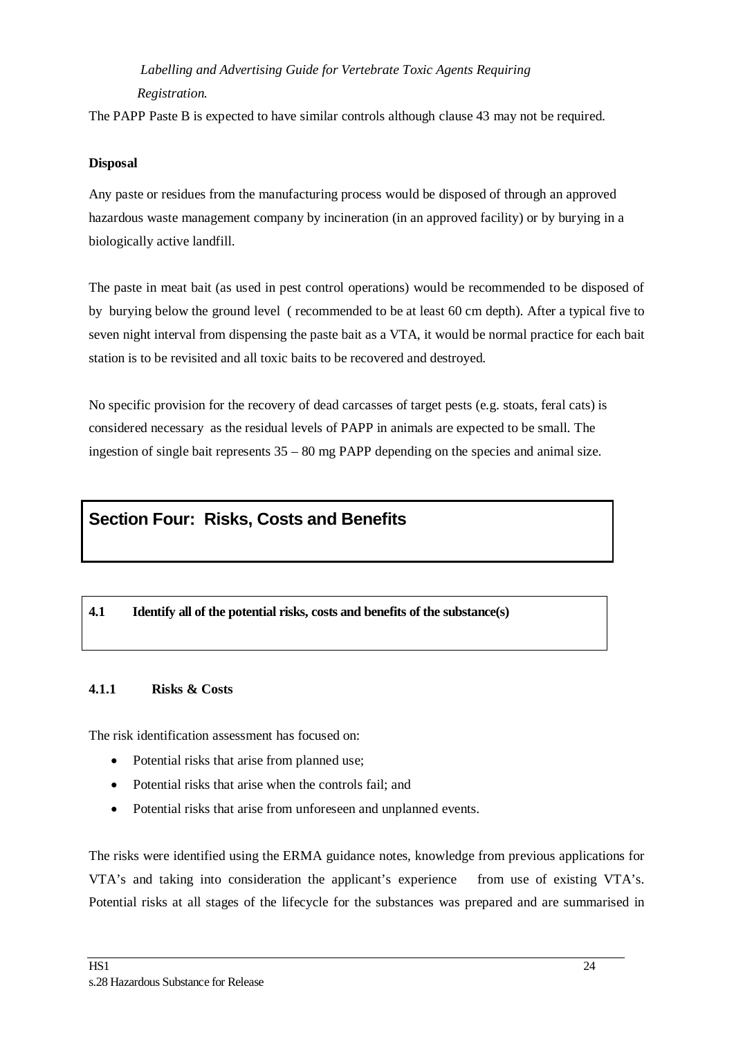*Labelling and Advertising Guide for Vertebrate Toxic Agents Requiring Registration.*

The PAPP Paste B is expected to have similar controls although clause 43 may not be required.

**Disposal**

Any paste or residues from the manufacturing process would be disposed of through an approved hazardous waste management company by incineration (in an approved facility) or by burying in a biologically active landfill.

The paste in meat bait (as used in pest control operations) would be recommended to be disposed of by burying below the ground level ( recommended to be at least 60 cm depth). After a typical five to seven night interval from dispensing the paste bait as a VTA, it would be normal practice for each bait station is to be revisited and all toxic baits to be recovered and destroyed.

No specific provision for the recovery of dead carcasses of target pests (e.g. stoats, feral cats) is considered necessary as the residual levels of PAPP in animals are expected to be small. The ingestion of single bait represents 35 – 80 mg PAPP depending on the species and animal size.

# Section Four: Risks, Costs and Benefits

## 4.1 Identify all of the potential risks, costs and benefits of the substance(s)

### 4.1.1 Risks & Costs

The risk identification assessment has focused on:

- Potential risks that arise from planned use;
- Potential risks that arise when the controls fail; and
- Potential risks that arise from unforeseen and unplanned events.

The risks were identified using the ERMA guidance notes, knowledge from previous applications for VTA's and taking into consideration the applicant's experience from use of existing VTA's. Potential risks at all stages of the lifecycle for the substances was prepared and are summarised in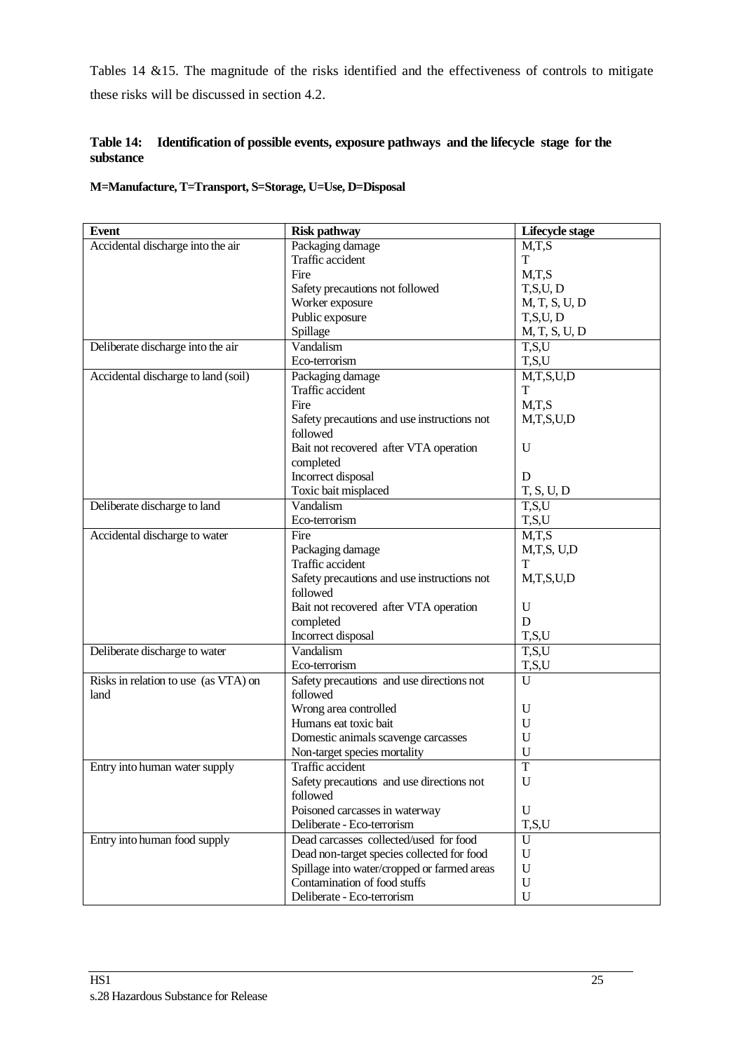Tables 14 &15. The magnitude of the risks identified and the effectiveness of controls to mitigate these risks will be discussed in section 4.2.

**Table 14: Identification of possible events, exposure pathways and the lifecycle stage for the substance**

**M=Manufacture, T=Transport, S=Storage, U=Use, D=Disposal**

| Event | Risk pathway | Lifecycle stage |
|---|---|---|
| Accidental discharge into the air | Packaging damage | M,T,S |
| | Traffic accident | T |
| | Fire | M,T,S |
| | Safety precautions not followed | T,S,U, D |
| | Worker exposure | M, T, S, U, D |
| | Public exposure | T,S,U, D |
| | Spillage | M, T, S, U, D |
| Deliberate discharge into the air | Vandalism | T,S,U |
| | Eco-terrorism | T,S,U |
| Accidental discharge to land (soil) | Packaging damage | M,T,S,U,D |
| | Traffic accident | T |
| | Fire | M,T,S |
| | Safety precautions and use instructions not followed | M,T,S,U,D |
| | Bait not recovered after VTA operation completed | U |
| | Incorrect disposal | D |
| | Toxic bait misplaced | T, S, U, D |
| Deliberate discharge to land | Vandalism | T,S,U |
| | Eco-terrorism | T,S,U |
| Accidental discharge to water | Fire | M,T,S |
| | Packaging damage | M,T,S, U,D |
| | Traffic accident | T |
| | Safety precautions and use instructions not followed | M,T,S,U,D |
| | Bait not recovered after VTA operation completed | U<br>D |
| | Incorrect disposal | T,S,U |
| Deliberate discharge to water | Vandalism | T,S,U |
| | Eco-terrorism | T,S,U |
| Risks in relation to use (as VTA) on land | Safety precautions and use directions not followed | U |
| | Wrong area controlled | U |
| | Humans eat toxic bait | U |
| | Domestic animals scavenge carcasses | U |
| | Non-target species mortality | U |
| Entry into human water supply | Traffic accident | T |
| | Safety precautions and use directions not followed | U |
| | Poisoned carcasses in waterway | U |
| | Deliberate - Eco-terrorism | T,S,U |
| Entry into human food supply | Dead carcasses collected/used for food | U |
| | Dead non-target species collected for food | U |
| | Spillage into water/cropped or farmed areas | U |
| | Contamination of food stuffs | U |
| | Deliberate - Eco-terrorism | U |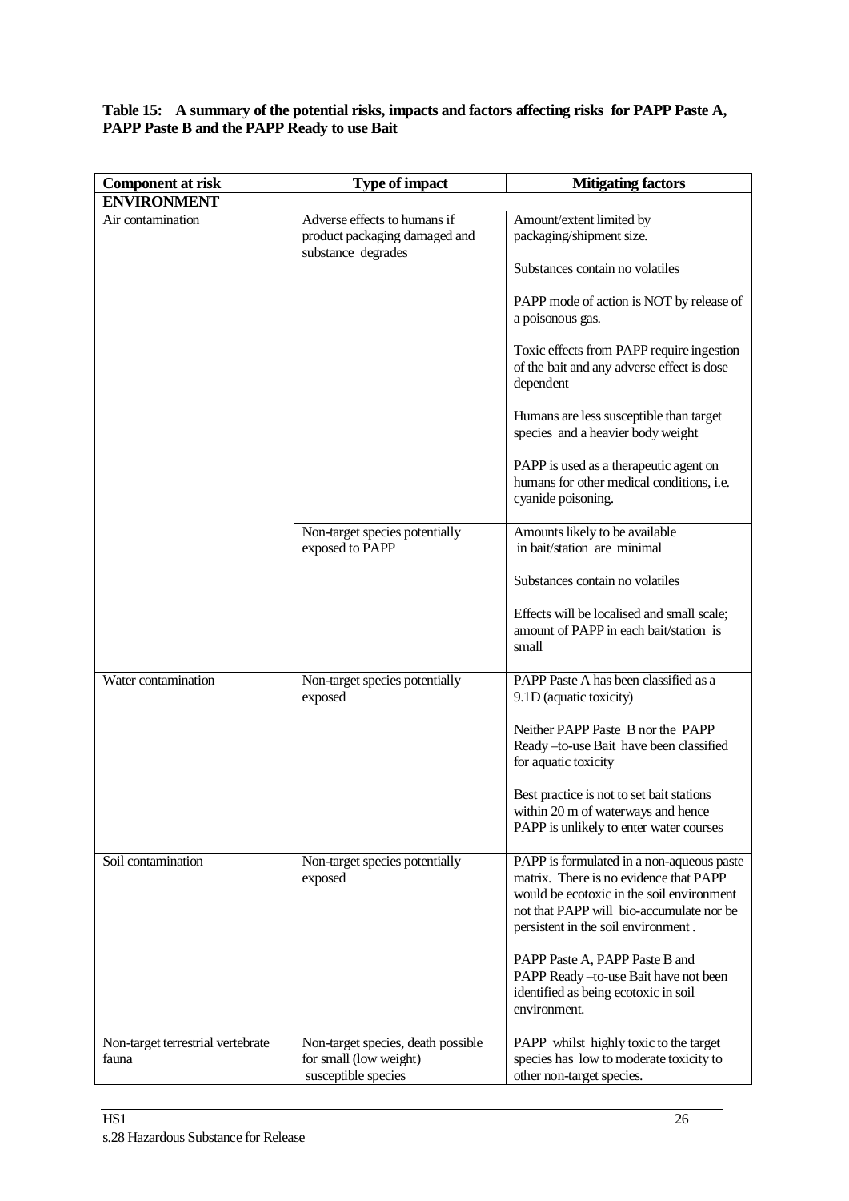**Table 15: A summary of the potential risks, impacts and factors affecting risks for PAPP Paste A, PAPP Paste B and the PAPP Ready to use Bait**

| Component at risk | Type of impact | Mitigating factors |
|---|---|---|
| **ENVIRONMENT** | | |
| Air contamination | Adverse effects to humans if product packaging damaged and substance degrades | Amount/extent limited by packaging/shipment size.<br><br>Substances contain no volatiles<br><br>PAPP mode of action is NOT by release of a poisonous gas.<br><br>Toxic effects from PAPP require ingestion of the bait and any adverse effect is dose dependent<br><br>Humans are less susceptible than target species and a heavier body weight<br><br>PAPP is used as a therapeutic agent on humans for other medical conditions, i.e. cyanide poisoning. |
| | Non-target species potentially exposed to PAPP | Amounts likely to be available in bait/station are minimal<br><br>Substances contain no volatiles<br><br>Effects will be localised and small scale; amount of PAPP in each bait/station is small |
| Water contamination | Non-target species potentially exposed | PAPP Paste A has been classified as a 9.1D (aquatic toxicity)<br><br>Neither PAPP Paste B nor the PAPP Ready –to-use Bait have been classified for aquatic toxicity<br><br>Best practice is not to set bait stations within 20 m of waterways and hence PAPP is unlikely to enter water courses |
| Soil contamination | Non-target species potentially exposed | PAPP is formulated in a non-aqueous paste matrix. There is no evidence that PAPP would be ecotoxic in the soil environment not that PAPP will bio-accumulate nor be persistent in the soil environment .<br><br>PAPP Paste A, PAPP Paste B and PAPP Ready –to-use Bait have not been identified as being ecotoxic in soil environment. |
| Non-target terrestrial vertebrate fauna | Non-target species, death possible for small (low weight) susceptible species | PAPP whilst highly toxic to the target species has low to moderate toxicity to other non-target species. |

HS1

s.28 Hazardous Substance for Release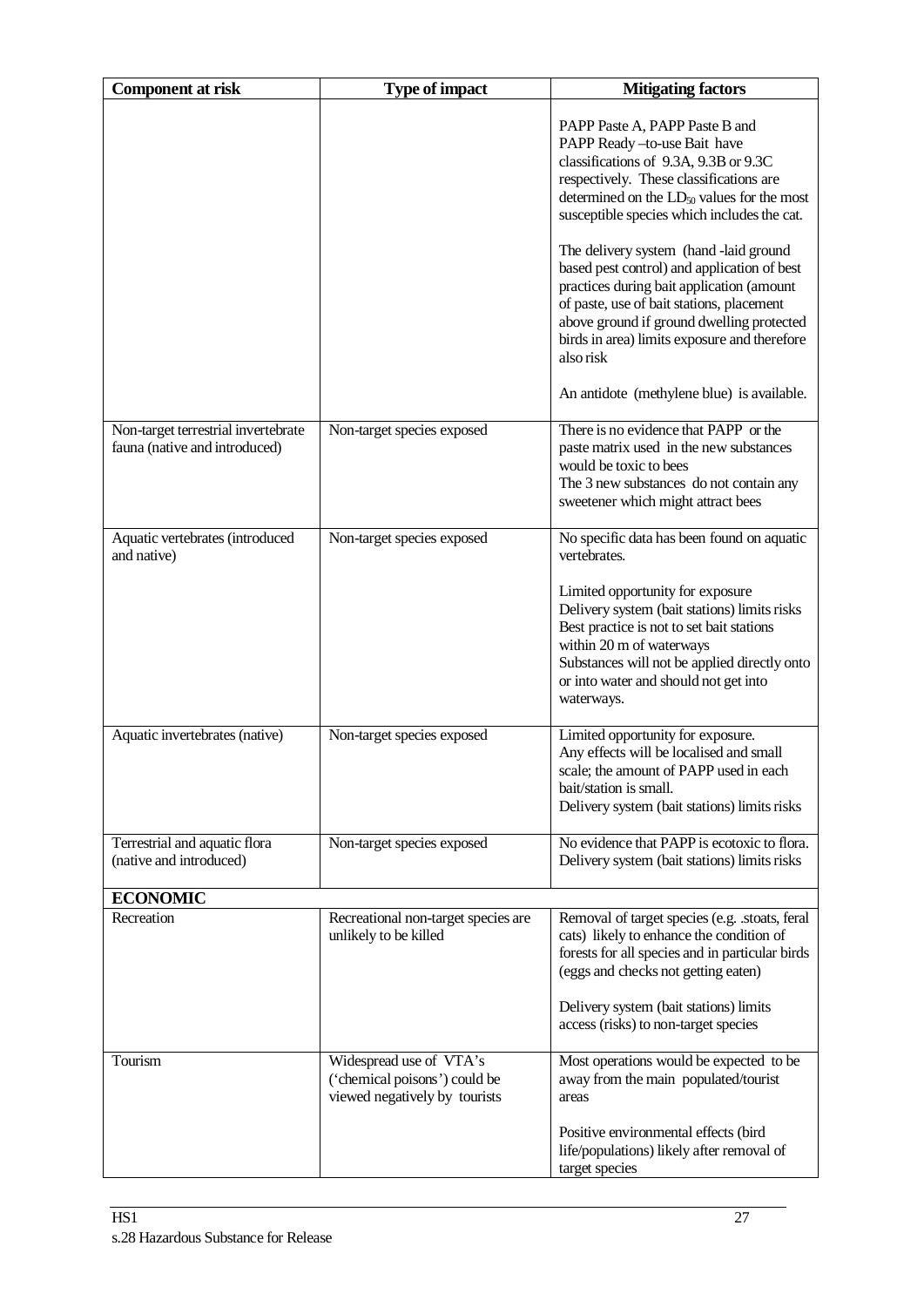| Component at risk | Type of impact | Mitigating factors |
|---|---|---|
| | | PAPP Paste A, PAPP Paste B and PAPP Ready –to-use Bait have classifications of 9.3A, 9.3B or 9.3C respectively. These classifications are determined on the $LD_{50}$ values for the most susceptible species which includes the cat.<br><br>The delivery system (hand -laid ground based pest control) and application of best practices during bait application (amount of paste, use of bait stations, placement above ground if ground dwelling protected birds in area) limits exposure and therefore also risk<br><br>An antidote (methylene blue) is available. |
| Non-target terrestrial invertebrate fauna (native and introduced) | Non-target species exposed | There is no evidence that PAPP or the paste matrix used in the new substances would be toxic to bees<br>The 3 new substances do not contain any sweetener which might attract bees |
| Aquatic vertebrates (introduced and native) | Non-target species exposed | No specific data has been found on aquatic vertebrates.<br><br>Limited opportunity for exposure<br>Delivery system (bait stations) limits risks<br>Best practice is not to set bait stations within 20 m of waterways<br>Substances will not be applied directly onto or into water and should not get into waterways. |
| Aquatic invertebrates (native) | Non-target species exposed | Limited opportunity for exposure.<br>Any effects will be localised and small scale; the amount of PAPP used in each bait/station is small.<br>Delivery system (bait stations) limits risks |
| Terrestrial and aquatic flora (native and introduced) | Non-target species exposed | No evidence that PAPP is ecotoxic to flora.<br>Delivery system (bait stations) limits risks |
| **ECONOMIC** | | |
| Recreation | Recreational non-target species are unlikely to be killed | Removal of target species (e.g. .stoats, feral cats) likely to enhance the condition of forests for all species and in particular birds (eggs and checks not getting eaten)<br><br>Delivery system (bait stations) limits access (risks) to non-target species |
| Tourism | Widespread use of VTA's ('chemical poisons') could be viewed negatively by tourists | Most operations would be expected to be away from the main populated/tourist areas<br><br>Positive environmental effects (bird life/populations) likely after removal of target species |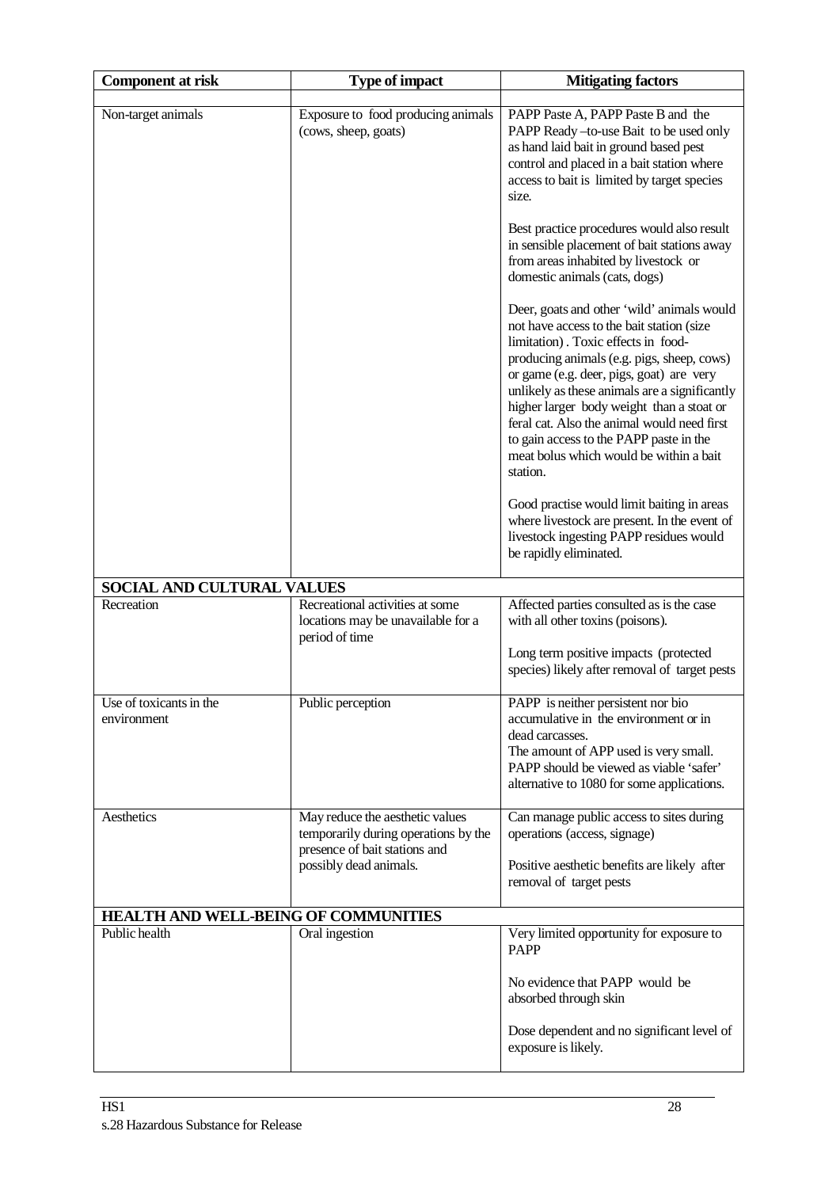| Component at risk | Type of impact | Mitigating factors |
|---|---|---|
| | | |
| Non-target animals | Exposure to food producing animals (cows, sheep, goats) | PAPP Paste A, PAPP Paste B and the PAPP Ready –to-use Bait to be used only as hand laid bait in ground based pest control and placed in a bait station where access to bait is limited by target species size.<br><br>Best practice procedures would also result in sensible placement of bait stations away from areas inhabited by livestock or domestic animals (cats, dogs)<br><br>Deer, goats and other 'wild' animals would not have access to the bait station (size limitation) . Toxic effects in food-producing animals (e.g. pigs, sheep, cows) or game (e.g. deer, pigs, goat) are very unlikely as these animals are a significantly higher larger body weight than a stoat or feral cat. Also the animal would need first to gain access to the PAPP paste in the meat bolus which would be within a bait station.<br><br>Good practise would limit baiting in areas where livestock are present. In the event of livestock ingesting PAPP residues would be rapidly eliminated. |
| **SOCIAL AND CULTURAL VALUES** | | |
| Recreation | Recreational activities at some locations may be unavailable for a period of time | Affected parties consulted as is the case with all other toxins (poisons).<br><br>Long term positive impacts (protected species) likely after removal of target pests |
| Use of toxicants in the environment | Public perception | PAPP is neither persistent nor bio accumulative in the environment or in dead carcasses.<br>The amount of APP used is very small.<br>PAPP should be viewed as viable 'safer' alternative to 1080 for some applications. |
| Aesthetics | May reduce the aesthetic values temporarily during operations by the presence of bait stations and possibly dead animals. | Can manage public access to sites during operations (access, signage)<br><br>Positive aesthetic benefits are likely after removal of target pests |
| **HEALTH AND WELL-BEING OF COMMUNITIES** | | |
| Public health | Oral ingestion | Very limited opportunity for exposure to PAPP<br><br>No evidence that PAPP would be absorbed through skin<br><br>Dose dependent and no significant level of exposure is likely. |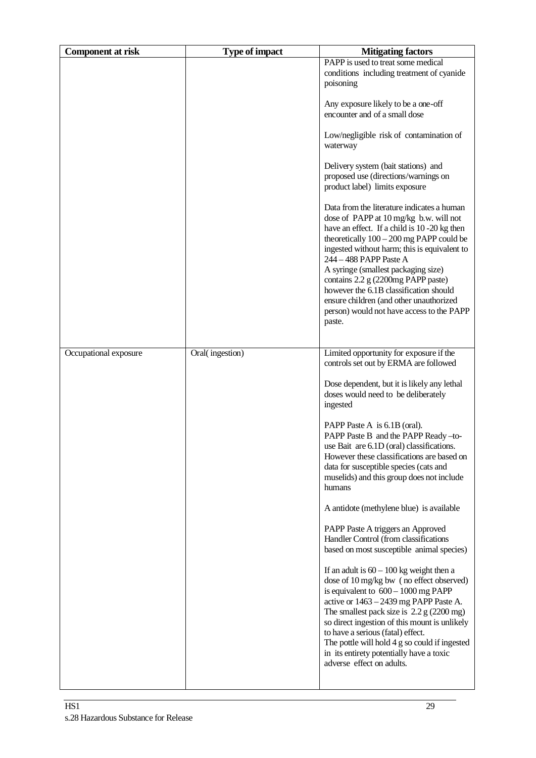| Component at risk | Type of impact | Mitigating factors |
|---|---|---|
| | | PAPP is used to treat some medical conditions including treatment of cyanide poisoning<br><br>Any exposure likely to be a one-off encounter and of a small dose<br><br>Low/negligible risk of contamination of waterway<br><br>Delivery system (bait stations) and proposed use (directions/warnings on product label) limits exposure<br><br>Data from the literature indicates a human dose of PAPP at 10 mg/kg b.w. will not have an effect. If a child is 10 -20 kg then theoretically 100 – 200 mg PAPP could be ingested without harm; this is equivalent to 244 – 488 PAPP Paste A<br>A syringe (smallest packaging size) contains 2.2 g (2200mg PAPP paste) however the 6.1B classification should ensure children (and other unauthorized person) would not have access to the PAPP paste. |
| Occupational exposure | Oral( ingestion) | Limited opportunity for exposure if the controls set out by ERMA are followed<br><br>Dose dependent, but it is likely any lethal doses would need to be deliberately ingested<br><br>PAPP Paste A is 6.1B (oral).<br>PAPP Paste B and the PAPP Ready –to-use Bait are 6.1D (oral) classifications. However these classifications are based on data for susceptible species (cats and muselids) and this group does not include humans<br><br>A antidote (methylene blue) is available<br><br>PAPP Paste A triggers an Approved Handler Control (from classifications based on most susceptible animal species)<br><br>If an adult is 60 – 100 kg weight then a dose of 10 mg/kg bw ( no effect observed) is equivalent to 600 – 1000 mg PAPP active or 1463 – 2439 mg PAPP Paste A. The smallest pack size is 2.2 g (2200 mg) so direct ingestion of this mount is unlikely to have a serious (fatal) effect.<br>The pottle will hold 4 g so could if ingested in its entirety potentially have a toxic adverse effect on adults. |

HS1
s.28 Hazardous Substance for Release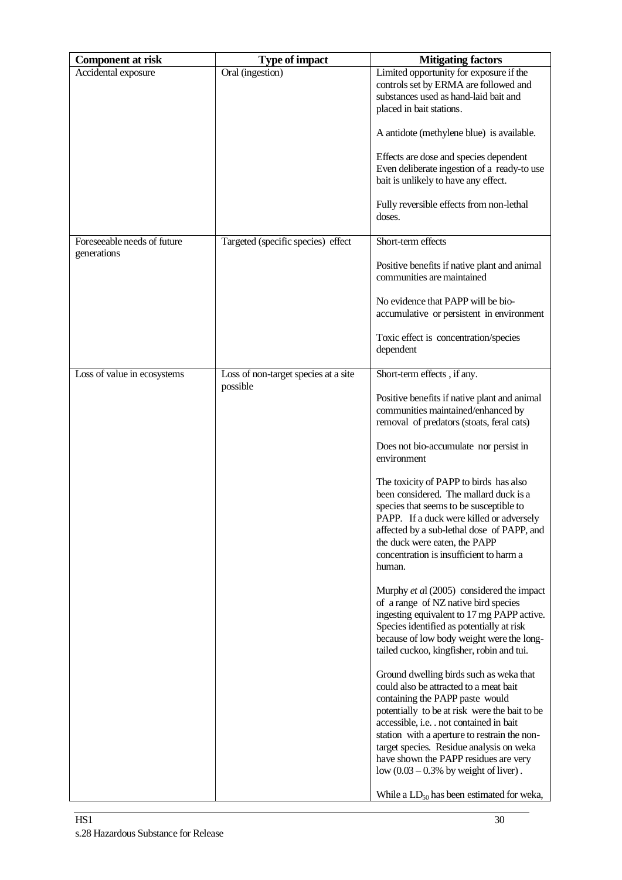| Component at risk | Type of impact | Mitigating factors |
|---|---|---|
| Accidental exposure | Oral (ingestion) | Limited opportunity for exposure if the controls set by ERMA are followed and substances used as hand-laid bait and placed in bait stations.<br><br>A antidote (methylene blue) is available.<br><br>Effects are dose and species dependent Even deliberate ingestion of a ready-to use bait is unlikely to have any effect.<br><br>Fully reversible effects from non-lethal doses. |
| Foreseeable needs of future generations | Targeted (specific species) effect | Short-term effects<br><br>Positive benefits if native plant and animal communities are maintained<br><br>No evidence that PAPP will be bio-accumulative or persistent in environment<br><br>Toxic effect is concentration/species dependent |
| Loss of value in ecosystems | Loss of non-target species at a site possible | Short-term effects , if any.<br><br>Positive benefits if native plant and animal communities maintained/enhanced by removal of predators (stoats, feral cats)<br><br>Does not bio-accumulate nor persist in environment<br><br>The toxicity of PAPP to birds has also been considered. The mallard duck is a species that seems to be susceptible to PAPP. If a duck were killed or adversely affected by a sub-lethal dose of PAPP, and the duck were eaten, the PAPP concentration is insufficient to harm a human.<br><br>Murphy *et al* (2005) considered the impact of a range of NZ native bird species ingesting equivalent to 17 mg PAPP active. Species identified as potentially at risk because of low body weight were the long-tailed cuckoo, kingfisher, robin and tui.<br><br>Ground dwelling birds such as weka that could also be attracted to a meat bait containing the PAPP paste would potentially to be at risk were the bait to be accessible, i.e. . not contained in bait station with a aperture to restrain the non-target species. Residue analysis on weka have shown the PAPP residues are very low (0.03 – 0.3% by weight of liver) .<br><br>While a $LD_{50}$ has been estimated for weka, |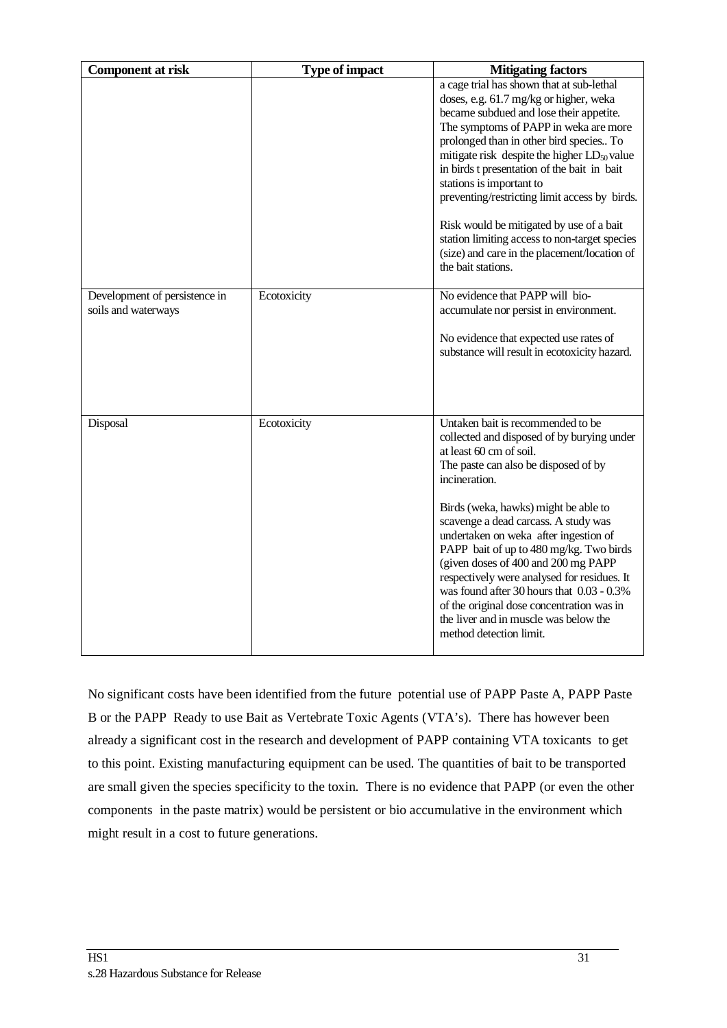| Component at risk | Type of impact | Mitigating factors |
|---|---|---|
| | | a cage trial has shown that at sub-lethal doses, e.g. 61.7 mg/kg or higher, weka became subdued and lose their appetite. The symptoms of PAPP in weka are more prolonged than in other bird species.. To mitigate risk despite the higher $LD_{50}$ value in birds t presentation of the bait in bait stations is important to preventing/restricting limit access by birds.<br><br>Risk would be mitigated by use of a bait station limiting access to non-target species (size) and care in the placement/location of the bait stations. |
| Development of persistence in soils and waterways | Ecotoxicity | No evidence that PAPP will bio-accumulate nor persist in environment.<br><br>No evidence that expected use rates of substance will result in ecotoxicity hazard. |
| Disposal | Ecotoxicity | Untaken bait is recommended to be collected and disposed of by burying under at least 60 cm of soil.<br>The paste can also be disposed of by incineration.<br><br>Birds (weka, hawks) might be able to scavenge a dead carcass. A study was undertaken on weka after ingestion of PAPP bait of up to 480 mg/kg. Two birds (given doses of 400 and 200 mg PAPP respectively were analysed for residues. It was found after 30 hours that 0.03 - 0.3% of the original dose concentration was in the liver and in muscle was below the method detection limit. |

No significant costs have been identified from the future potential use of PAPP Paste A, PAPP Paste B or the PAPP Ready to use Bait as Vertebrate Toxic Agents (VTA's). There has however been already a significant cost in the research and development of PAPP containing VTA toxicants to get to this point. Existing manufacturing equipment can be used. The quantities of bait to be transported are small given the species specificity to the toxin. There is no evidence that PAPP (or even the other components in the paste matrix) would be persistent or bio accumulative in the environment which might result in a cost to future generations.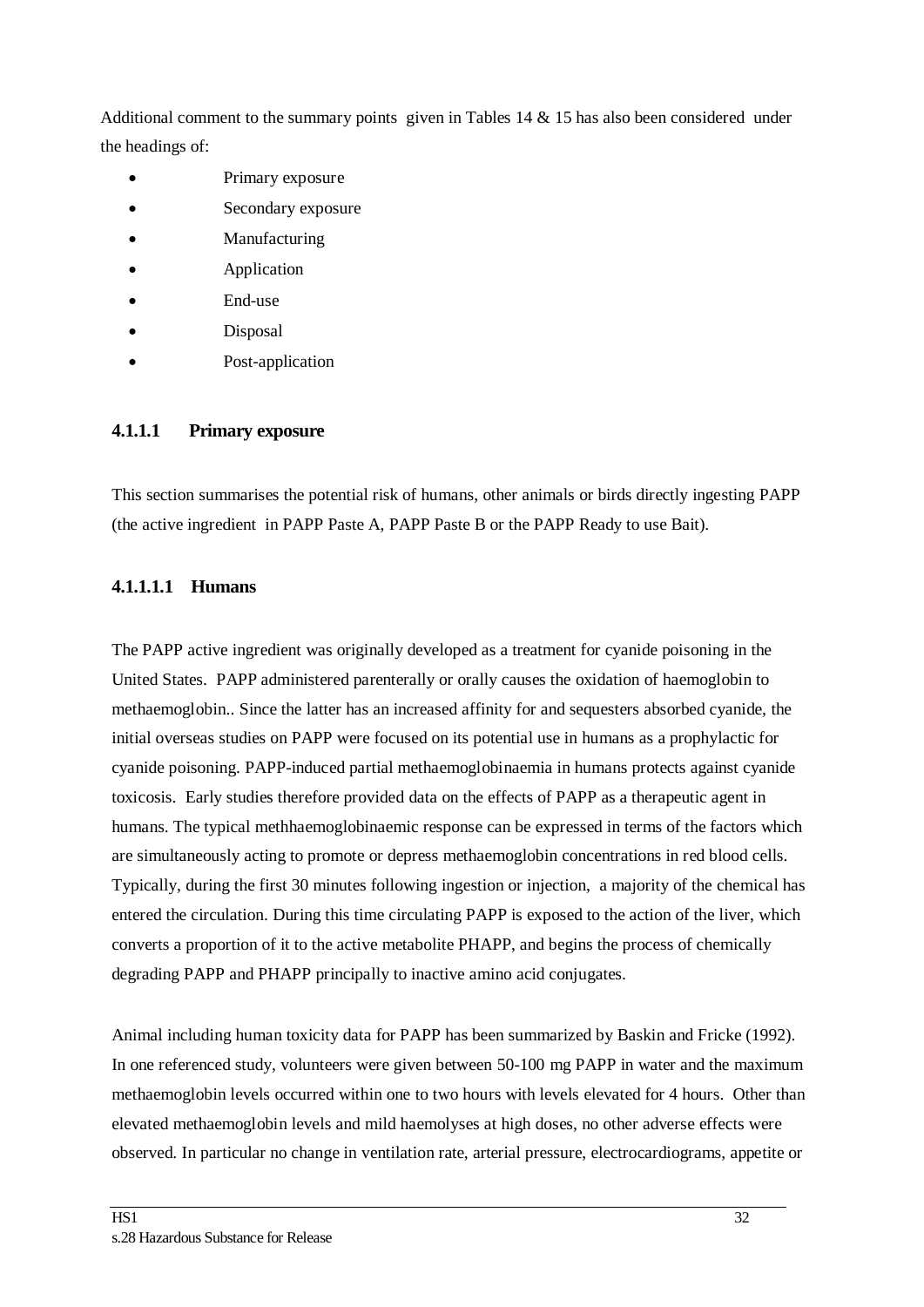Additional comment to the summary points given in Tables 14 & 15 has also been considered under the headings of:

- Primary exposure
- Secondary exposure
- Manufacturing
- Application
- End-use
- Disposal
- Post-application

#### 4.1.1.1 Primary exposure

This section summarises the potential risk of humans, other animals or birds directly ingesting PAPP (the active ingredient in PAPP Paste A, PAPP Paste B or the PAPP Ready to use Bait).

##### 4.1.1.1.1 Humans

The PAPP active ingredient was originally developed as a treatment for cyanide poisoning in the United States. PAPP administered parenterally or orally causes the oxidation of haemoglobin to methaemoglobin.. Since the latter has an increased affinity for and sequesters absorbed cyanide, the initial overseas studies on PAPP were focused on its potential use in humans as a prophylactic for cyanide poisoning. PAPP-induced partial methaemoglobinaemia in humans protects against cyanide toxicosis. Early studies therefore provided data on the effects of PAPP as a therapeutic agent in humans. The typical methhaemoglobinaemic response can be expressed in terms of the factors which are simultaneously acting to promote or depress methaemoglobin concentrations in red blood cells. Typically, during the first 30 minutes following ingestion or injection, a majority of the chemical has entered the circulation. During this time circulating PAPP is exposed to the action of the liver, which converts a proportion of it to the active metabolite PHAPP, and begins the process of chemically degrading PAPP and PHAPP principally to inactive amino acid conjugates.

Animal including human toxicity data for PAPP has been summarized by Baskin and Fricke (1992). In one referenced study, volunteers were given between 50-100 mg PAPP in water and the maximum methaemoglobin levels occurred within one to two hours with levels elevated for 4 hours. Other than elevated methaemoglobin levels and mild haemolyses at high doses, no other adverse effects were observed. In particular no change in ventilation rate, arterial pressure, electrocardiograms, appetite or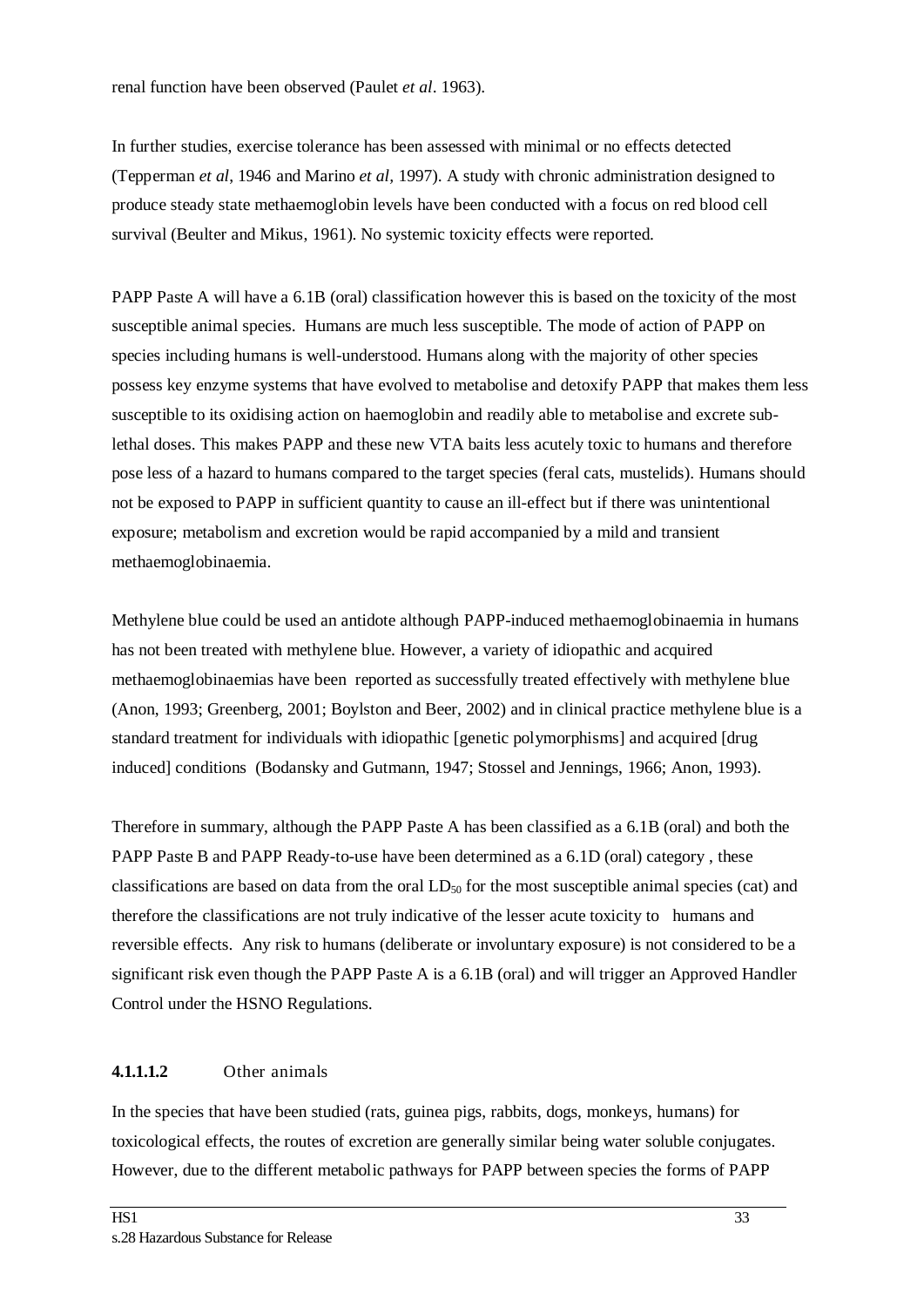renal function have been observed (Paulet *et al*. 1963).

In further studies, exercise tolerance has been assessed with minimal or no effects detected (Tepperman *et al*, 1946 and Marino *et al,* 1997). A study with chronic administration designed to produce steady state methaemoglobin levels have been conducted with a focus on red blood cell survival (Beulter and Mikus, 1961). No systemic toxicity effects were reported.

PAPP Paste A will have a 6.1B (oral) classification however this is based on the toxicity of the most susceptible animal species. Humans are much less susceptible. The mode of action of PAPP on species including humans is well-understood. Humans along with the majority of other species possess key enzyme systems that have evolved to metabolise and detoxify PAPP that makes them less susceptible to its oxidising action on haemoglobin and readily able to metabolise and excrete sub-lethal doses. This makes PAPP and these new VTA baits less acutely toxic to humans and therefore pose less of a hazard to humans compared to the target species (feral cats, mustelids). Humans should not be exposed to PAPP in sufficient quantity to cause an ill-effect but if there was unintentional exposure; metabolism and excretion would be rapid accompanied by a mild and transient methaemoglobinaemia.

Methylene blue could be used an antidote although PAPP-induced methaemoglobinaemia in humans has not been treated with methylene blue. However, a variety of idiopathic and acquired methaemoglobinaemias have been reported as successfully treated effectively with methylene blue (Anon, 1993; Greenberg, 2001; Boylston and Beer, 2002) and in clinical practice methylene blue is a standard treatment for individuals with idiopathic [genetic polymorphisms] and acquired [drug induced] conditions (Bodansky and Gutmann, 1947; Stossel and Jennings, 1966; Anon, 1993).

Therefore in summary, although the PAPP Paste A has been classified as a 6.1B (oral) and both the PAPP Paste B and PAPP Ready-to-use have been determined as a 6.1D (oral) category , these classifications are based on data from the oral $LD_{50}$ for the most susceptible animal species (cat) and therefore the classifications are not truly indicative of the lesser acute toxicity to humans and reversible effects. Any risk to humans (deliberate or involuntary exposure) is not considered to be a significant risk even though the PAPP Paste A is a 6.1B (oral) and will trigger an Approved Handler Control under the HSNO Regulations.

##### 4.1.1.1.2 Other animals

In the species that have been studied (rats, guinea pigs, rabbits, dogs, monkeys, humans) for toxicological effects, the routes of excretion are generally similar being water soluble conjugates. However, due to the different metabolic pathways for PAPP between species the forms of PAPP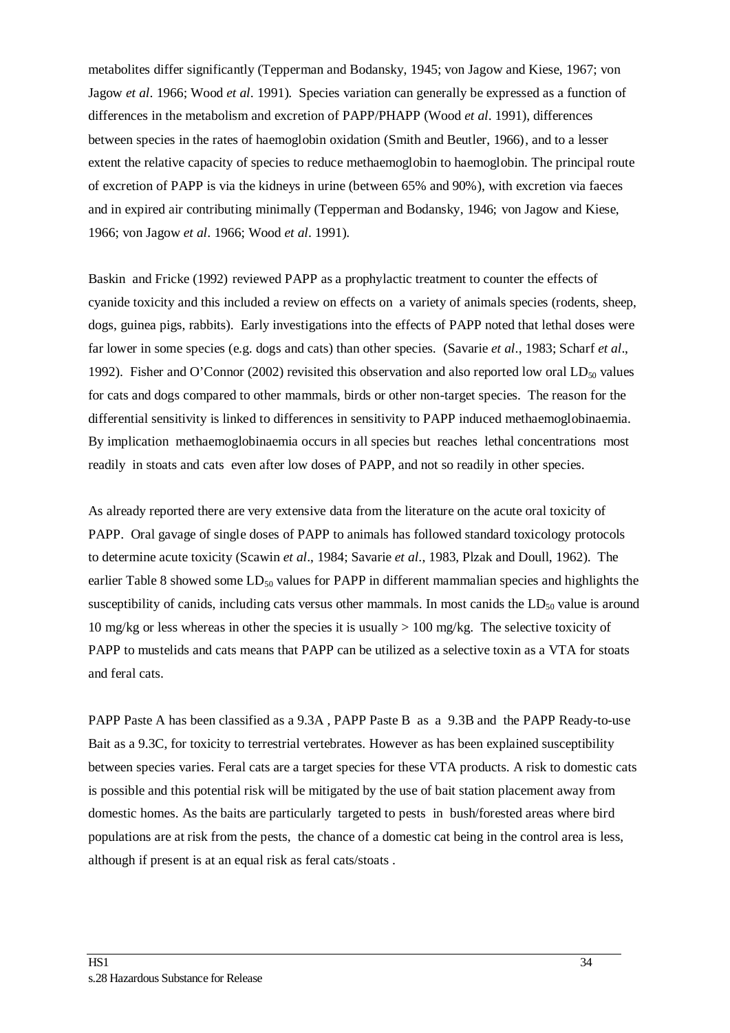metabolites differ significantly (Tepperman and Bodansky, 1945; von Jagow and Kiese, 1967; von Jagow *et al*. 1966; Wood *et al*. 1991). Species variation can generally be expressed as a function of differences in the metabolism and excretion of PAPP/PHAPP (Wood *et al*. 1991), differences between species in the rates of haemoglobin oxidation (Smith and Beutler, 1966), and to a lesser extent the relative capacity of species to reduce methaemoglobin to haemoglobin. The principal route of excretion of PAPP is via the kidneys in urine (between 65% and 90%), with excretion via faeces and in expired air contributing minimally (Tepperman and Bodansky, 1946; von Jagow and Kiese, 1966; von Jagow *et al*. 1966; Wood *et al*. 1991).

Baskin and Fricke (1992) reviewed PAPP as a prophylactic treatment to counter the effects of cyanide toxicity and this included a review on effects on a variety of animals species (rodents, sheep, dogs, guinea pigs, rabbits). Early investigations into the effects of PAPP noted that lethal doses were far lower in some species (e.g. dogs and cats) than other species. (Savarie *et al*., 1983; Scharf *et al*., 1992). Fisher and O'Connor (2002) revisited this observation and also reported low oral $LD_{50}$ values for cats and dogs compared to other mammals, birds or other non-target species. The reason for the differential sensitivity is linked to differences in sensitivity to PAPP induced methaemoglobinaemia. By implication methaemoglobinaemia occurs in all species but reaches lethal concentrations most readily in stoats and cats even after low doses of PAPP, and not so readily in other species.

As already reported there are very extensive data from the literature on the acute oral toxicity of PAPP. Oral gavage of single doses of PAPP to animals has followed standard toxicology protocols to determine acute toxicity (Scawin *et al*., 1984; Savarie *et al*., 1983, Plzak and Doull, 1962). The earlier Table 8 showed some $LD_{50}$ values for PAPP in different mammalian species and highlights the susceptibility of canids, including cats versus other mammals. In most canids the $LD_{50}$ value is around 10 mg/kg or less whereas in other the species it is usually > 100 mg/kg. The selective toxicity of PAPP to mustelids and cats means that PAPP can be utilized as a selective toxin as a VTA for stoats and feral cats.

PAPP Paste A has been classified as a 9.3A , PAPP Paste B as a 9.3B and the PAPP Ready-to-use Bait as a 9.3C, for toxicity to terrestrial vertebrates. However as has been explained susceptibility between species varies. Feral cats are a target species for these VTA products. A risk to domestic cats is possible and this potential risk will be mitigated by the use of bait station placement away from domestic homes. As the baits are particularly targeted to pests in bush/forested areas where bird populations are at risk from the pests, the chance of a domestic cat being in the control area is less, although if present is at an equal risk as feral cats/stoats .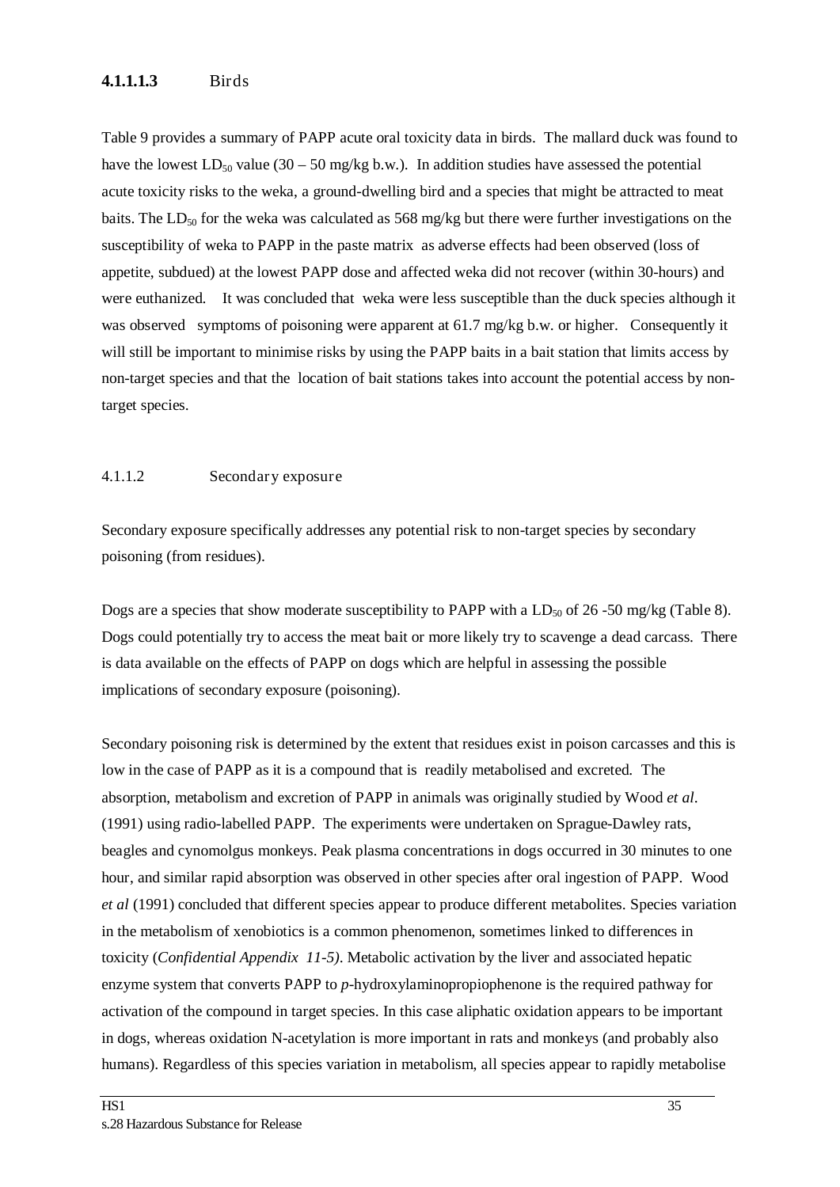#### 4.1.1.1.3 Birds

Table 9 provides a summary of PAPP acute oral toxicity data in birds. The mallard duck was found to have the lowest $LD_{50}$ value (30 – 50 mg/kg b.w.). In addition studies have assessed the potential acute toxicity risks to the weka, a ground-dwelling bird and a species that might be attracted to meat baits. The $LD_{50}$ for the weka was calculated as 568 mg/kg but there were further investigations on the susceptibility of weka to PAPP in the paste matrix as adverse effects had been observed (loss of appetite, subdued) at the lowest PAPP dose and affected weka did not recover (within 30-hours) and were euthanized. It was concluded that weka were less susceptible than the duck species although it was observed symptoms of poisoning were apparent at 61.7 mg/kg b.w. or higher. Consequently it will still be important to minimise risks by using the PAPP baits in a bait station that limits access by non-target species and that the location of bait stations takes into account the potential access by non-target species.

### 4.1.1.2 Secondary exposure

Secondary exposure specifically addresses any potential risk to non-target species by secondary poisoning (from residues).

Dogs are a species that show moderate susceptibility to PAPP with a $LD_{50}$ of 26 -50 mg/kg (Table 8). Dogs could potentially try to access the meat bait or more likely try to scavenge a dead carcass. There is data available on the effects of PAPP on dogs which are helpful in assessing the possible implications of secondary exposure (poisoning).

Secondary poisoning risk is determined by the extent that residues exist in poison carcasses and this is low in the case of PAPP as it is a compound that is readily metabolised and excreted. The absorption, metabolism and excretion of PAPP in animals was originally studied by Wood *et al*. (1991) using radio-labelled PAPP. The experiments were undertaken on Sprague-Dawley rats, beagles and cynomolgus monkeys. Peak plasma concentrations in dogs occurred in 30 minutes to one hour, and similar rapid absorption was observed in other species after oral ingestion of PAPP. Wood *et al* (1991) concluded that different species appear to produce different metabolites. Species variation in the metabolism of xenobiotics is a common phenomenon, sometimes linked to differences in toxicity (*Confidential Appendix 11-5)*. Metabolic activation by the liver and associated hepatic enzyme system that converts PAPP to *p*-hydroxylaminopropiophenone is the required pathway for activation of the compound in target species. In this case aliphatic oxidation appears to be important in dogs, whereas oxidation N-acetylation is more important in rats and monkeys (and probably also humans). Regardless of this species variation in metabolism, all species appear to rapidly metabolise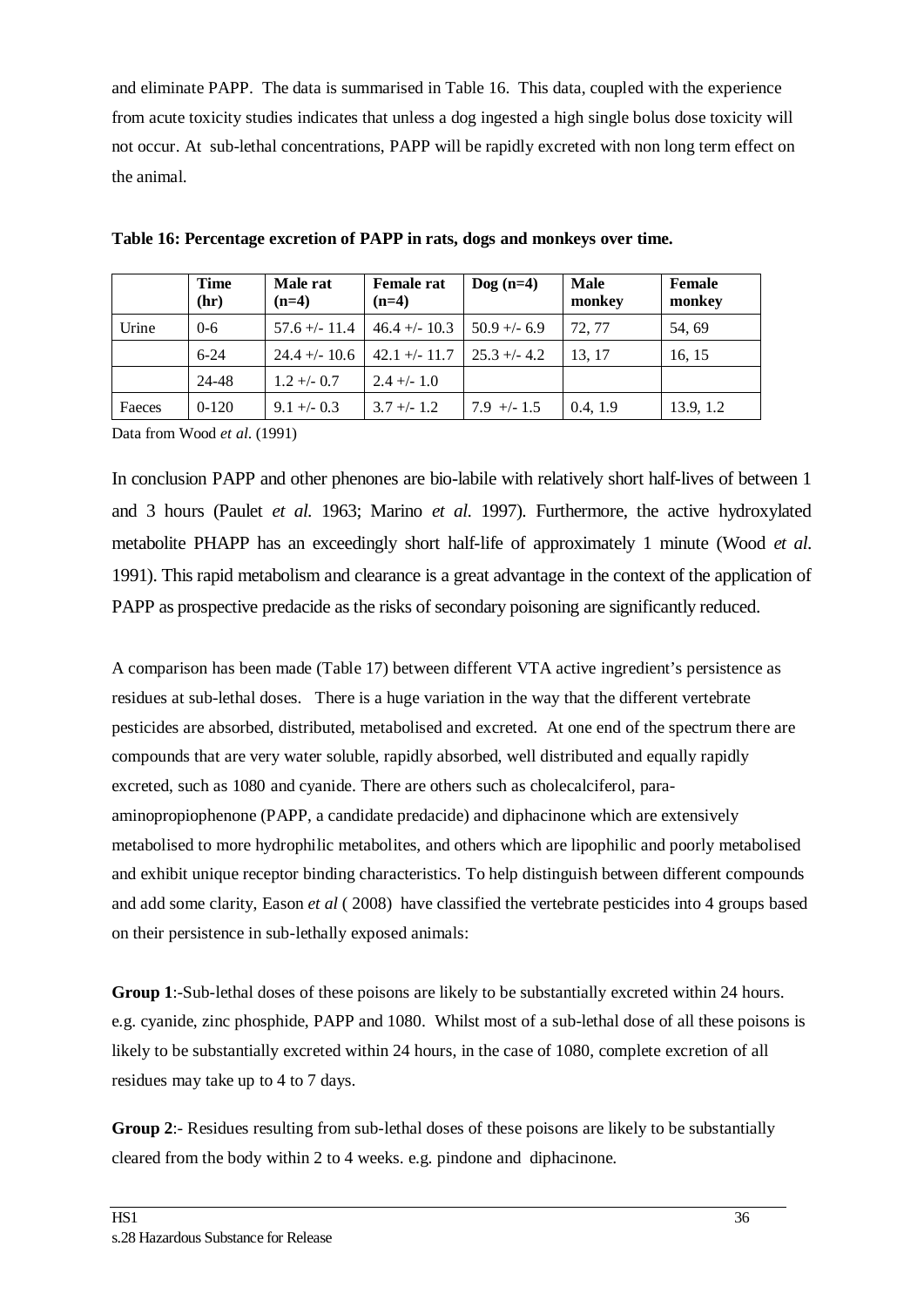and eliminate PAPP. The data is summarised in Table 16. This data, coupled with the experience from acute toxicity studies indicates that unless a dog ingested a high single bolus dose toxicity will not occur. At sub-lethal concentrations, PAPP will be rapidly excreted with non long term effect on the animal.

**Table 16: Percentage excretion of PAPP in rats, dogs and monkeys over time.**

| | Time (hr) | Male rat (n=4) | Female rat (n=4) | Dog (n=4) | Male monkey | Female monkey |
|---|---|---|---|---|---|---|
| Urine | 0-6 | 57.6 +/- 11.4 | 46.4 +/- 10.3 | 50.9 +/- 6.9 | 72, 77 | 54, 69 |
| | 6-24 | 24.4 +/- 10.6 | 42.1 +/- 11.7 | 25.3 +/- 4.2 | 13, 17 | 16, 15 |
| | 24-48 | 1.2 +/- 0.7 | 2.4 +/- 1.0 | | | |
| Faeces | 0-120 | 9.1 +/- 0.3 | 3.7 +/- 1.2 | 7.9 +/- 1.5 | 0.4, 1.9 | 13.9, 1.2 |

Data from Wood *et al*. (1991)

In conclusion PAPP and other phenones are bio-labile with relatively short half-lives of between 1 and 3 hours (Paulet *et al.* 1963; Marino *et al.* 1997). Furthermore, the active hydroxylated metabolite PHAPP has an exceedingly short half-life of approximately 1 minute (Wood *et al.* 1991). This rapid metabolism and clearance is a great advantage in the context of the application of PAPP as prospective predacide as the risks of secondary poisoning are significantly reduced.

A comparison has been made (Table 17) between different VTA active ingredient's persistence as residues at sub-lethal doses. There is a huge variation in the way that the different vertebrate pesticides are absorbed, distributed, metabolised and excreted. At one end of the spectrum there are compounds that are very water soluble, rapidly absorbed, well distributed and equally rapidly excreted, such as 1080 and cyanide. There are others such as cholecalciferol, para-aminopropiophenone (PAPP, a candidate predacide) and diphacinone which are extensively metabolised to more hydrophilic metabolites, and others which are lipophilic and poorly metabolised and exhibit unique receptor binding characteristics. To help distinguish between different compounds and add some clarity, Eason *et al* ( 2008) have classified the vertebrate pesticides into 4 groups based on their persistence in sub-lethally exposed animals:

**Group 1**:-Sub-lethal doses of these poisons are likely to be substantially excreted within 24 hours. e.g. cyanide, zinc phosphide, PAPP and 1080. Whilst most of a sub-lethal dose of all these poisons is likely to be substantially excreted within 24 hours, in the case of 1080, complete excretion of all residues may take up to 4 to 7 days.

**Group 2**:- Residues resulting from sub-lethal doses of these poisons are likely to be substantially cleared from the body within 2 to 4 weeks. e.g. pindone and diphacinone.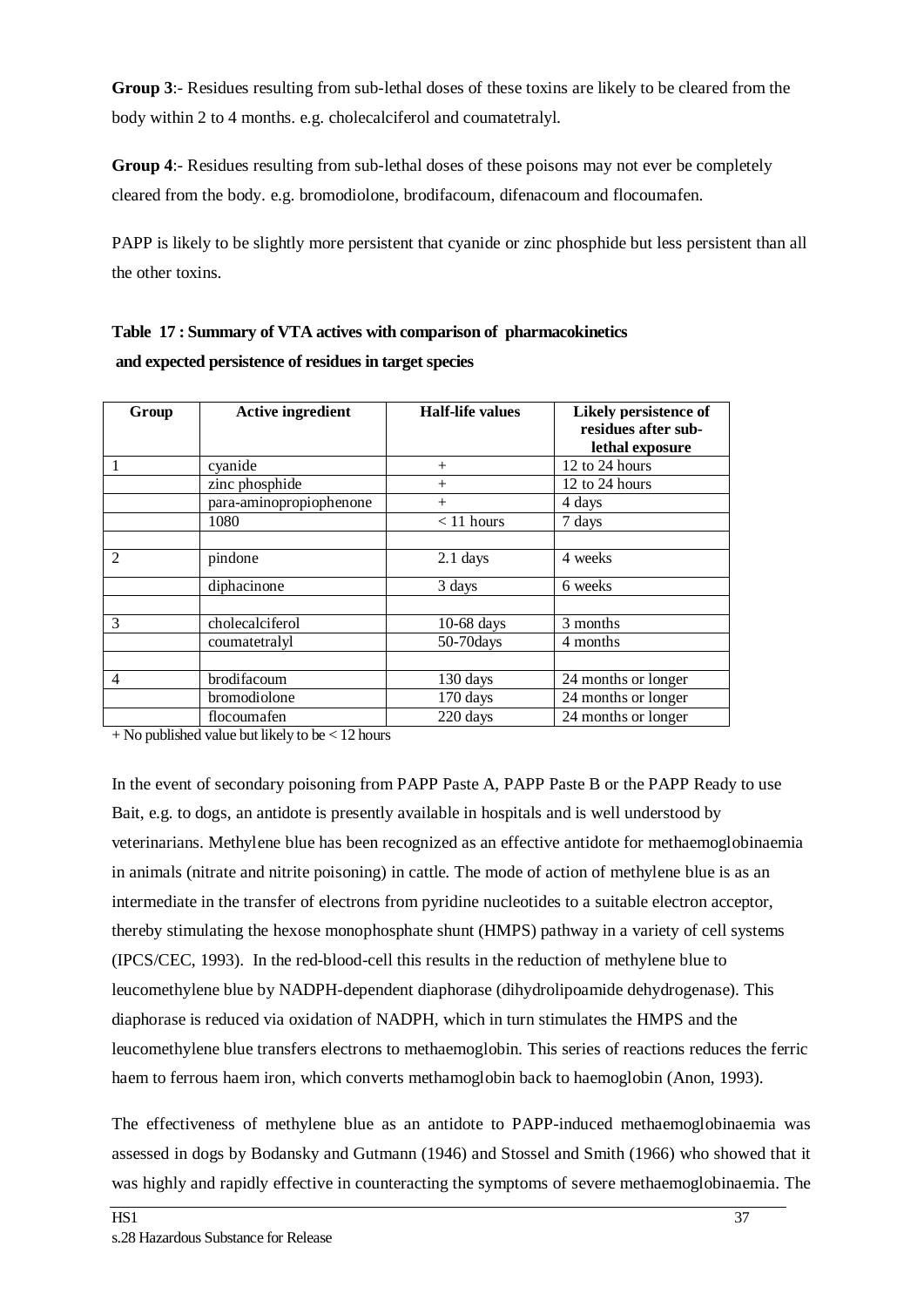**Group 3**:- Residues resulting from sub-lethal doses of these toxins are likely to be cleared from the body within 2 to 4 months. e.g. cholecalciferol and coumatetralyl.

**Group 4**:- Residues resulting from sub-lethal doses of these poisons may not ever be completely cleared from the body. e.g. bromodiolone, brodifacoum, difenacoum and flocoumafen.

PAPP is likely to be slightly more persistent that cyanide or zinc phosphide but less persistent than all the other toxins.

**Table 17 : Summary of VTA actives with comparison of pharmacokinetics and expected persistence of residues in target species**

| Group | Active ingredient | Half-life values | Likely persistence of residues after sub-lethal exposure |
|---|---|---|---|
| 1 | cyanide | + | 12 to 24 hours |
| | zinc phosphide | + | 12 to 24 hours |
| | para-aminopropiophenone | + | 4 days |
| | 1080 | < 11 hours | 7 days |
| | | | |
| 2 | pindone | 2.1 days | 4 weeks |
| | diphacinone | 3 days | 6 weeks |
| | | | |
| 3 | cholecalciferol | 10-68 days | 3 months |
| | coumatetralyl | 50-70days | 4 months |
| | | | |
| 4 | brodifacoum | 130 days | 24 months or longer |
| | bromodiolone | 170 days | 24 months or longer |
| | flocoumafen | 220 days | 24 months or longer |

+ No published value but likely to be < 12 hours

In the event of secondary poisoning from PAPP Paste A, PAPP Paste B or the PAPP Ready to use Bait, e.g. to dogs, an antidote is presently available in hospitals and is well understood by veterinarians. Methylene blue has been recognized as an effective antidote for methaemoglobinaemia in animals (nitrate and nitrite poisoning) in cattle. The mode of action of methylene blue is as an intermediate in the transfer of electrons from pyridine nucleotides to a suitable electron acceptor, thereby stimulating the hexose monophosphate shunt (HMPS) pathway in a variety of cell systems (IPCS/CEC, 1993). In the red-blood-cell this results in the reduction of methylene blue to leucomethylene blue by NADPH-dependent diaphorase (dihydrolipoamide dehydrogenase). This diaphorase is reduced via oxidation of NADPH, which in turn stimulates the HMPS and the leucomethylene blue transfers electrons to methaemoglobin. This series of reactions reduces the ferric haem to ferrous haem iron, which converts methamoglobin back to haemoglobin (Anon, 1993).

The effectiveness of methylene blue as an antidote to PAPP-induced methaemoglobinaemia was assessed in dogs by Bodansky and Gutmann (1946) and Stossel and Smith (1966) who showed that it was highly and rapidly effective in counteracting the symptoms of severe methaemoglobinaemia. The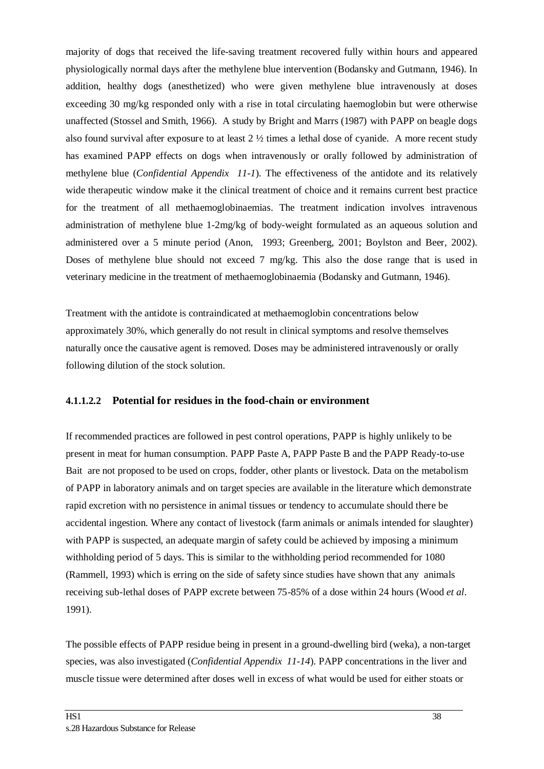majority of dogs that received the life-saving treatment recovered fully within hours and appeared physiologically normal days after the methylene blue intervention (Bodansky and Gutmann, 1946). In addition, healthy dogs (anesthetized) who were given methylene blue intravenously at doses exceeding 30 mg/kg responded only with a rise in total circulating haemoglobin but were otherwise unaffected (Stossel and Smith, 1966). A study by Bright and Marrs (1987) with PAPP on beagle dogs also found survival after exposure to at least 2 ½ times a lethal dose of cyanide. A more recent study has examined PAPP effects on dogs when intravenously or orally followed by administration of methylene blue (*Confidential Appendix 11-1*). The effectiveness of the antidote and its relatively wide therapeutic window make it the clinical treatment of choice and it remains current best practice for the treatment of all methaemoglobinaemias. The treatment indication involves intravenous administration of methylene blue 1-2mg/kg of body-weight formulated as an aqueous solution and administered over a 5 minute period (Anon, 1993; Greenberg, 2001; Boylston and Beer, 2002). Doses of methylene blue should not exceed 7 mg/kg. This also the dose range that is used in veterinary medicine in the treatment of methaemoglobinaemia (Bodansky and Gutmann, 1946).

Treatment with the antidote is contraindicated at methaemoglobin concentrations below approximately 30%, which generally do not result in clinical symptoms and resolve themselves naturally once the causative agent is removed. Doses may be administered intravenously or orally following dilution of the stock solution.

#### 4.1.1.2.2 Potential for residues in the food-chain or environment

If recommended practices are followed in pest control operations, PAPP is highly unlikely to be present in meat for human consumption. PAPP Paste A, PAPP Paste B and the PAPP Ready-to-use Bait are not proposed to be used on crops, fodder, other plants or livestock. Data on the metabolism of PAPP in laboratory animals and on target species are available in the literature which demonstrate rapid excretion with no persistence in animal tissues or tendency to accumulate should there be accidental ingestion. Where any contact of livestock (farm animals or animals intended for slaughter) with PAPP is suspected, an adequate margin of safety could be achieved by imposing a minimum withholding period of 5 days. This is similar to the withholding period recommended for 1080 (Rammell, 1993) which is erring on the side of safety since studies have shown that any animals receiving sub-lethal doses of PAPP excrete between 75-85% of a dose within 24 hours (Wood *et al*. 1991).

The possible effects of PAPP residue being in present in a ground-dwelling bird (weka), a non-target species, was also investigated (*Confidential Appendix 11-14*). PAPP concentrations in the liver and muscle tissue were determined after doses well in excess of what would be used for either stoats or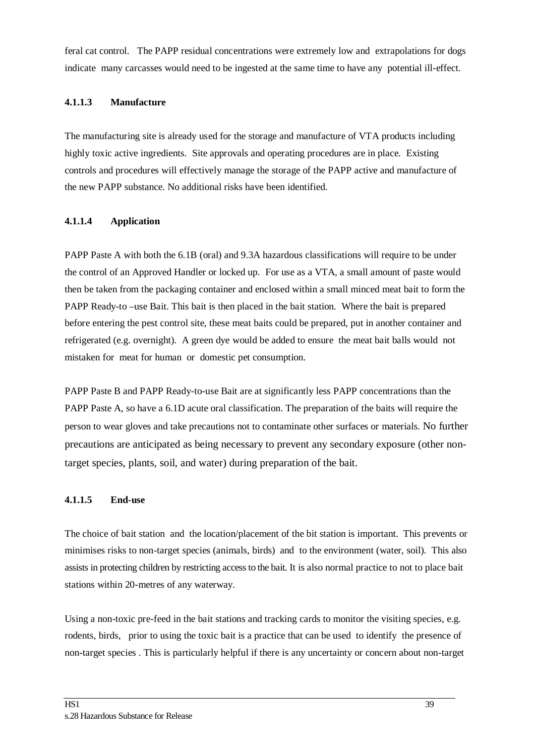feral cat control. The PAPP residual concentrations were extremely low and extrapolations for dogs indicate many carcasses would need to be ingested at the same time to have any potential ill-effect.

#### 4.1.1.3 Manufacture

The manufacturing site is already used for the storage and manufacture of VTA products including highly toxic active ingredients. Site approvals and operating procedures are in place. Existing controls and procedures will effectively manage the storage of the PAPP active and manufacture of the new PAPP substance. No additional risks have been identified.

#### 4.1.1.4 Application

PAPP Paste A with both the 6.1B (oral) and 9.3A hazardous classifications will require to be under the control of an Approved Handler or locked up. For use as a VTA, a small amount of paste would then be taken from the packaging container and enclosed within a small minced meat bait to form the PAPP Ready-to –use Bait. This bait is then placed in the bait station. Where the bait is prepared before entering the pest control site, these meat baits could be prepared, put in another container and refrigerated (e.g. overnight). A green dye would be added to ensure the meat bait balls would not mistaken for meat for human or domestic pet consumption.

PAPP Paste B and PAPP Ready-to-use Bait are at significantly less PAPP concentrations than the PAPP Paste A, so have a 6.1D acute oral classification. The preparation of the baits will require the person to wear gloves and take precautions not to contaminate other surfaces or materials. No further precautions are anticipated as being necessary to prevent any secondary exposure (other non-target species, plants, soil, and water) during preparation of the bait.

#### 4.1.1.5 End-use

The choice of bait station and the location/placement of the bit station is important. This prevents or minimises risks to non-target species (animals, birds) and to the environment (water, soil). This also assists in protecting children by restricting access to the bait. It is also normal practice to not to place bait stations within 20-metres of any waterway.

Using a non-toxic pre-feed in the bait stations and tracking cards to monitor the visiting species, e.g. rodents, birds, prior to using the toxic bait is a practice that can be used to identify the presence of non-target species . This is particularly helpful if there is any uncertainty or concern about non-target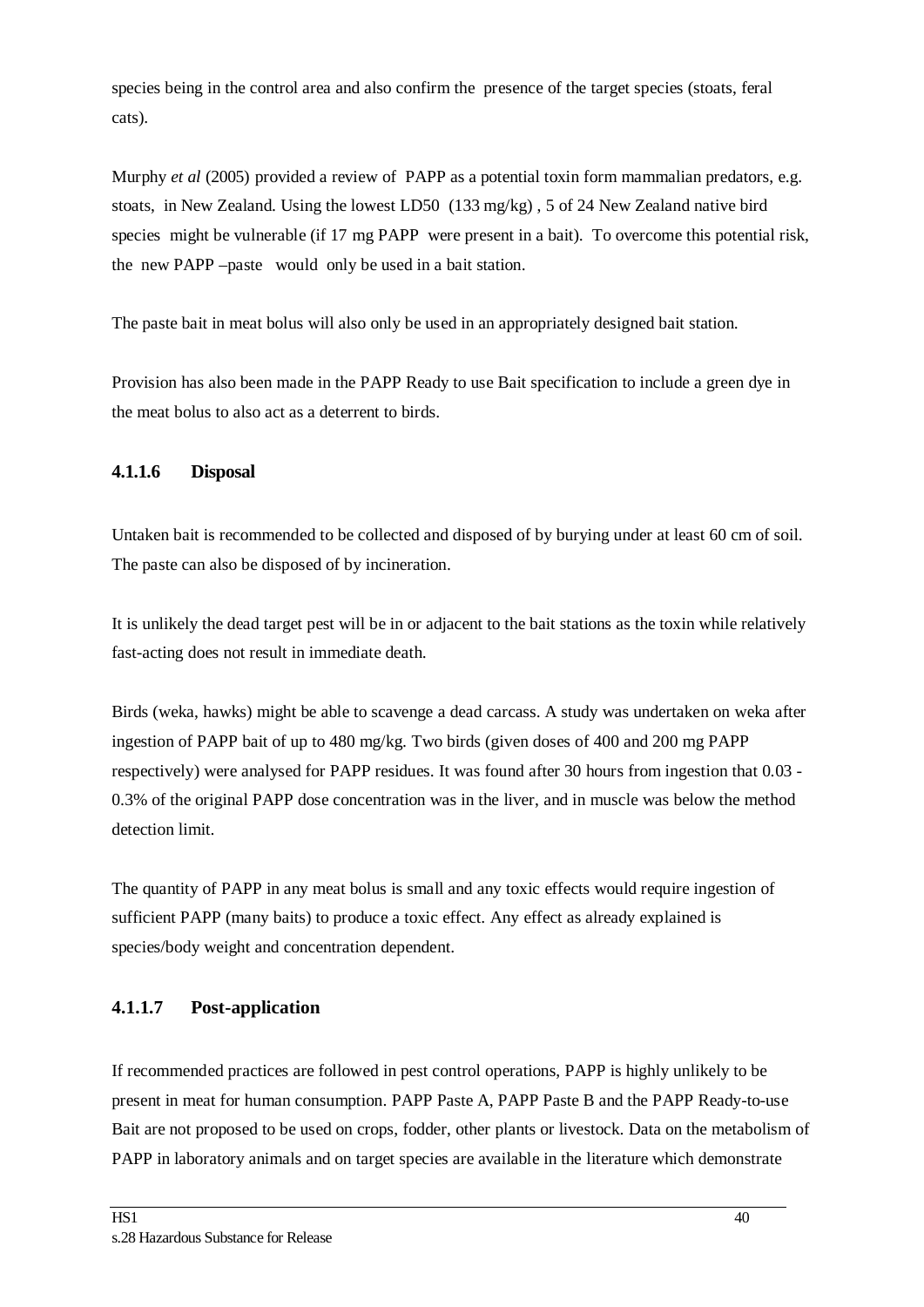species being in the control area and also confirm the presence of the target species (stoats, feral cats).

Murphy *et al* (2005) provided a review of PAPP as a potential toxin form mammalian predators, e.g. stoats, in New Zealand. Using the lowest LD50 (133 mg/kg) , 5 of 24 New Zealand native bird species might be vulnerable (if 17 mg PAPP were present in a bait). To overcome this potential risk, the new PAPP –paste would only be used in a bait station.

The paste bait in meat bolus will also only be used in an appropriately designed bait station.

Provision has also been made in the PAPP Ready to use Bait specification to include a green dye in the meat bolus to also act as a deterrent to birds.

#### 4.1.1.6 Disposal

Untaken bait is recommended to be collected and disposed of by burying under at least 60 cm of soil. The paste can also be disposed of by incineration.

It is unlikely the dead target pest will be in or adjacent to the bait stations as the toxin while relatively fast-acting does not result in immediate death.

Birds (weka, hawks) might be able to scavenge a dead carcass. A study was undertaken on weka after ingestion of PAPP bait of up to 480 mg/kg. Two birds (given doses of 400 and 200 mg PAPP respectively) were analysed for PAPP residues. It was found after 30 hours from ingestion that 0.03 - 0.3% of the original PAPP dose concentration was in the liver, and in muscle was below the method detection limit.

The quantity of PAPP in any meat bolus is small and any toxic effects would require ingestion of sufficient PAPP (many baits) to produce a toxic effect. Any effect as already explained is species/body weight and concentration dependent.

#### 4.1.1.7 Post-application

If recommended practices are followed in pest control operations, PAPP is highly unlikely to be present in meat for human consumption. PAPP Paste A, PAPP Paste B and the PAPP Ready-to-use Bait are not proposed to be used on crops, fodder, other plants or livestock. Data on the metabolism of PAPP in laboratory animals and on target species are available in the literature which demonstrate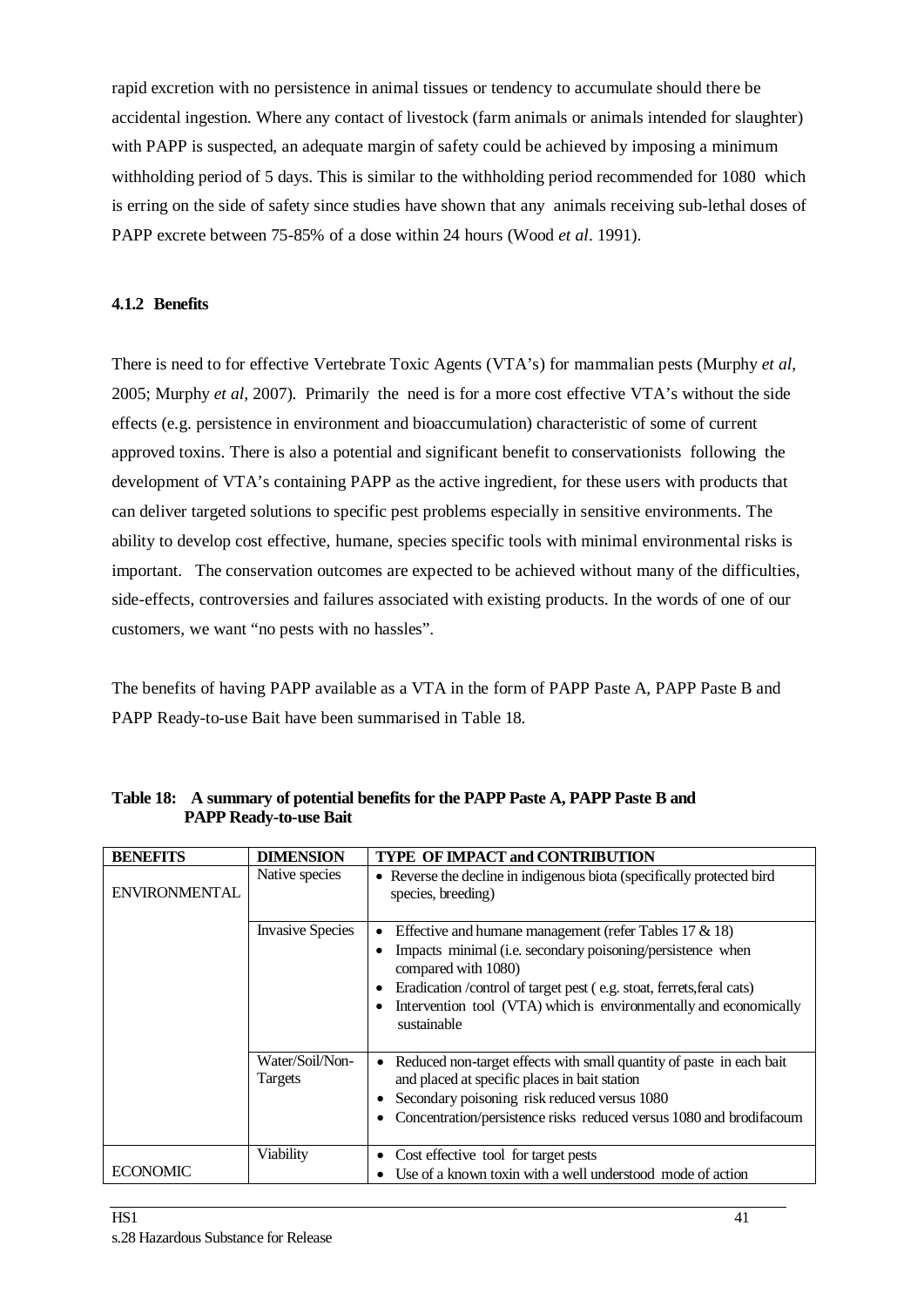rapid excretion with no persistence in animal tissues or tendency to accumulate should there be accidental ingestion. Where any contact of livestock (farm animals or animals intended for slaughter) with PAPP is suspected, an adequate margin of safety could be achieved by imposing a minimum withholding period of 5 days. This is similar to the withholding period recommended for 1080 which is erring on the side of safety since studies have shown that any animals receiving sub-lethal doses of PAPP excrete between 75-85% of a dose within 24 hours (Wood *et al*. 1991).

#### 4.1.2 Benefits

There is need to for effective Vertebrate Toxic Agents (VTA's) for mammalian pests (Murphy *et al*, 2005; Murphy *et al*, 2007). Primarily the need is for a more cost effective VTA's without the side effects (e.g. persistence in environment and bioaccumulation) characteristic of some of current approved toxins. There is also a potential and significant benefit to conservationists following the development of VTA's containing PAPP as the active ingredient, for these users with products that can deliver targeted solutions to specific pest problems especially in sensitive environments. The ability to develop cost effective, humane, species specific tools with minimal environmental risks is important. The conservation outcomes are expected to be achieved without many of the difficulties, side-effects, controversies and failures associated with existing products. In the words of one of our customers, we want "no pests with no hassles".

The benefits of having PAPP available as a VTA in the form of PAPP Paste A, PAPP Paste B and PAPP Ready-to-use Bait have been summarised in Table 18.

**Table 18: A summary of potential benefits for the PAPP Paste A, PAPP Paste B and PAPP Ready-to-use Bait**

| BENEFITS | DIMENSION | TYPE OF IMPACT and CONTRIBUTION |
|---|---|---|
| ENVIRONMENTAL | Native species | • Reverse the decline in indigenous biota (specifically protected bird species, breeding) |
| | Invasive Species | • Effective and humane management (refer Tables 17 & 18)<br>• Impacts minimal (i.e. secondary poisoning/persistence when compared with 1080)<br>• Eradication /control of target pest ( e.g. stoat, ferrets,feral cats)<br>• Intervention tool (VTA) which is environmentally and economically sustainable |
| | Water/Soil/Non-Targets | • Reduced non-target effects with small quantity of paste in each bait and placed at specific places in bait station<br>• Secondary poisoning risk reduced versus 1080<br>• Concentration/persistence risks reduced versus 1080 and brodifacoum |
| ECONOMIC | Viability | • Cost effective tool for target pests<br>• Use of a known toxin with a well understood mode of action |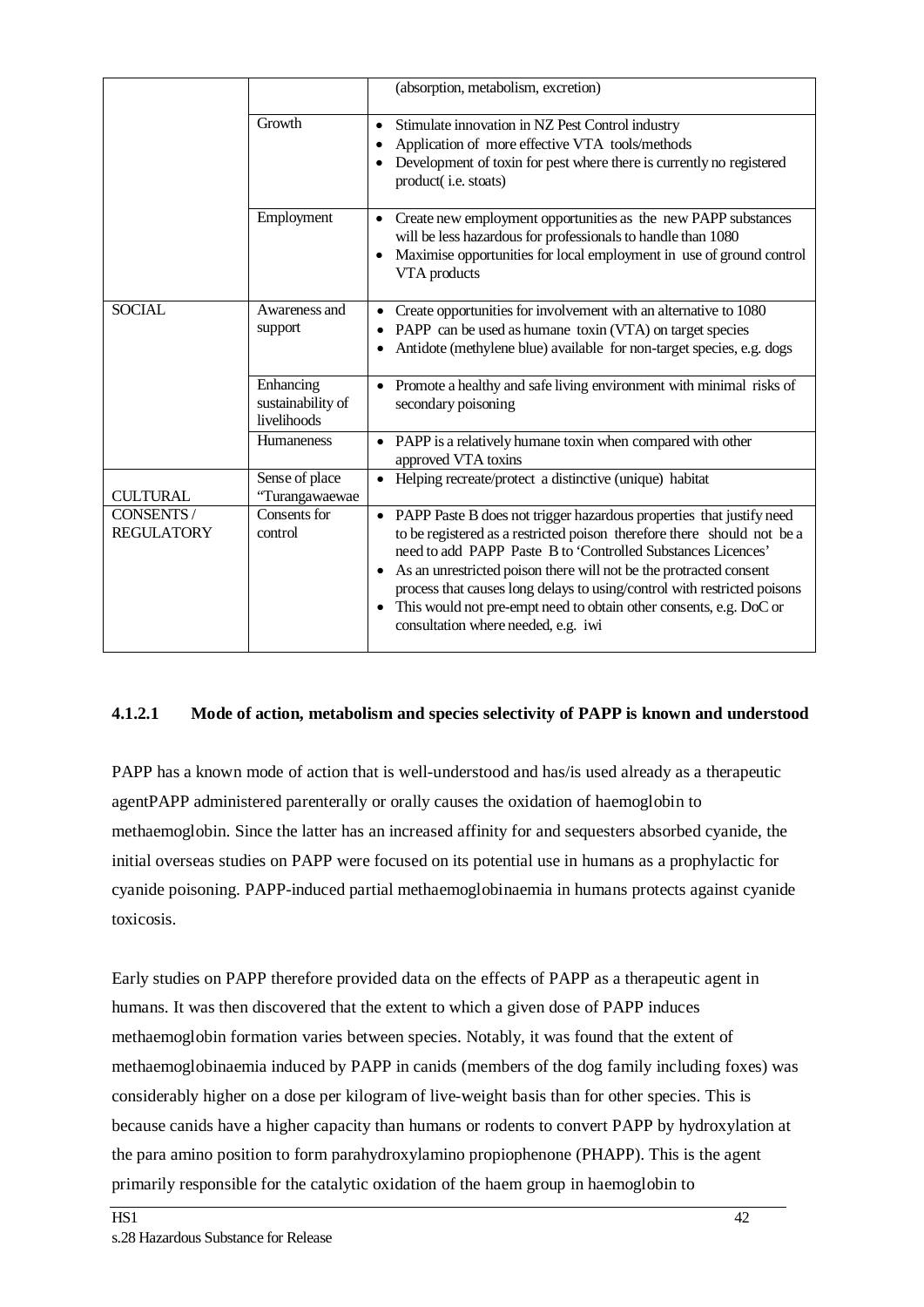| | | |
|---|---|---|
| | | (absorption, metabolism, excretion) |
| | Growth | • Stimulate innovation in NZ Pest Control industry<br>• Application of more effective VTA tools/methods<br>• Development of toxin for pest where there is currently no registered product( i.e. stoats) |
| | Employment | • Create new employment opportunities as the new PAPP substances will be less hazardous for professionals to handle than 1080<br>• Maximise opportunities for local employment in use of ground control VTA products |
| SOCIAL | Awareness and support | • Create opportunities for involvement with an alternative to 1080<br>• PAPP can be used as humane toxin (VTA) on target species<br>• Antidote (methylene blue) available for non-target species, e.g. dogs |
| | Enhancing sustainability of livelihoods | • Promote a healthy and safe living environment with minimal risks of secondary poisoning |
| | Humaneness | • PAPP is a relatively humane toxin when compared with other approved VTA toxins |
| CULTURAL | Sense of place "Turangawaewae | • Helping recreate/protect a distinctive (unique) habitat |
| CONSENTS / REGULATORY | Consents for control | • PAPP Paste B does not trigger hazardous properties that justify need to be registered as a restricted poison therefore there should not be a need to add PAPP Paste B to 'Controlled Substances Licences'<br>• As an unrestricted poison there will not be the protracted consent process that causes long delays to using/control with restricted poisons<br>• This would not pre-empt need to obtain other consents, e.g. DoC or consultation where needed, e.g. iwi |

#### 4.1.2.1 Mode of action, metabolism and species selectivity of PAPP is known and understood

PAPP has a known mode of action that is well-understood and has/is used already as a therapeutic agentPAPP administered parenterally or orally causes the oxidation of haemoglobin to methaemoglobin. Since the latter has an increased affinity for and sequesters absorbed cyanide, the initial overseas studies on PAPP were focused on its potential use in humans as a prophylactic for cyanide poisoning. PAPP-induced partial methaemoglobinaemia in humans protects against cyanide toxicosis.

Early studies on PAPP therefore provided data on the effects of PAPP as a therapeutic agent in humans. It was then discovered that the extent to which a given dose of PAPP induces methaemoglobin formation varies between species. Notably, it was found that the extent of methaemoglobinaemia induced by PAPP in canids (members of the dog family including foxes) was considerably higher on a dose per kilogram of live-weight basis than for other species. This is because canids have a higher capacity than humans or rodents to convert PAPP by hydroxylation at the para amino position to form parahydroxylamino propiophenone (PHAPP). This is the agent primarily responsible for the catalytic oxidation of the haem group in haemoglobin to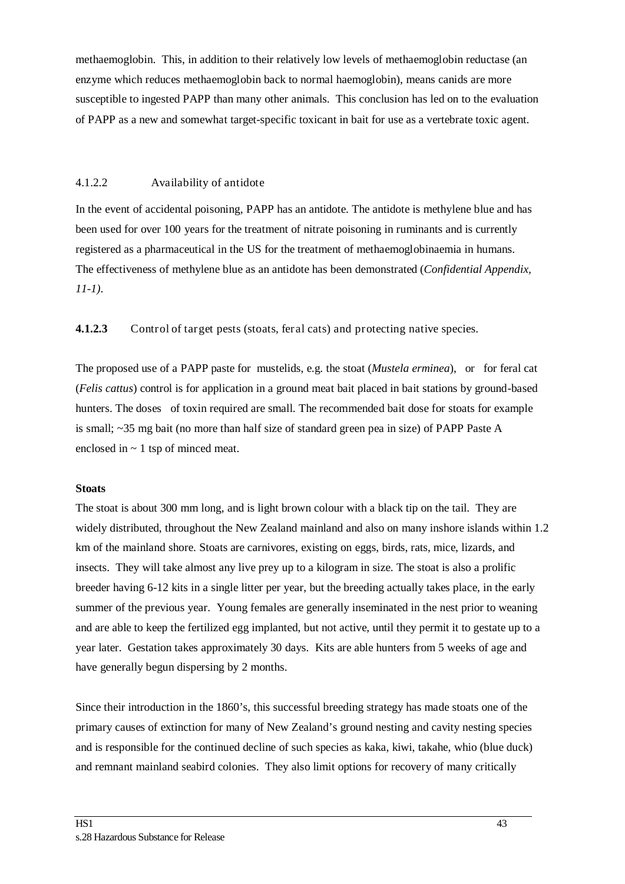methaemoglobin. This, in addition to their relatively low levels of methaemoglobin reductase (an enzyme which reduces methaemoglobin back to normal haemoglobin), means canids are more susceptible to ingested PAPP than many other animals. This conclusion has led on to the evaluation of PAPP as a new and somewhat target-specific toxicant in bait for use as a vertebrate toxic agent.

#### 4.1.2.2 Availability of antidote

In the event of accidental poisoning, PAPP has an antidote. The antidote is methylene blue and has been used for over 100 years for the treatment of nitrate poisoning in ruminants and is currently registered as a pharmaceutical in the US for the treatment of methaemoglobinaemia in humans. The effectiveness of methylene blue as an antidote has been demonstrated (*Confidential Appendix, 11-1)*.

#### **4.1.2.3** Control of target pests (stoats, feral cats) and protecting native species.

The proposed use of a PAPP paste for mustelids, e.g. the stoat (*Mustela erminea*), or for feral cat (*Felis cattus*) control is for application in a ground meat bait placed in bait stations by ground-based hunters. The doses of toxin required are small. The recommended bait dose for stoats for example is small; ~35 mg bait (no more than half size of standard green pea in size) of PAPP Paste A enclosed in ~ 1 tsp of minced meat.

**Stoats**

The stoat is about 300 mm long, and is light brown colour with a black tip on the tail. They are widely distributed, throughout the New Zealand mainland and also on many inshore islands within 1.2 km of the mainland shore. Stoats are carnivores, existing on eggs, birds, rats, mice, lizards, and insects. They will take almost any live prey up to a kilogram in size. The stoat is also a prolific breeder having 6-12 kits in a single litter per year, but the breeding actually takes place, in the early summer of the previous year. Young females are generally inseminated in the nest prior to weaning and are able to keep the fertilized egg implanted, but not active, until they permit it to gestate up to a year later. Gestation takes approximately 30 days. Kits are able hunters from 5 weeks of age and have generally begun dispersing by 2 months.

Since their introduction in the 1860's, this successful breeding strategy has made stoats one of the primary causes of extinction for many of New Zealand's ground nesting and cavity nesting species and is responsible for the continued decline of such species as kaka, kiwi, takahe, whio (blue duck) and remnant mainland seabird colonies. They also limit options for recovery of many critically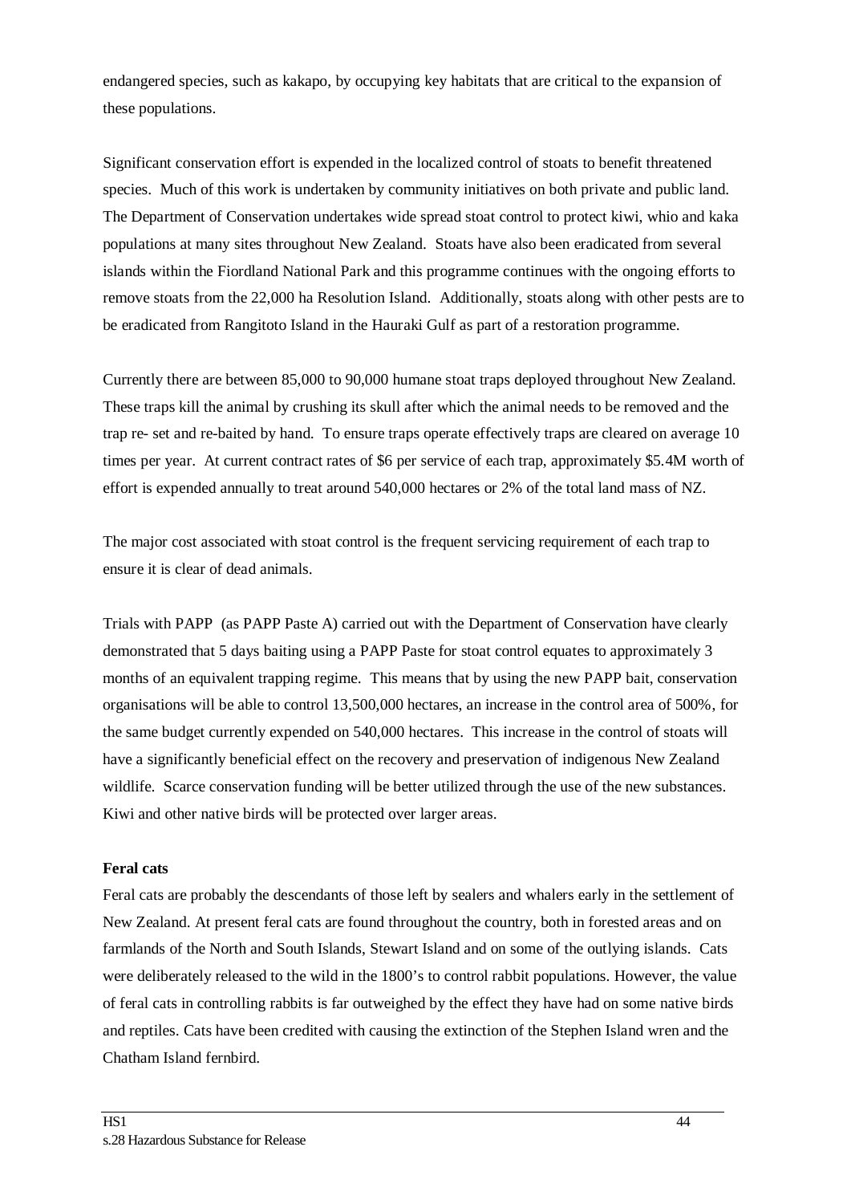endangered species, such as kakapo, by occupying key habitats that are critical to the expansion of these populations.

Significant conservation effort is expended in the localized control of stoats to benefit threatened species. Much of this work is undertaken by community initiatives on both private and public land. The Department of Conservation undertakes wide spread stoat control to protect kiwi, whio and kaka populations at many sites throughout New Zealand. Stoats have also been eradicated from several islands within the Fiordland National Park and this programme continues with the ongoing efforts to remove stoats from the 22,000 ha Resolution Island. Additionally, stoats along with other pests are to be eradicated from Rangitoto Island in the Hauraki Gulf as part of a restoration programme.

Currently there are between 85,000 to 90,000 humane stoat traps deployed throughout New Zealand. These traps kill the animal by crushing its skull after which the animal needs to be removed and the trap re- set and re-baited by hand. To ensure traps operate effectively traps are cleared on average 10 times per year. At current contract rates of $6 per service of each trap, approximately $5.4M worth of effort is expended annually to treat around 540,000 hectares or 2% of the total land mass of NZ.

The major cost associated with stoat control is the frequent servicing requirement of each trap to ensure it is clear of dead animals.

Trials with PAPP (as PAPP Paste A) carried out with the Department of Conservation have clearly demonstrated that 5 days baiting using a PAPP Paste for stoat control equates to approximately 3 months of an equivalent trapping regime. This means that by using the new PAPP bait, conservation organisations will be able to control 13,500,000 hectares, an increase in the control area of 500%, for the same budget currently expended on 540,000 hectares. This increase in the control of stoats will have a significantly beneficial effect on the recovery and preservation of indigenous New Zealand wildlife. Scarce conservation funding will be better utilized through the use of the new substances. Kiwi and other native birds will be protected over larger areas.

**Feral cats**

Feral cats are probably the descendants of those left by sealers and whalers early in the settlement of New Zealand. At present feral cats are found throughout the country, both in forested areas and on farmlands of the North and South Islands, Stewart Island and on some of the outlying islands. Cats were deliberately released to the wild in the 1800's to control rabbit populations. However, the value of feral cats in controlling rabbits is far outweighed by the effect they have had on some native birds and reptiles. Cats have been credited with causing the extinction of the Stephen Island wren and the Chatham Island fernbird.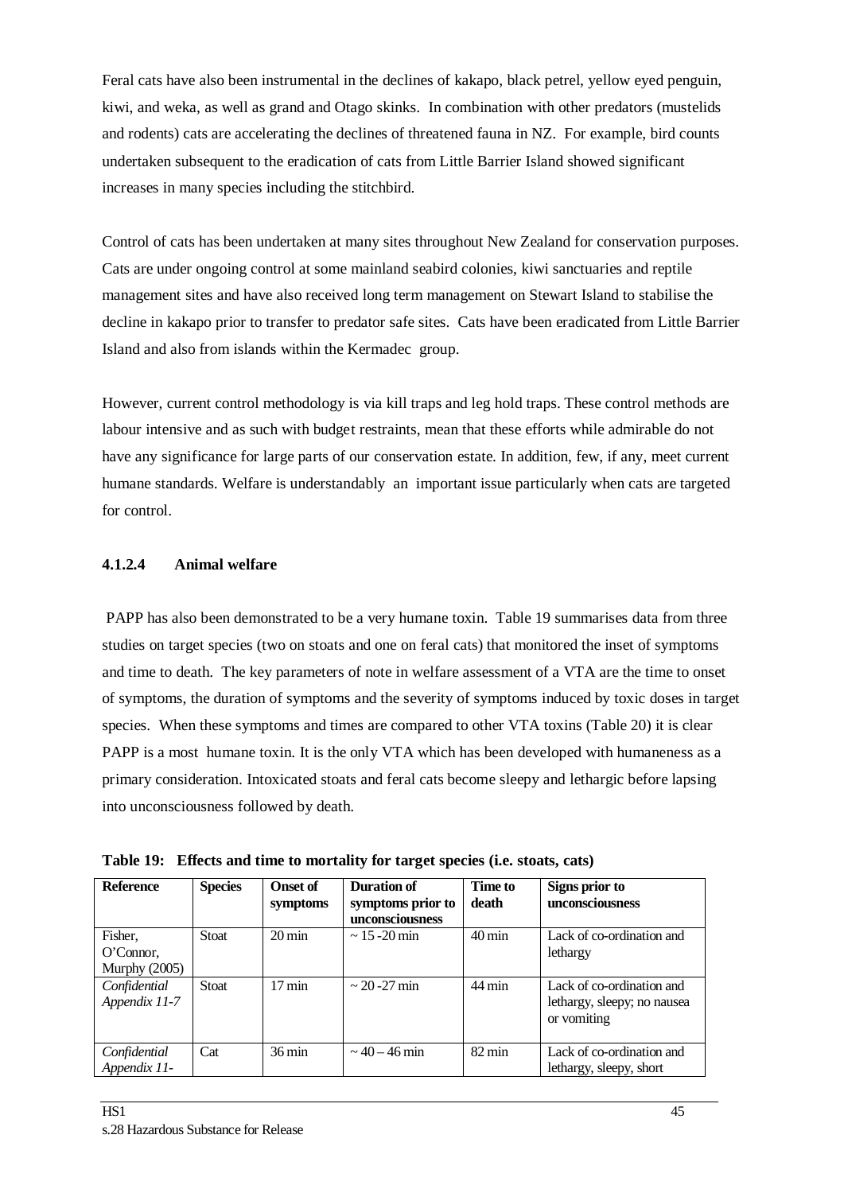Feral cats have also been instrumental in the declines of kakapo, black petrel, yellow eyed penguin, kiwi, and weka, as well as grand and Otago skinks. In combination with other predators (mustelids and rodents) cats are accelerating the declines of threatened fauna in NZ. For example, bird counts undertaken subsequent to the eradication of cats from Little Barrier Island showed significant increases in many species including the stitchbird.

Control of cats has been undertaken at many sites throughout New Zealand for conservation purposes. Cats are under ongoing control at some mainland seabird colonies, kiwi sanctuaries and reptile management sites and have also received long term management on Stewart Island to stabilise the decline in kakapo prior to transfer to predator safe sites. Cats have been eradicated from Little Barrier Island and also from islands within the Kermadec group.

However, current control methodology is via kill traps and leg hold traps. These control methods are labour intensive and as such with budget restraints, mean that these efforts while admirable do not have any significance for large parts of our conservation estate. In addition, few, if any, meet current humane standards. Welfare is understandably an important issue particularly when cats are targeted for control.

#### 4.1.2.4 Animal welfare

PAPP has also been demonstrated to be a very humane toxin. Table 19 summarises data from three studies on target species (two on stoats and one on feral cats) that monitored the inset of symptoms and time to death. The key parameters of note in welfare assessment of a VTA are the time to onset of symptoms, the duration of symptoms and the severity of symptoms induced by toxic doses in target species. When these symptoms and times are compared to other VTA toxins (Table 20) it is clear PAPP is a most humane toxin. It is the only VTA which has been developed with humaneness as a primary consideration. Intoxicated stoats and feral cats become sleepy and lethargic before lapsing into unconsciousness followed by death.

**Table 19: Effects and time to mortality for target species (i.e. stoats, cats)**

| Reference | Species | Onset of symptoms | Duration of symptoms prior to unconsciousness | Time to death | Signs prior to unconsciousness |
|---|---|---|---|---|---|
| Fisher, O'Connor, Murphy (2005) | Stoat | 20 min | ~ 15 -20 min | 40 min | Lack of co-ordination and lethargy |
| *Confidential Appendix 11-7* | Stoat | 17 min | ~ 20 -27 min | 44 min | Lack of co-ordination and lethargy, sleepy; no nausea or vomiting |
| *Confidential Appendix 11-* | Cat | 36 min | ~ 40 – 46 min | 82 min | Lack of co-ordination and lethargy, sleepy, short |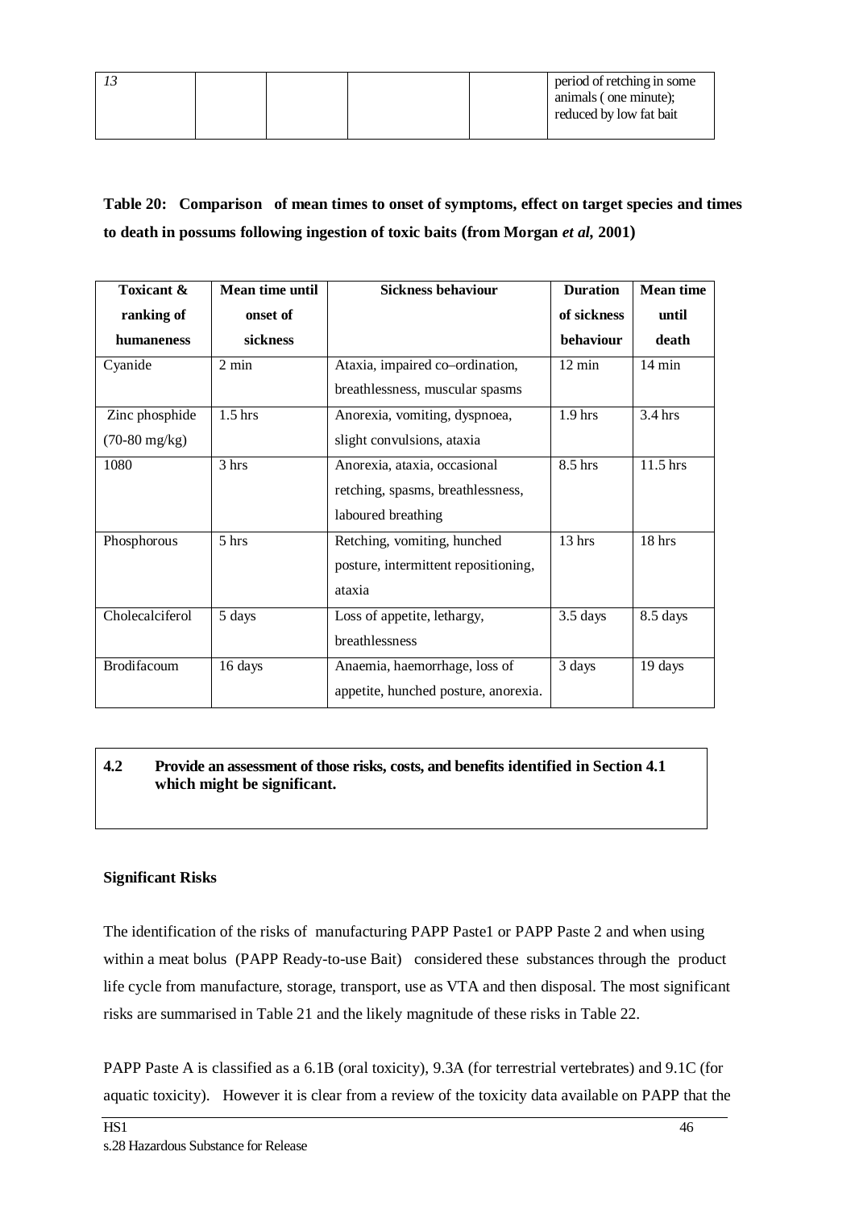| 13 | | | | | period of retching in some animals ( one minute); reduced by low fat bait |
|---|---|---|---|---|---|

**Table 20: Comparison of mean times to onset of symptoms, effect on target species and times to death in possums following ingestion of toxic baits (from Morgan *et al*, 2001)**

| Toxicant & ranking of humaneness | Mean time until onset of sickness | Sickness behaviour | Duration of sickness behaviour | Mean time until death |
|---|---|---|---|---|
| Cyanide | 2 min | Ataxia, impaired co–ordination, breathlessness, muscular spasms | 12 min | 14 min |
| Zinc phosphide (70-80 mg/kg) | 1.5 hrs | Anorexia, vomiting, dyspnoea, slight convulsions, ataxia | 1.9 hrs | 3.4 hrs |
| 1080 | 3 hrs | Anorexia, ataxia, occasional retching, spasms, breathlessness, laboured breathing | 8.5 hrs | 11.5 hrs |
| Phosphorous | 5 hrs | Retching, vomiting, hunched posture, intermittent repositioning, ataxia | 13 hrs | 18 hrs |
| Cholecalciferol | 5 days | Loss of appetite, lethargy, breathlessness | 3.5 days | 8.5 days |
| Brodifacoum | 16 days | Anaemia, haemorrhage, loss of appetite, hunched posture, anorexia. | 3 days | 19 days |

**4.2 Provide an assessment of those risks, costs, and benefits identified in Section 4.1 which might be significant.**

**Significant Risks**

The identification of the risks of manufacturing PAPP Paste1 or PAPP Paste 2 and when using within a meat bolus (PAPP Ready-to-use Bait) considered these substances through the product life cycle from manufacture, storage, transport, use as VTA and then disposal. The most significant risks are summarised in Table 21 and the likely magnitude of these risks in Table 22.

PAPP Paste A is classified as a 6.1B (oral toxicity), 9.3A (for terrestrial vertebrates) and 9.1C (for aquatic toxicity). However it is clear from a review of the toxicity data available on PAPP that the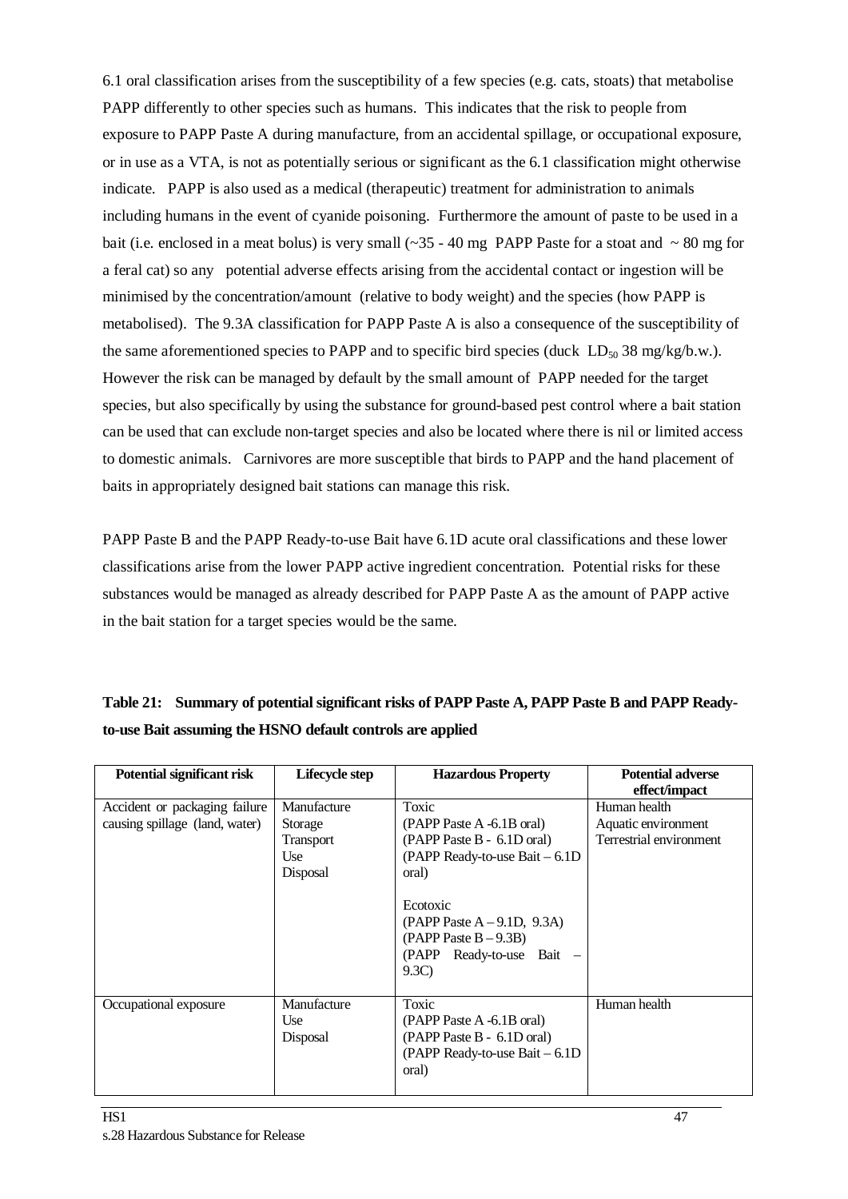6.1 oral classification arises from the susceptibility of a few species (e.g. cats, stoats) that metabolise PAPP differently to other species such as humans. This indicates that the risk to people from exposure to PAPP Paste A during manufacture, from an accidental spillage, or occupational exposure, or in use as a VTA, is not as potentially serious or significant as the 6.1 classification might otherwise indicate. PAPP is also used as a medical (therapeutic) treatment for administration to animals including humans in the event of cyanide poisoning. Furthermore the amount of paste to be used in a bait (i.e. enclosed in a meat bolus) is very small (~35 - 40 mg PAPP Paste for a stoat and ~ 80 mg for a feral cat) so any potential adverse effects arising from the accidental contact or ingestion will be minimised by the concentration/amount (relative to body weight) and the species (how PAPP is metabolised). The 9.3A classification for PAPP Paste A is also a consequence of the susceptibility of the same aforementioned species to PAPP and to specific bird species (duck $LD_{50}$ 38 mg/kg/b.w.). However the risk can be managed by default by the small amount of PAPP needed for the target species, but also specifically by using the substance for ground-based pest control where a bait station can be used that can exclude non-target species and also be located where there is nil or limited access to domestic animals. Carnivores are more susceptible that birds to PAPP and the hand placement of baits in appropriately designed bait stations can manage this risk.

PAPP Paste B and the PAPP Ready-to-use Bait have 6.1D acute oral classifications and these lower classifications arise from the lower PAPP active ingredient concentration. Potential risks for these substances would be managed as already described for PAPP Paste A as the amount of PAPP active in the bait station for a target species would be the same.

**Table 21: Summary of potential significant risks of PAPP Paste A, PAPP Paste B and PAPP Ready-to-use Bait assuming the HSNO default controls are applied**

| Potential significant risk | Lifecycle step | Hazardous Property | Potential adverse effect/impact |
|---|---|---|---|
| Accident or packaging failure causing spillage (land, water) | Manufacture<br>Storage<br>Transport<br>Use<br>Disposal | Toxic<br>(PAPP Paste A -6.1B oral)<br>(PAPP Paste B - 6.1D oral)<br>(PAPP Ready-to-use Bait – 6.1D oral)<br><br>Ecotoxic<br>(PAPP Paste A – 9.1D, 9.3A)<br>(PAPP Paste B – 9.3B)<br>(PAPP Ready-to-use Bait – 9.3C) | Human health<br>Aquatic environment<br>Terrestrial environment |
| Occupational exposure | Manufacture<br>Use<br>Disposal | Toxic<br>(PAPP Paste A -6.1B oral)<br>(PAPP Paste B - 6.1D oral)<br>(PAPP Ready-to-use Bait – 6.1D oral) | Human health |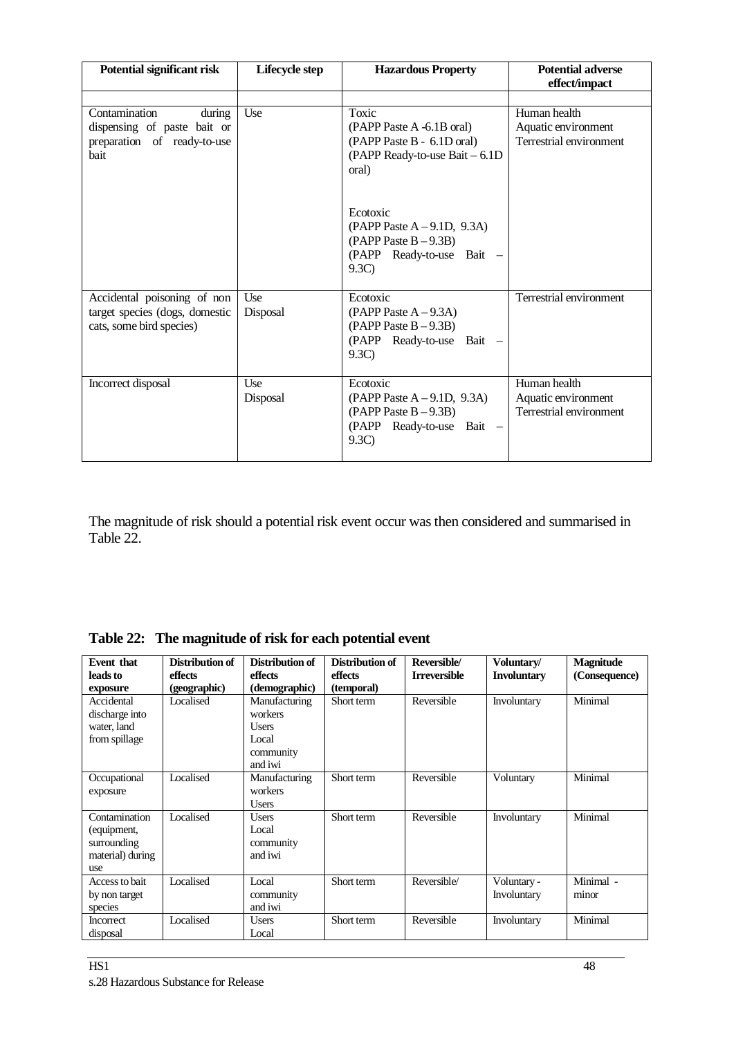| Potential significant risk | Lifecycle step | Hazardous Property | Potential adverse effect/impact |
|---|---|---|---|
| | | | |
| Contamination during dispensing of paste bait or preparation of ready-to-use bait | Use | Toxic<br>(PAPP Paste A -6.1B oral)<br>(PAPP Paste B - 6.1D oral)<br>(PAPP Ready-to-use Bait – 6.1D oral)<br><br>Ecotoxic<br>(PAPP Paste A – 9.1D, 9.3A)<br>(PAPP Paste B – 9.3B)<br>(PAPP Ready-to-use Bait – 9.3C) | Human health<br>Aquatic environment<br>Terrestrial environment |
| Accidental poisoning of non target species (dogs, domestic cats, some bird species) | Use<br>Disposal | Ecotoxic<br>(PAPP Paste A – 9.3A)<br>(PAPP Paste B – 9.3B)<br>(PAPP Ready-to-use Bait – 9.3C) | Terrestrial environment |
| Incorrect disposal | Use<br>Disposal | Ecotoxic<br>(PAPP Paste A – 9.1D, 9.3A)<br>(PAPP Paste B – 9.3B)<br>(PAPP Ready-to-use Bait – 9.3C) | Human health<br>Aquatic environment<br>Terrestrial environment |

The magnitude of risk should a potential risk event occur was then considered and summarised in Table 22.

**Table 22: The magnitude of risk for each potential event**

| Event that leads to exposure | Distribution of effects (geographic) | Distribution of effects (demographic) | Distribution of effects (temporal) | Reversible/ Irreversible | Voluntary/ Involuntary | Magnitude (Consequence) |
|---|---|---|---|---|---|---|
| Accidental discharge into water, land from spillage | Localised | Manufacturing workers<br>Users<br>Local community and iwi | Short term | Reversible | Involuntary | Minimal |
| Occupational exposure | Localised | Manufacturing workers<br>Users | Short term | Reversible | Voluntary | Minimal |
| Contamination (equipment, surrounding material) during use | Localised | Users<br>Local community and iwi | Short term | Reversible | Involuntary | Minimal |
| Access to bait by non target species | Localised | Local community and iwi | Short term | Reversible/ | Voluntary - Involuntary | Minimal - minor |
| Incorrect disposal | Localised | Users<br>Local | Short term | Reversible | Involuntary | Minimal |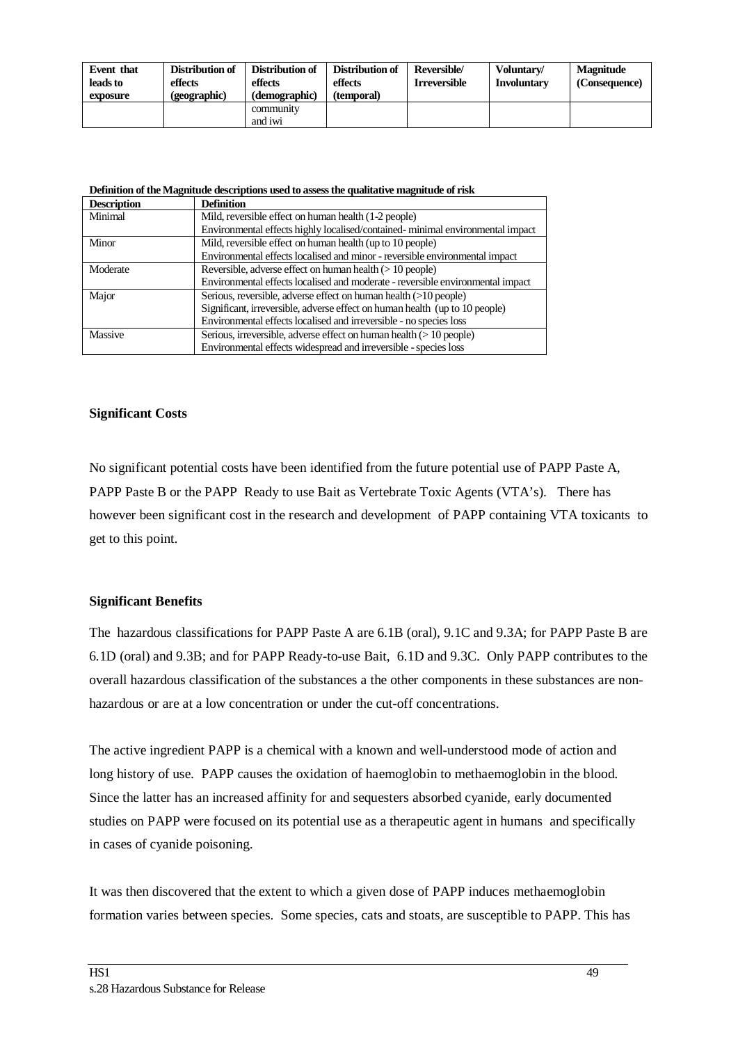| Event that leads to exposure | Distribution of effects (geographic) | Distribution of effects (demographic) | Distribution of effects (temporal) | Reversible/ Irreversible | Voluntary/ Involuntary | Magnitude (Consequence) |
|---|---|---|---|---|---|---|
| | | community and iwi | | | | |

**Definition of the Magnitude descriptions used to assess the qualitative magnitude of risk**

| Description | Definition |
|---|---|
| Minimal | Mild, reversible effect on human health (1-2 people)<br>Environmental effects highly localised/contained- minimal environmental impact |
| Minor | Mild, reversible effect on human health (up to 10 people)<br>Environmental effects localised and minor - reversible environmental impact |
| Moderate | Reversible, adverse effect on human health (> 10 people)<br>Environmental effects localised and moderate - reversible environmental impact |
| Major | Serious, reversible, adverse effect on human health (>10 people)<br>Significant, irreversible, adverse effect on human health (up to 10 people)<br>Environmental effects localised and irreversible - no species loss |
| Massive | Serious, irreversible, adverse effect on human health (> 10 people)<br>Environmental effects widespread and irreversible - species loss |

**Significant Costs**

No significant potential costs have been identified from the future potential use of PAPP Paste A, PAPP Paste B or the PAPP Ready to use Bait as Vertebrate Toxic Agents (VTA's). There has however been significant cost in the research and development of PAPP containing VTA toxicants to get to this point.

**Significant Benefits**

The hazardous classifications for PAPP Paste A are 6.1B (oral), 9.1C and 9.3A; for PAPP Paste B are 6.1D (oral) and 9.3B; and for PAPP Ready-to-use Bait, 6.1D and 9.3C. Only PAPP contributes to the overall hazardous classification of the substances a the other components in these substances are non-hazardous or are at a low concentration or under the cut-off concentrations.

The active ingredient PAPP is a chemical with a known and well-understood mode of action and long history of use. PAPP causes the oxidation of haemoglobin to methaemoglobin in the blood. Since the latter has an increased affinity for and sequesters absorbed cyanide, early documented studies on PAPP were focused on its potential use as a therapeutic agent in humans and specifically in cases of cyanide poisoning.

It was then discovered that the extent to which a given dose of PAPP induces methaemoglobin formation varies between species. Some species, cats and stoats, are susceptible to PAPP. This has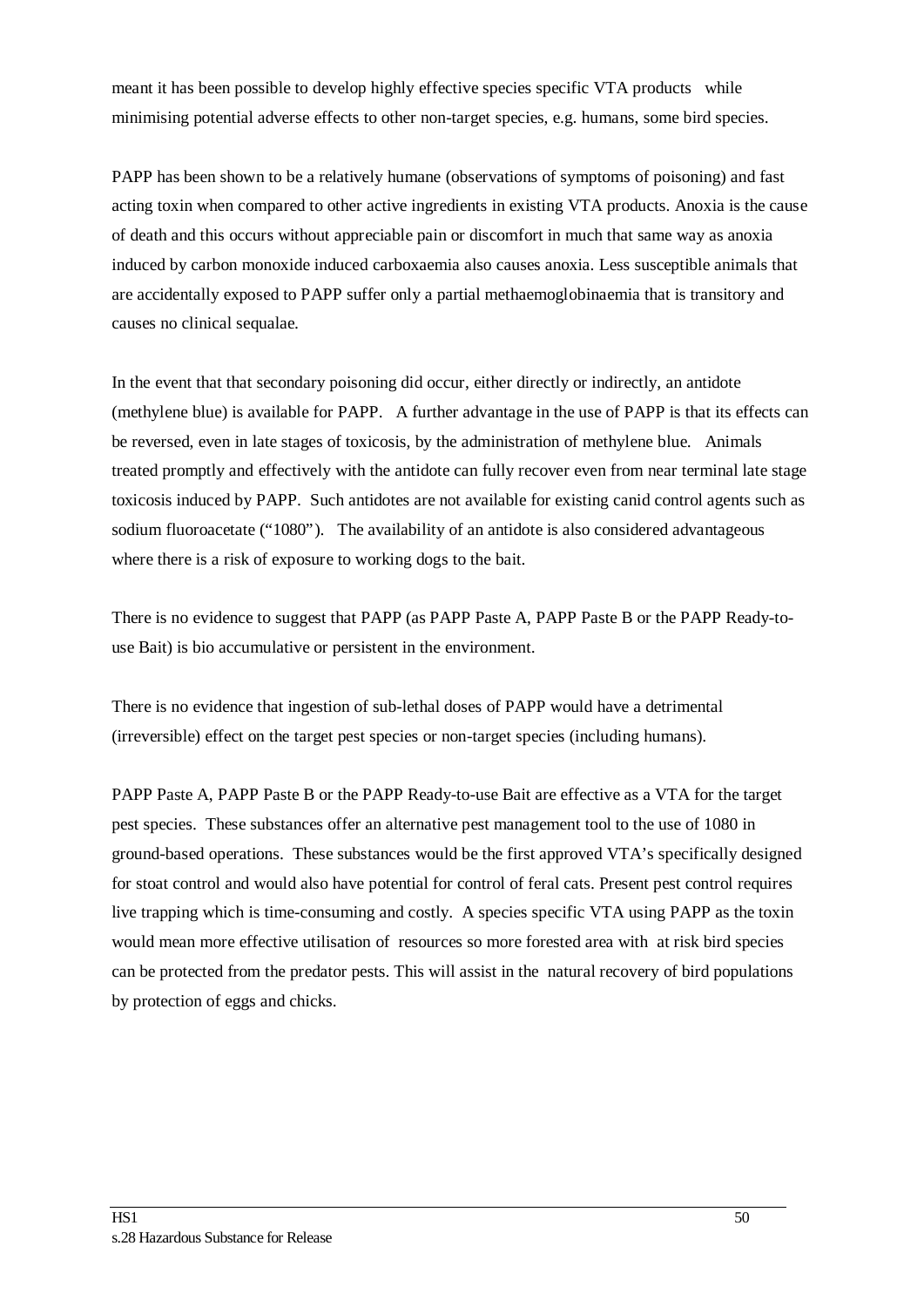meant it has been possible to develop highly effective species specific VTA products while minimising potential adverse effects to other non-target species, e.g. humans, some bird species.

PAPP has been shown to be a relatively humane (observations of symptoms of poisoning) and fast acting toxin when compared to other active ingredients in existing VTA products. Anoxia is the cause of death and this occurs without appreciable pain or discomfort in much that same way as anoxia induced by carbon monoxide induced carboxaemia also causes anoxia. Less susceptible animals that are accidentally exposed to PAPP suffer only a partial methaemoglobinaemia that is transitory and causes no clinical sequalae.

In the event that that secondary poisoning did occur, either directly or indirectly, an antidote (methylene blue) is available for PAPP. A further advantage in the use of PAPP is that its effects can be reversed, even in late stages of toxicosis, by the administration of methylene blue. Animals treated promptly and effectively with the antidote can fully recover even from near terminal late stage toxicosis induced by PAPP. Such antidotes are not available for existing canid control agents such as sodium fluoroacetate ("1080"). The availability of an antidote is also considered advantageous where there is a risk of exposure to working dogs to the bait.

There is no evidence to suggest that PAPP (as PAPP Paste A, PAPP Paste B or the PAPP Ready-to-use Bait) is bio accumulative or persistent in the environment.

There is no evidence that ingestion of sub-lethal doses of PAPP would have a detrimental (irreversible) effect on the target pest species or non-target species (including humans).

PAPP Paste A, PAPP Paste B or the PAPP Ready-to-use Bait are effective as a VTA for the target pest species. These substances offer an alternative pest management tool to the use of 1080 in ground-based operations. These substances would be the first approved VTA's specifically designed for stoat control and would also have potential for control of feral cats. Present pest control requires live trapping which is time-consuming and costly. A species specific VTA using PAPP as the toxin would mean more effective utilisation of resources so more forested area with at risk bird species can be protected from the predator pests. This will assist in the natural recovery of bird populations by protection of eggs and chicks.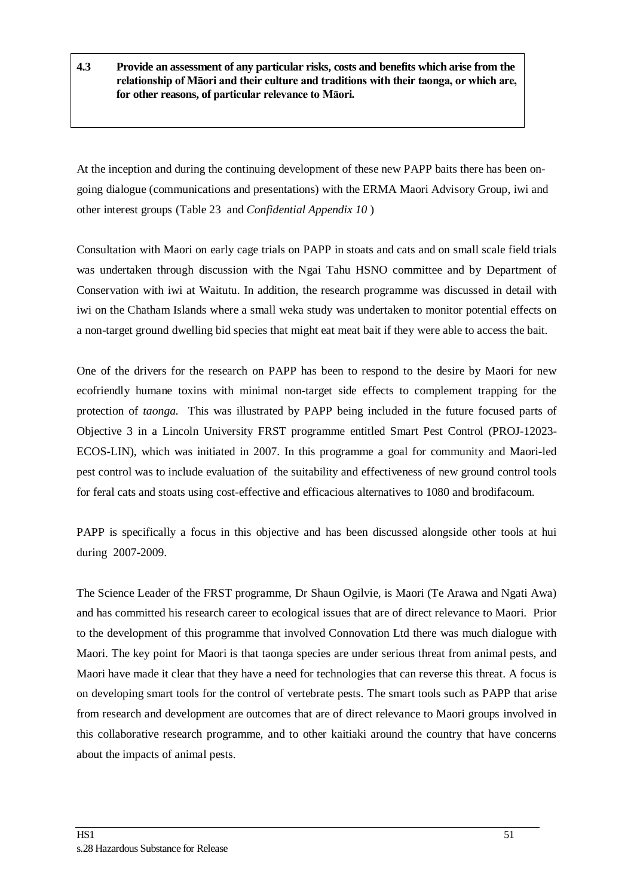**4.3 Provide an assessment of any particular risks, costs and benefits which arise from the relationship of Māori and their culture and traditions with their taonga, or which are, for other reasons, of particular relevance to Māori.**

At the inception and during the continuing development of these new PAPP baits there has been on-going dialogue (communications and presentations) with the ERMA Maori Advisory Group, iwi and other interest groups (Table 23 and *Confidential Appendix 10* )

Consultation with Maori on early cage trials on PAPP in stoats and cats and on small scale field trials was undertaken through discussion with the Ngai Tahu HSNO committee and by Department of Conservation with iwi at Waitutu. In addition, the research programme was discussed in detail with iwi on the Chatham Islands where a small weka study was undertaken to monitor potential effects on a non-target ground dwelling bid species that might eat meat bait if they were able to access the bait.

One of the drivers for the research on PAPP has been to respond to the desire by Maori for new ecofriendly humane toxins with minimal non-target side effects to complement trapping for the protection of *taonga.* This was illustrated by PAPP being included in the future focused parts of Objective 3 in a Lincoln University FRST programme entitled Smart Pest Control (PROJ-12023-ECOS-LIN), which was initiated in 2007. In this programme a goal for community and Maori-led pest control was to include evaluation of the suitability and effectiveness of new ground control tools for feral cats and stoats using cost-effective and efficacious alternatives to 1080 and brodifacoum.

PAPP is specifically a focus in this objective and has been discussed alongside other tools at hui during 2007-2009.

The Science Leader of the FRST programme, Dr Shaun Ogilvie, is Maori (Te Arawa and Ngati Awa) and has committed his research career to ecological issues that are of direct relevance to Maori. Prior to the development of this programme that involved Connovation Ltd there was much dialogue with Maori. The key point for Maori is that taonga species are under serious threat from animal pests, and Maori have made it clear that they have a need for technologies that can reverse this threat. A focus is on developing smart tools for the control of vertebrate pests. The smart tools such as PAPP that arise from research and development are outcomes that are of direct relevance to Maori groups involved in this collaborative research programme, and to other kaitiaki around the country that have concerns about the impacts of animal pests.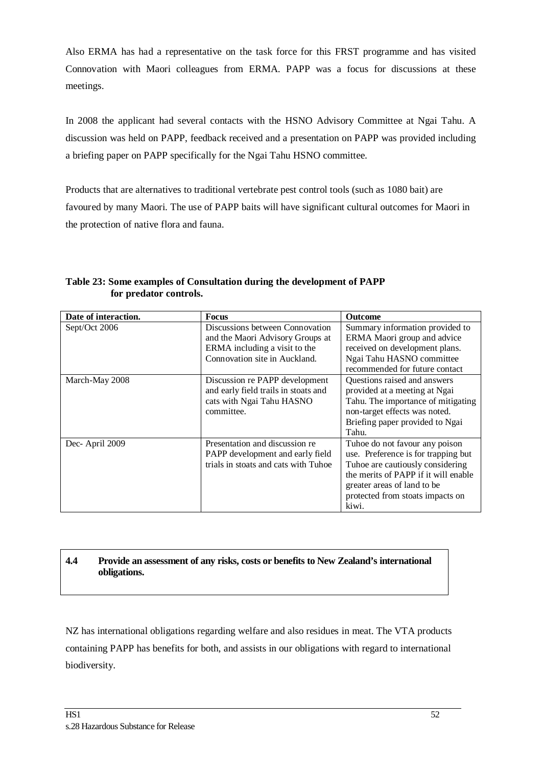Also ERMA has had a representative on the task force for this FRST programme and has visited Connovation with Maori colleagues from ERMA. PAPP was a focus for discussions at these meetings.

In 2008 the applicant had several contacts with the HSNO Advisory Committee at Ngai Tahu. A discussion was held on PAPP, feedback received and a presentation on PAPP was provided including a briefing paper on PAPP specifically for the Ngai Tahu HSNO committee.

Products that are alternatives to traditional vertebrate pest control tools (such as 1080 bait) are favoured by many Maori. The use of PAPP baits will have significant cultural outcomes for Maori in the protection of native flora and fauna.

**Table 23: Some examples of Consultation during the development of PAPP for predator controls.**

| Date of interaction. | Focus | Outcome |
|---|---|---|
| Sept/Oct 2006 | Discussions between Connovation and the Maori Advisory Groups at ERMA including a visit to the Connovation site in Auckland. | Summary information provided to ERMA Maori group and advice received on development plans. Ngai Tahu HASNO committee recommended for future contact |
| March-May 2008 | Discussion re PAPP development and early field trails in stoats and cats with Ngai Tahu HASNO committee. | Questions raised and answers provided at a meeting at Ngai Tahu. The importance of mitigating non-target effects was noted. Briefing paper provided to Ngai Tahu. |
| Dec- April 2009 | Presentation and discussion re PAPP development and early field trials in stoats and cats with Tuhoe | Tuhoe do not favour any poison use. Preference is for trapping but Tuhoe are cautiously considering the merits of PAPP if it will enable greater areas of land to be protected from stoats impacts on kiwi. |

**4.4 Provide an assessment of any risks, costs or benefits to New Zealand's international obligations.**

NZ has international obligations regarding welfare and also residues in meat. The VTA products containing PAPP has benefits for both, and assists in our obligations with regard to international biodiversity.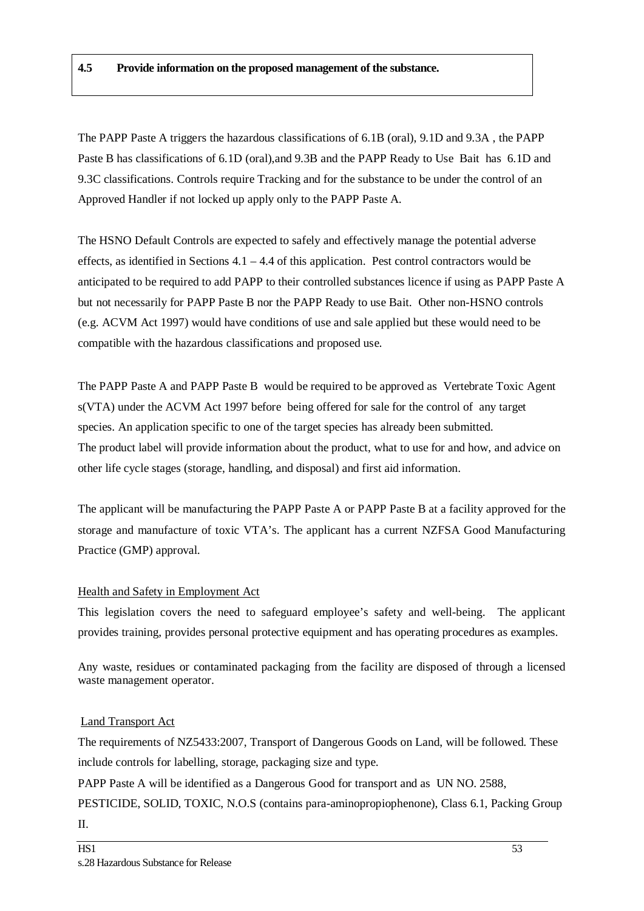**4.5 Provide information on the proposed management of the substance.**

The PAPP Paste A triggers the hazardous classifications of 6.1B (oral), 9.1D and 9.3A , the PAPP Paste B has classifications of 6.1D (oral),and 9.3B and the PAPP Ready to Use Bait has 6.1D and 9.3C classifications. Controls require Tracking and for the substance to be under the control of an Approved Handler if not locked up apply only to the PAPP Paste A.

The HSNO Default Controls are expected to safely and effectively manage the potential adverse effects, as identified in Sections 4.1 – 4.4 of this application. Pest control contractors would be anticipated to be required to add PAPP to their controlled substances licence if using as PAPP Paste A but not necessarily for PAPP Paste B nor the PAPP Ready to use Bait. Other non-HSNO controls (e.g. ACVM Act 1997) would have conditions of use and sale applied but these would need to be compatible with the hazardous classifications and proposed use.

The PAPP Paste A and PAPP Paste B would be required to be approved as Vertebrate Toxic Agent s(VTA) under the ACVM Act 1997 before being offered for sale for the control of any target species. An application specific to one of the target species has already been submitted.
The product label will provide information about the product, what to use for and how, and advice on other life cycle stages (storage, handling, and disposal) and first aid information.

The applicant will be manufacturing the PAPP Paste A or PAPP Paste B at a facility approved for the storage and manufacture of toxic VTA's. The applicant has a current NZFSA Good Manufacturing Practice (GMP) approval.

Health and Safety in Employment Act

This legislation covers the need to safeguard employee's safety and well-being. The applicant provides training, provides personal protective equipment and has operating procedures as examples.

Any waste, residues or contaminated packaging from the facility are disposed of through a licensed waste management operator.

Land Transport Act

The requirements of NZ5433:2007, Transport of Dangerous Goods on Land, will be followed. These include controls for labelling, storage, packaging size and type.
PAPP Paste A will be identified as a Dangerous Good for transport and as UN NO. 2588, PESTICIDE, SOLID, TOXIC, N.O.S (contains para-aminopropiophenone), Class 6.1, Packing Group II.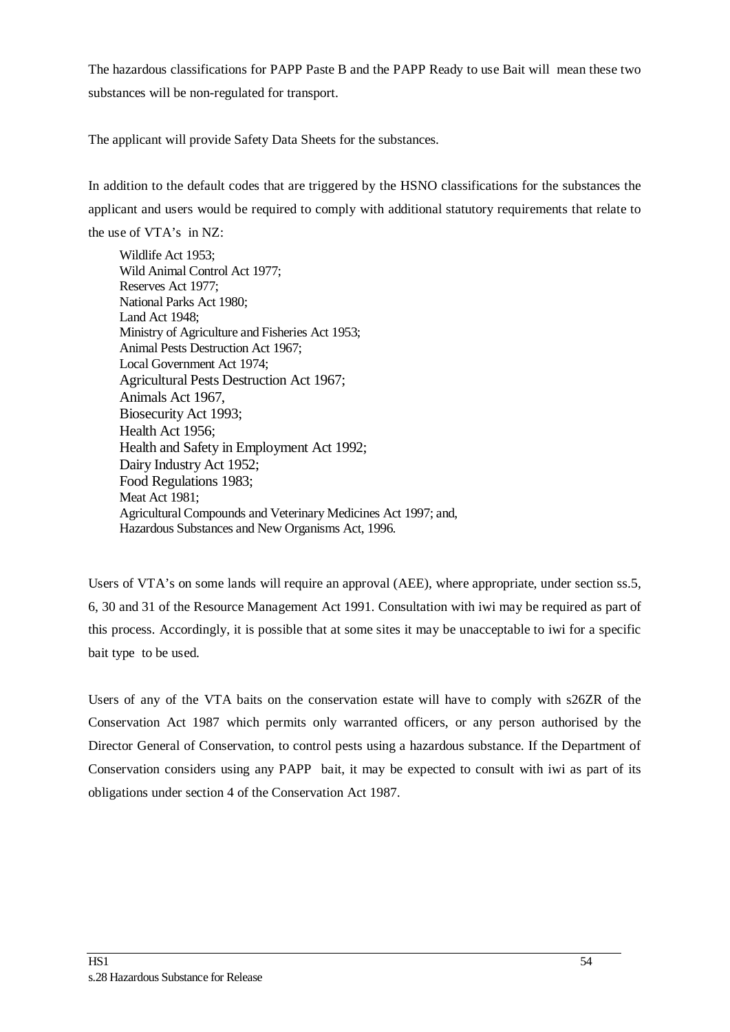The hazardous classifications for PAPP Paste B and the PAPP Ready to use Bait will mean these two substances will be non-regulated for transport.

The applicant will provide Safety Data Sheets for the substances.

In addition to the default codes that are triggered by the HSNO classifications for the substances the applicant and users would be required to comply with additional statutory requirements that relate to the use of VTA's in NZ:

Wildlife Act 1953;
Wild Animal Control Act 1977;
Reserves Act 1977;
National Parks Act 1980;
Land Act 1948;
Ministry of Agriculture and Fisheries Act 1953;
Animal Pests Destruction Act 1967;
Local Government Act 1974;
Agricultural Pests Destruction Act 1967;
Animals Act 1967,
Biosecurity Act 1993;
Health Act 1956;
Health and Safety in Employment Act 1992;
Dairy Industry Act 1952;
Food Regulations 1983;
Meat Act 1981;
Agricultural Compounds and Veterinary Medicines Act 1997; and,
Hazardous Substances and New Organisms Act, 1996.

Users of VTA's on some lands will require an approval (AEE), where appropriate, under section ss.5, 6, 30 and 31 of the Resource Management Act 1991. Consultation with iwi may be required as part of this process. Accordingly, it is possible that at some sites it may be unacceptable to iwi for a specific bait type to be used.

Users of any of the VTA baits on the conservation estate will have to comply with s26ZR of the Conservation Act 1987 which permits only warranted officers, or any person authorised by the Director General of Conservation, to control pests using a hazardous substance. If the Department of Conservation considers using any PAPP bait, it may be expected to consult with iwi as part of its obligations under section 4 of the Conservation Act 1987.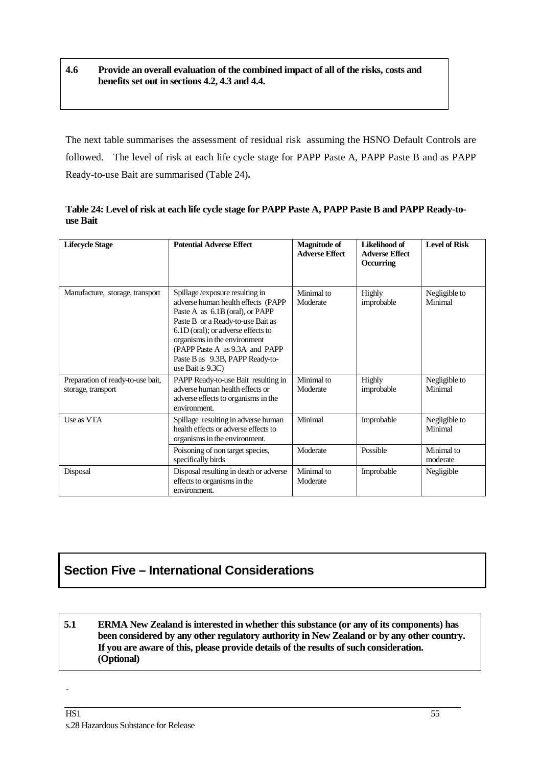**4.6 Provide an overall evaluation of the combined impact of all of the risks, costs and benefits set out in sections 4.2, 4.3 and 4.4.**

The next table summarises the assessment of residual risk assuming the HSNO Default Controls are followed. The level of risk at each life cycle stage for PAPP Paste A, PAPP Paste B and as PAPP Ready-to-use Bait are summarised (Table 24)**.**

**Table 24: Level of risk at each life cycle stage for PAPP Paste A, PAPP Paste B and PAPP Ready-to-use Bait**

| Lifecycle Stage | Potential Adverse Effect | Magnitude of Adverse Effect | Likelihood of Adverse Effect Occurring | Level of Risk |
|---|---|---|---|---|
| Manufacture, storage, transport | Spillage /exposure resulting in adverse human health effects (PAPP Paste A as 6.1B (oral), or PAPP Paste B or a Ready-to-use Bait as 6.1D (oral); or adverse effects to organisms in the environment (PAPP Paste A as 9.3A and PAPP Paste B as 9.3B, PAPP Ready-to-use Bait is 9.3C) | Minimal to Moderate | Highly improbable | Negligible to Minimal |
| Preparation of ready-to-use bait, storage, transport | PAPP Ready-to-use Bait resulting in adverse human health effects or adverse effects to organisms in the environment. | Minimal to Moderate | Highly improbable | Negligible to Minimal |
| Use as VTA | Spillage resulting in adverse human health effects or adverse effects to organisms in the environment. | Minimal | Improbable | Negligible to Minimal |
| | Poisoning of non target species, specifically birds | Moderate | Possible | Minimal to moderate |
| Disposal | Disposal resulting in death or adverse effects to organisms in the environment. | Minimal to Moderate | Improbable | Negligible |

## Section Five – International Considerations

**5.1 ERMA New Zealand is interested in whether this substance (or any of its components) has been considered by any other regulatory authority in New Zealand or by any other country. If you are aware of this, please provide details of the results of such consideration. (Optional)**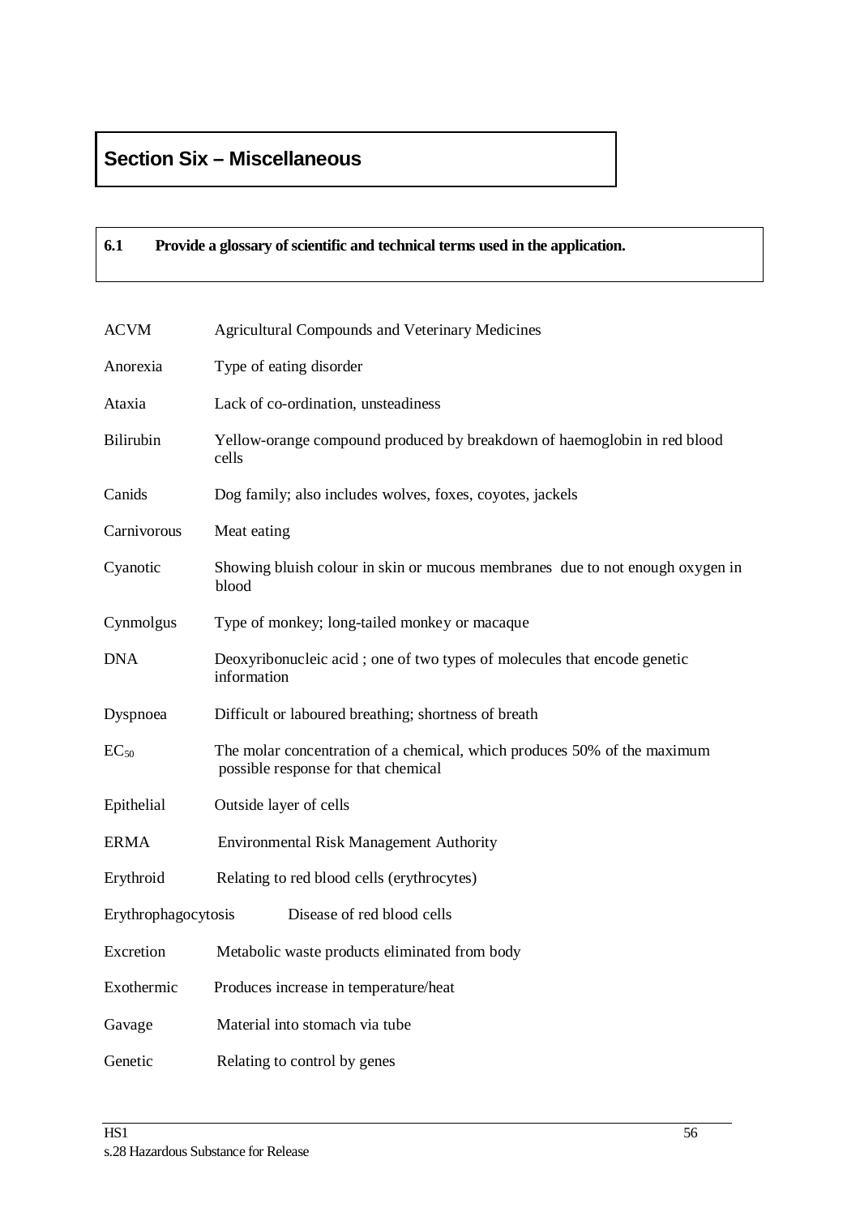# Section Six – Miscellaneous

**6.1 Provide a glossary of scientific and technical terms used in the application.**

| | |
|---|---|
| ACVM | Agricultural Compounds and Veterinary Medicines |
| Anorexia | Type of eating disorder |
| Ataxia | Lack of co-ordination, unsteadiness |
| Bilirubin | Yellow-orange compound produced by breakdown of haemoglobin in red blood cells |
| Canids | Dog family; also includes wolves, foxes, coyotes, jackels |
| Carnivorous | Meat eating |
| Cyanotic | Showing bluish colour in skin or mucous membranes due to not enough oxygen in blood |
| Cynmolgus | Type of monkey; long-tailed monkey or macaque |
| DNA | Deoxyribonucleic acid ; one of two types of molecules that encode genetic information |
| Dyspnoea | Difficult or laboured breathing; shortness of breath |
| $EC_{50}$ | The molar concentration of a chemical, which produces 50% of the maximum possible response for that chemical |
| Epithelial | Outside layer of cells |
| ERMA | Environmental Risk Management Authority |
| Erythroid | Relating to red blood cells (erythrocytes) |
| Erythrophagocytosis | Disease of red blood cells |
| Excretion | Metabolic waste products eliminated from body |
| Exothermic | Produces increase in temperature/heat |
| Gavage | Material into stomach via tube |
| Genetic | Relating to control by genes |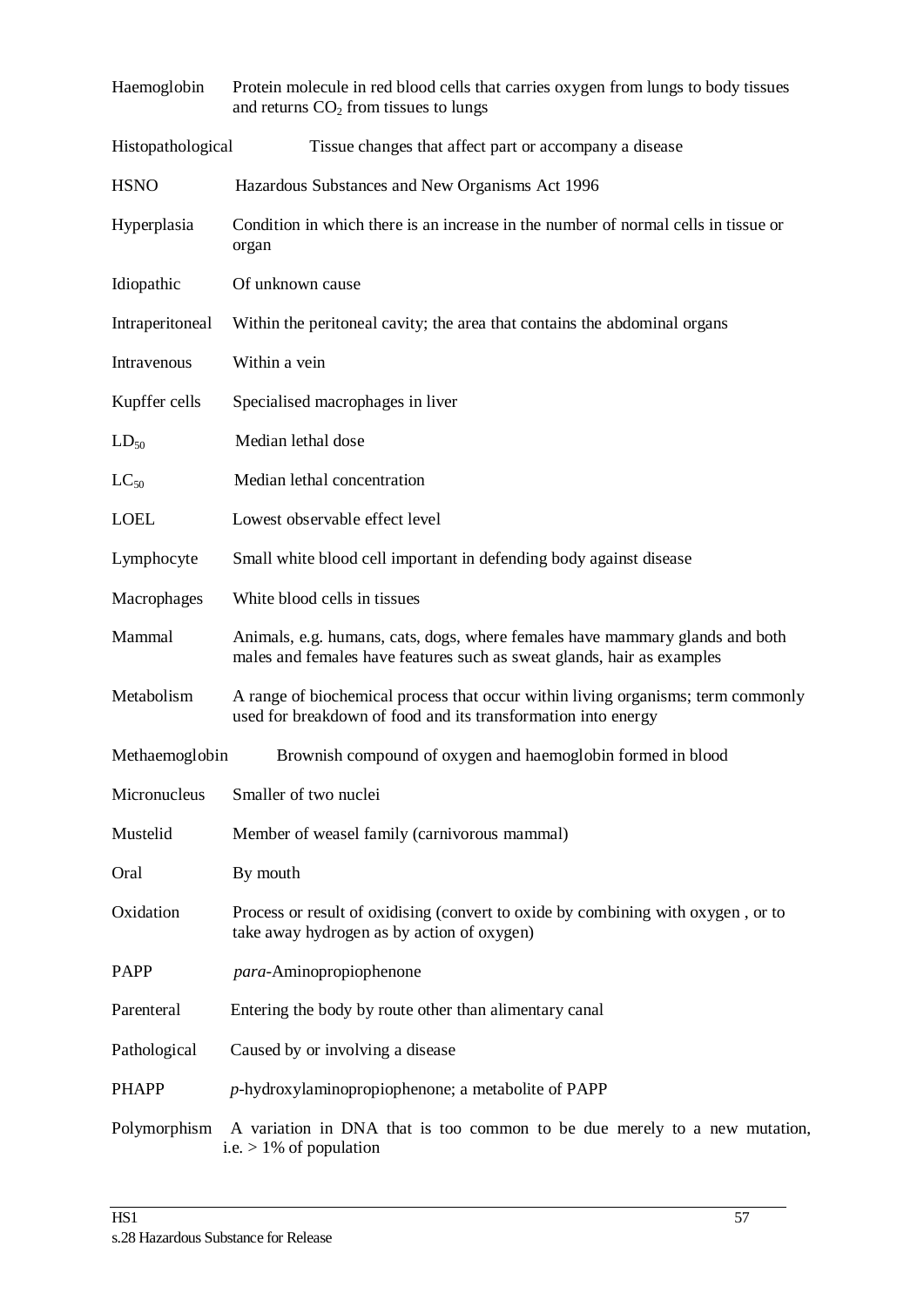| | |
|---|---|
| Haemoglobin | Protein molecule in red blood cells that carries oxygen from lungs to body tissues and returns $CO_2$ from tissues to lungs |
| Histopathological | Tissue changes that affect part or accompany a disease |
| HSNO | Hazardous Substances and New Organisms Act 1996 |
| Hyperplasia | Condition in which there is an increase in the number of normal cells in tissue or organ |
| Idiopathic | Of unknown cause |
| Intraperitoneal | Within the peritoneal cavity; the area that contains the abdominal organs |
| Intravenous | Within a vein |
| Kupffer cells | Specialised macrophages in liver |
| $LD_{50}$ | Median lethal dose |
| $LC_{50}$ | Median lethal concentration |
| LOEL | Lowest observable effect level |
| Lymphocyte | Small white blood cell important in defending body against disease |
| Macrophages | White blood cells in tissues |
| Mammal | Animals, e.g. humans, cats, dogs, where females have mammary glands and both males and females have features such as sweat glands, hair as examples |
| Metabolism | A range of biochemical process that occur within living organisms; term commonly used for breakdown of food and its transformation into energy |
| Methaemoglobin | Brownish compound of oxygen and haemoglobin formed in blood |
| Micronucleus | Smaller of two nuclei |
| Mustelid | Member of weasel family (carnivorous mammal) |
| Oral | By mouth |
| Oxidation | Process or result of oxidising (convert to oxide by combining with oxygen , or to take away hydrogen as by action of oxygen) |
| PAPP | *para*-Aminopropiophenone |
| Parenteral | Entering the body by route other than alimentary canal |
| Pathological | Caused by or involving a disease |
| PHAPP | *p*-hydroxylaminopropiophenone; a metabolite of PAPP |
| Polymorphism | A variation in DNA that is too common to be due merely to a new mutation, i.e. > 1% of population |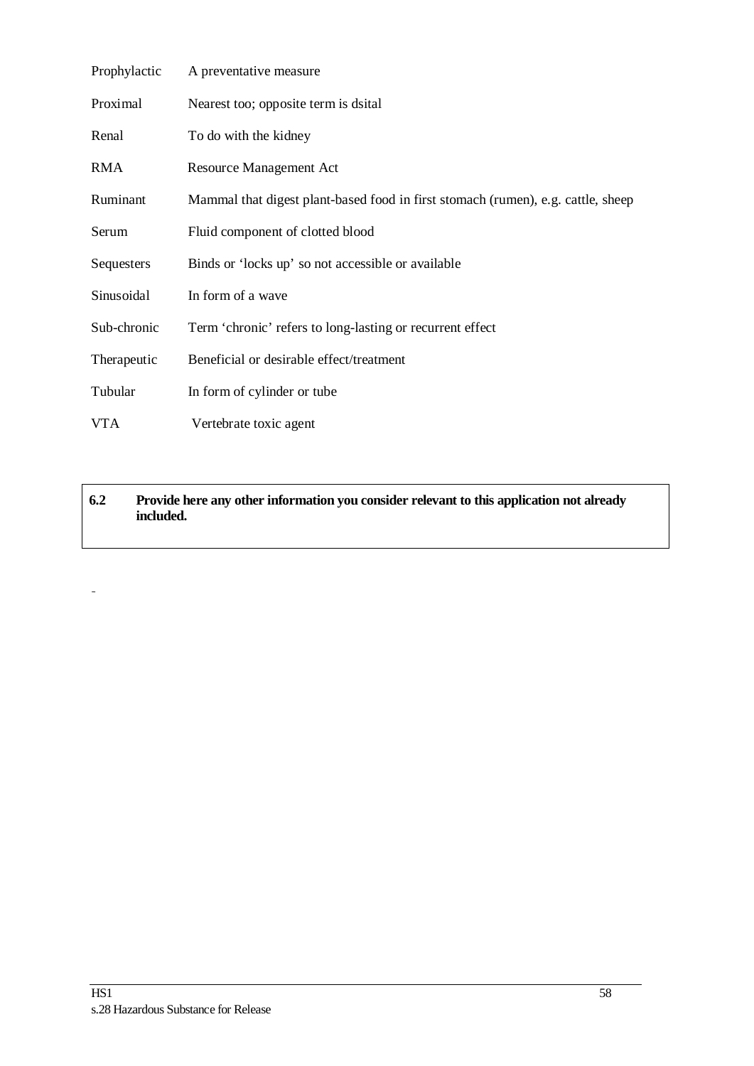| | |
|---|---|
| Prophylactic | A preventative measure |
| Proximal | Nearest too; opposite term is dsital |
| Renal | To do with the kidney |
| RMA | Resource Management Act |
| Ruminant | Mammal that digest plant-based food in first stomach (rumen), e.g. cattle, sheep |
| Serum | Fluid component of clotted blood |
| Sequesters | Binds or 'locks up' so not accessible or available |
| Sinusoidal | In form of a wave |
| Sub-chronic | Term 'chronic' refers to long-lasting or recurrent effect |
| Therapeutic | Beneficial or desirable effect/treatment |
| Tubular | In form of cylinder or tube |
| VTA | Vertebrate toxic agent |

**6.2 Provide here any other information you consider relevant to this application not already included.**

-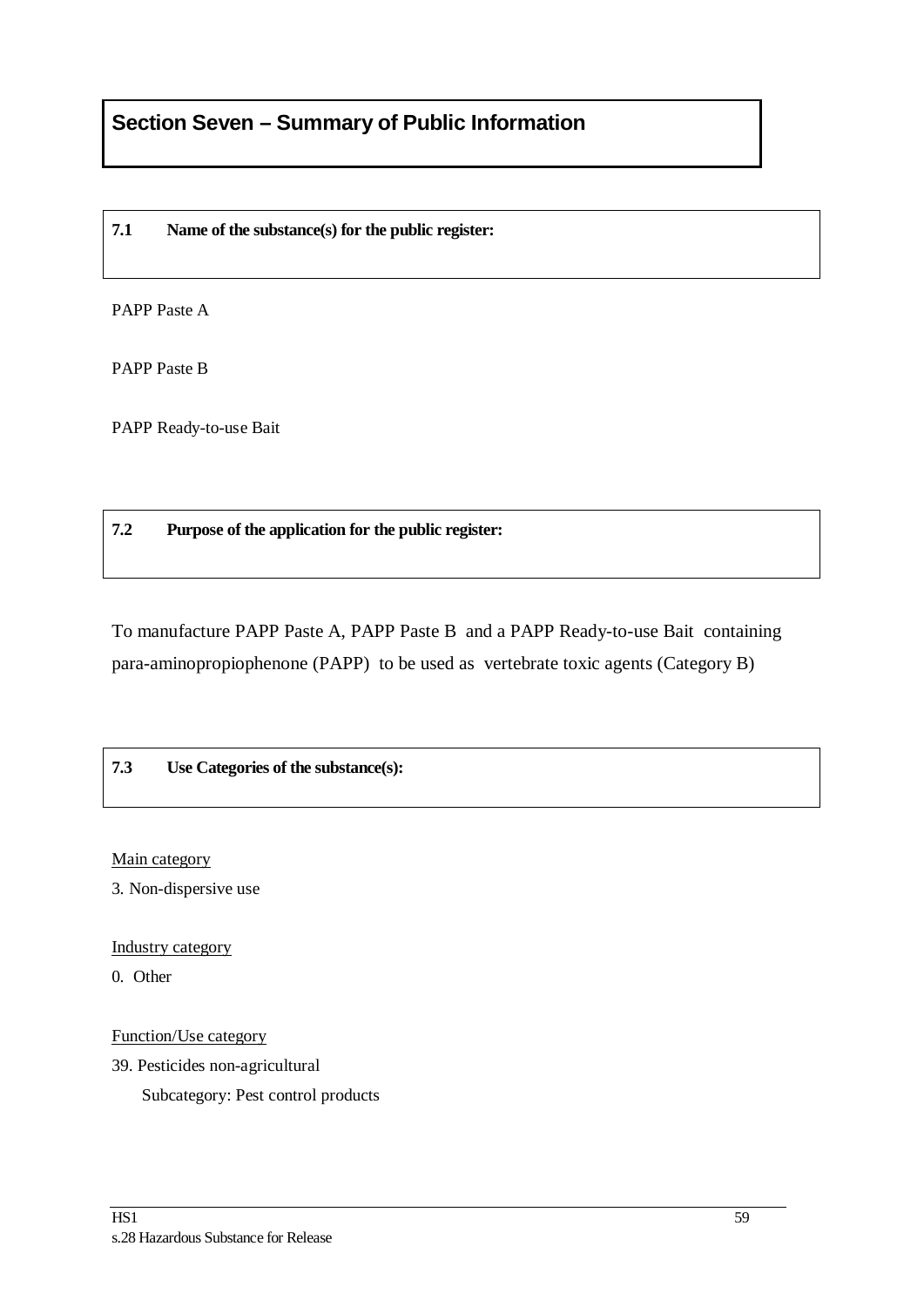# Section Seven – Summary of Public Information

**7.1 Name of the substance(s) for the public register:**

PAPP Paste A

PAPP Paste B

PAPP Ready-to-use Bait

**7.2 Purpose of the application for the public register:**

To manufacture PAPP Paste A, PAPP Paste B and a PAPP Ready-to-use Bait containing para-aminopropiophenone (PAPP) to be used as vertebrate toxic agents (Category B)

**7.3 Use Categories of the substance(s):**

Main category

3. Non-dispersive use

Industry category

0. Other

Function/Use category

39. Pesticides non-agricultural

Subcategory: Pest control products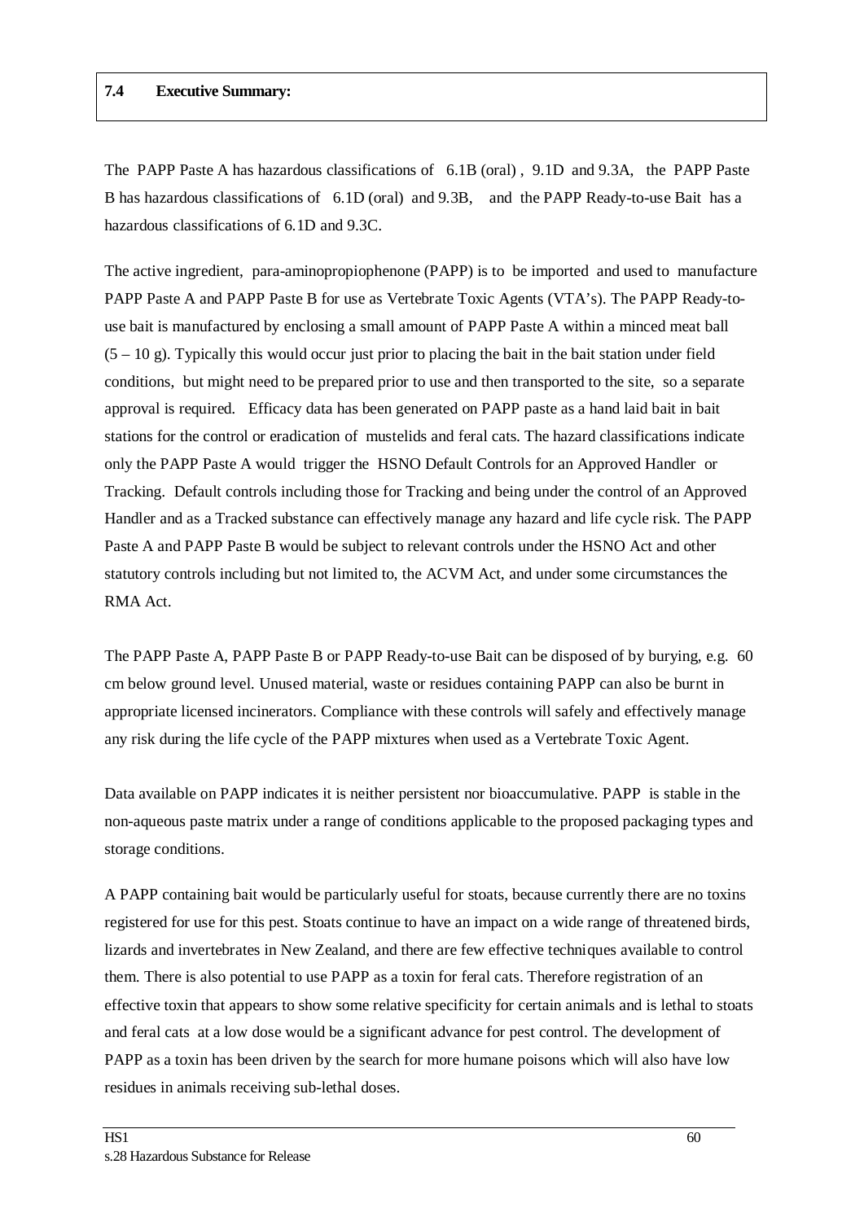### 7.4 Executive Summary:

The PAPP Paste A has hazardous classifications of 6.1B (oral), 9.1D and 9.3A, the PAPP Paste B has hazardous classifications of 6.1D (oral) and 9.3B, and the PAPP Ready-to-use Bait has a hazardous classifications of 6.1D and 9.3C.

The active ingredient, para-aminopropiophenone (PAPP) is to be imported and used to manufacture PAPP Paste A and PAPP Paste B for use as Vertebrate Toxic Agents (VTA's). The PAPP Ready-to-use bait is manufactured by enclosing a small amount of PAPP Paste A within a minced meat ball (5 – 10 g). Typically this would occur just prior to placing the bait in the bait station under field conditions, but might need to be prepared prior to use and then transported to the site, so a separate approval is required. Efficacy data has been generated on PAPP paste as a hand laid bait in bait stations for the control or eradication of mustelids and feral cats. The hazard classifications indicate only the PAPP Paste A would trigger the HSNO Default Controls for an Approved Handler or Tracking. Default controls including those for Tracking and being under the control of an Approved Handler and as a Tracked substance can effectively manage any hazard and life cycle risk. The PAPP Paste A and PAPP Paste B would be subject to relevant controls under the HSNO Act and other statutory controls including but not limited to, the ACVM Act, and under some circumstances the RMA Act.

The PAPP Paste A, PAPP Paste B or PAPP Ready-to-use Bait can be disposed of by burying, e.g. 60 cm below ground level. Unused material, waste or residues containing PAPP can also be burnt in appropriate licensed incinerators. Compliance with these controls will safely and effectively manage any risk during the life cycle of the PAPP mixtures when used as a Vertebrate Toxic Agent.

Data available on PAPP indicates it is neither persistent nor bioaccumulative. PAPP is stable in the non-aqueous paste matrix under a range of conditions applicable to the proposed packaging types and storage conditions.

A PAPP containing bait would be particularly useful for stoats, because currently there are no toxins registered for use for this pest. Stoats continue to have an impact on a wide range of threatened birds, lizards and invertebrates in New Zealand, and there are few effective techniques available to control them. There is also potential to use PAPP as a toxin for feral cats. Therefore registration of an effective toxin that appears to show some relative specificity for certain animals and is lethal to stoats and feral cats at a low dose would be a significant advance for pest control. The development of PAPP as a toxin has been driven by the search for more humane poisons which will also have low residues in animals receiving sub-lethal doses.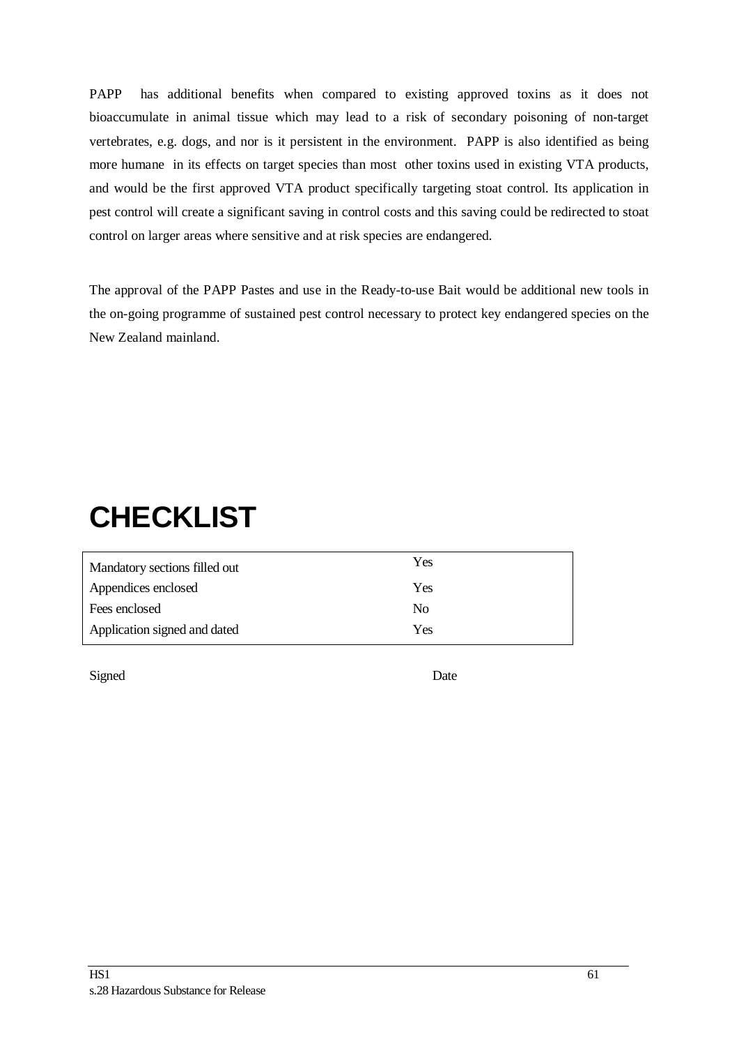PAPP has additional benefits when compared to existing approved toxins as it does not bioaccumulate in animal tissue which may lead to a risk of secondary poisoning of non-target vertebrates, e.g. dogs, and nor is it persistent in the environment. PAPP is also identified as being more humane in its effects on target species than most other toxins used in existing VTA products, and would be the first approved VTA product specifically targeting stoat control. Its application in pest control will create a significant saving in control costs and this saving could be redirected to stoat control on larger areas where sensitive and at risk species are endangered.

The approval of the PAPP Pastes and use in the Ready-to-use Bait would be additional new tools in the on-going programme of sustained pest control necessary to protect key endangered species on the New Zealand mainland.

# CHECKLIST

| | |
|---|---|
| Mandatory sections filled out | Yes |
| Appendices enclosed | Yes |
| Fees enclosed | No |
| Application signed and dated | Yes |

Signed Date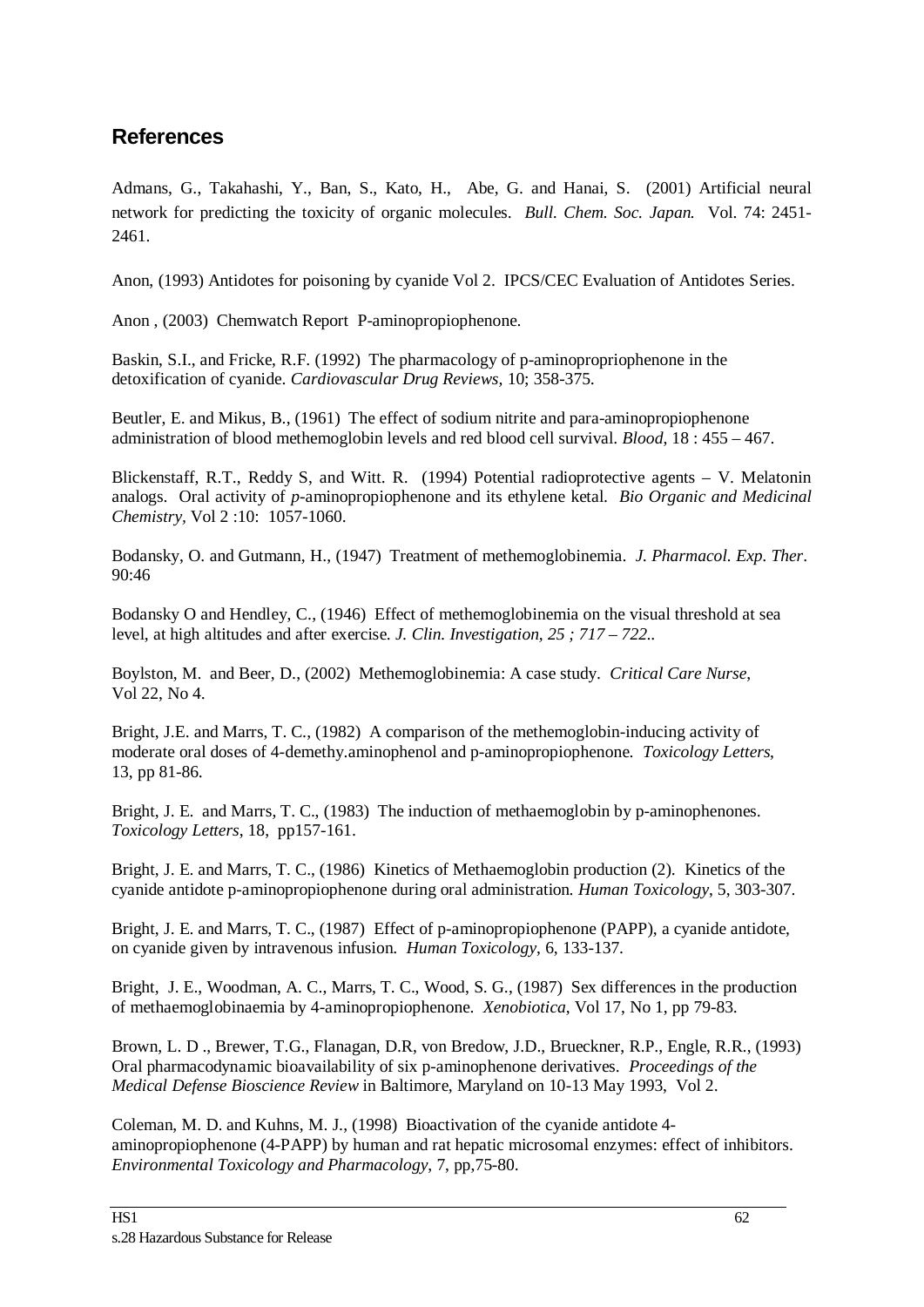## References

Admans, G., Takahashi, Y., Ban, S., Kato, H., Abe, G. and Hanai, S. (2001) Artificial neural network for predicting the toxicity of organic molecules. *Bull. Chem. Soc. Japan.* Vol. 74: 2451-2461.

Anon, (1993) Antidotes for poisoning by cyanide Vol 2. IPCS/CEC Evaluation of Antidotes Series.

Anon , (2003) Chemwatch Report P-aminopropiophenone.

Baskin, S.I., and Fricke, R.F. (1992) The pharmacology of p-aminopropriophenone in the detoxification of cyanide. *Cardiovascular Drug Reviews,* 10; 358-375.

Beutler, E. and Mikus, B., (1961) The effect of sodium nitrite and para-aminopropiophenone administration of blood methemoglobin levels and red blood cell survival. *Blood*, 18 : 455 – 467.

Blickenstaff, R.T., Reddy S, and Witt. R. (1994) Potential radioprotective agents – V. Melatonin analogs. Oral activity of *p*-aminopropiophenone and its ethylene ketal. *Bio Organic and Medicinal Chemistry,* Vol 2 :10: 1057-1060.

Bodansky, O. and Gutmann, H., (1947) Treatment of methemoglobinemia. *J. Pharmacol. Exp. Ther*. 90:46

Bodansky O and Hendley, C., (1946) Effect of methemoglobinemia on the visual threshold at sea level, at high altitudes and after exercise. *J. Clin. Investigation, 25 ; 717 – 722..*

Boylston, M. and Beer, D., (2002) Methemoglobinemia: A case study. *Critical Care Nurse*, Vol 22, No 4.

Bright, J.E. and Marrs, T. C., (1982) A comparison of the methemoglobin-inducing activity of moderate oral doses of 4-demethy.aminophenol and p-aminopropiophenone. *Toxicology Letters*, 13, pp 81-86.

Bright, J. E. and Marrs, T. C., (1983) The induction of methaemoglobin by p-aminophenones. *Toxicology Letters*, 18, pp157-161.

Bright, J. E. and Marrs, T. C., (1986) Kinetics of Methaemoglobin production (2). Kinetics of the cyanide antidote p-aminopropiophenone during oral administration. *Human Toxicology*, 5, 303-307.

Bright, J. E. and Marrs, T. C., (1987) Effect of p-aminopropiophenone (PAPP), a cyanide antidote, on cyanide given by intravenous infusion. *Human Toxicology*, 6, 133-137.

Bright, J. E., Woodman, A. C., Marrs, T. C., Wood, S. G., (1987) Sex differences in the production of methaemoglobinaemia by 4-aminopropiophenone. *Xenobiotica*, Vol 17, No 1, pp 79-83.

Brown, L. D ., Brewer, T.G., Flanagan, D.R, von Bredow, J.D., Brueckner, R.P., Engle, R.R., (1993) Oral pharmacodynamic bioavailability of six p-aminophenone derivatives. *Proceedings of the Medical Defense Bioscience Review* in Baltimore, Maryland on 10-13 May 1993, Vol 2.

Coleman, M. D. and Kuhns, M. J., (1998) Bioactivation of the cyanide antidote 4-aminopropiophenone (4-PAPP) by human and rat hepatic microsomal enzymes: effect of inhibitors. *Environmental Toxicology and Pharmacology*, 7, pp,75-80.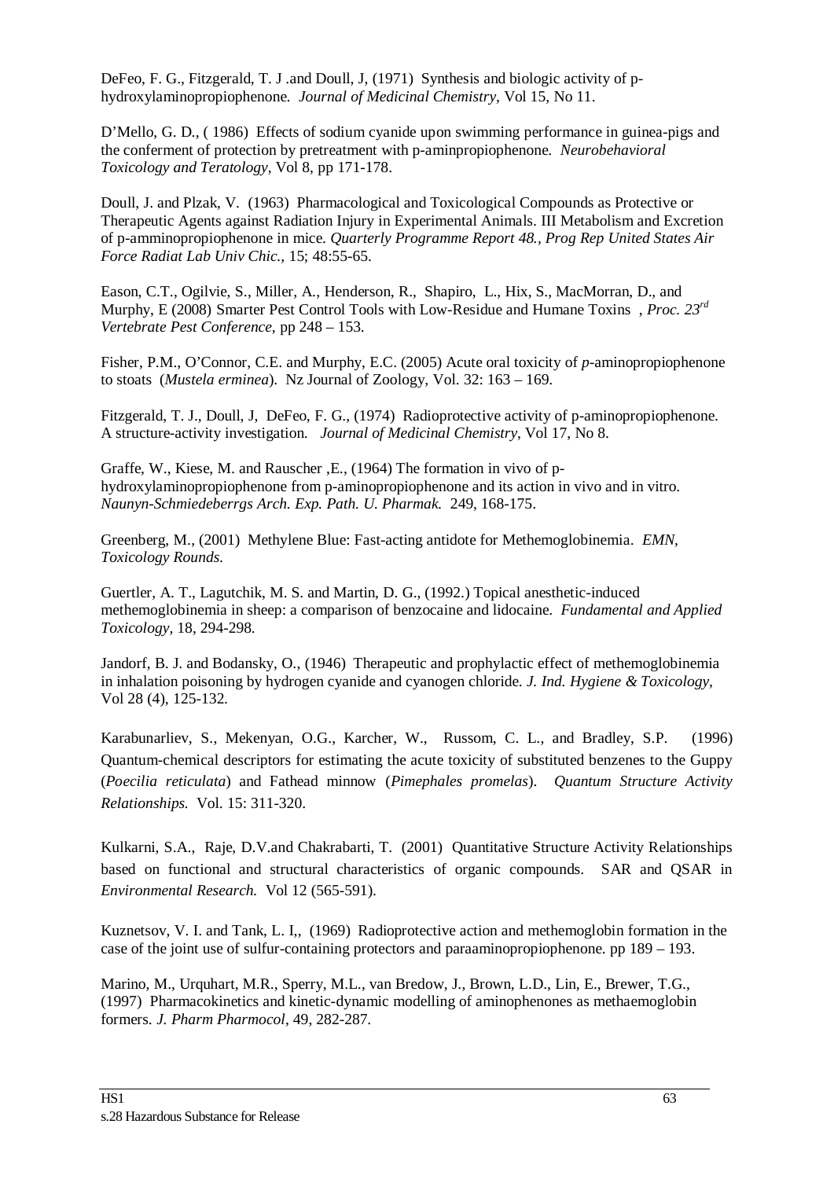DeFeo, F. G., Fitzgerald, T. J .and Doull, J, (1971) Synthesis and biologic activity of p-hydroxylaminopropiophenone. *Journal of Medicinal Chemistry*, Vol 15, No 11.

D'Mello, G. D., ( 1986) Effects of sodium cyanide upon swimming performance in guinea-pigs and the conferment of protection by pretreatment with p-aminpropiophenone. *Neurobehavioral Toxicology and Teratology*, Vol 8, pp 171-178.

Doull, J. and Plzak, V. (1963) Pharmacological and Toxicological Compounds as Protective or Therapeutic Agents against Radiation Injury in Experimental Animals. III Metabolism and Excretion of p-amminopropiophenone in mice. *Quarterly Programme Report 48., Prog Rep United States Air Force Radiat Lab Univ Chic.*, 15; 48:55-65.

Eason, C.T., Ogilvie, S., Miller, A., Henderson, R., Shapiro, L., Hix, S., MacMorran, D., and Murphy, E (2008) Smarter Pest Control Tools with Low-Residue and Humane Toxins , *Proc. 23rd Vertebrate Pest Conference*, pp 248 – 153.

Fisher, P.M., O'Connor, C.E. and Murphy, E.C. (2005) Acute oral toxicity of *p*-aminopropiophenone to stoats (*Mustela erminea*). Nz Journal of Zoology, Vol. 32: 163 – 169.

Fitzgerald, T. J., Doull, J, DeFeo, F. G., (1974) Radioprotective activity of p-aminopropiophenone. A structure-activity investigation. *Journal of Medicinal Chemistry*, Vol 17, No 8.

Graffe, W., Kiese, M. and Rauscher ,E., (1964) The formation in vivo of p-hydroxylaminopropiophenone from p-aminopropiophenone and its action in vivo and in vitro. *Naunyn-Schmiedeberrgs Arch. Exp. Path. U. Pharmak.* 249, 168-175.

Greenberg, M., (2001) Methylene Blue: Fast-acting antidote for Methemoglobinemia. *EMN, Toxicology Rounds.*

Guertler, A. T., Lagutchik, M. S. and Martin, D. G., (1992.) Topical anesthetic-induced methemoglobinemia in sheep: a comparison of benzocaine and lidocaine. *Fundamental and Applied Toxicology,* 18, 294-298.

Jandorf, B. J. and Bodansky, O., (1946) Therapeutic and prophylactic effect of methemoglobinemia in inhalation poisoning by hydrogen cyanide and cyanogen chloride. *J. Ind. Hygiene & Toxicology*, Vol 28 (4), 125-132.

Karabunarliev, S., Mekenyan, O.G., Karcher, W., Russom, C. L., and Bradley, S.P. (1996) Quantum-chemical descriptors for estimating the acute toxicity of substituted benzenes to the Guppy (*Poecilia reticulata*) and Fathead minnow (*Pimephales promelas*). *Quantum Structure Activity Relationships.* Vol. 15: 311-320.

Kulkarni, S.A., Raje, D.V.and Chakrabarti, T. (2001) Quantitative Structure Activity Relationships based on functional and structural characteristics of organic compounds. SAR and QSAR in *Environmental Research.* Vol 12 (565-591).

Kuznetsov, V. I. and Tank, L. I,, (1969) Radioprotective action and methemoglobin formation in the case of the joint use of sulfur-containing protectors and paraaminopropiophenone. pp 189 – 193.

Marino, M., Urquhart, M.R., Sperry, M.L., van Bredow, J., Brown, L.D., Lin, E., Brewer, T.G., (1997) Pharmacokinetics and kinetic-dynamic modelling of aminophenones as methaemoglobin formers. *J. Pharm Pharmocol*, 49, 282-287.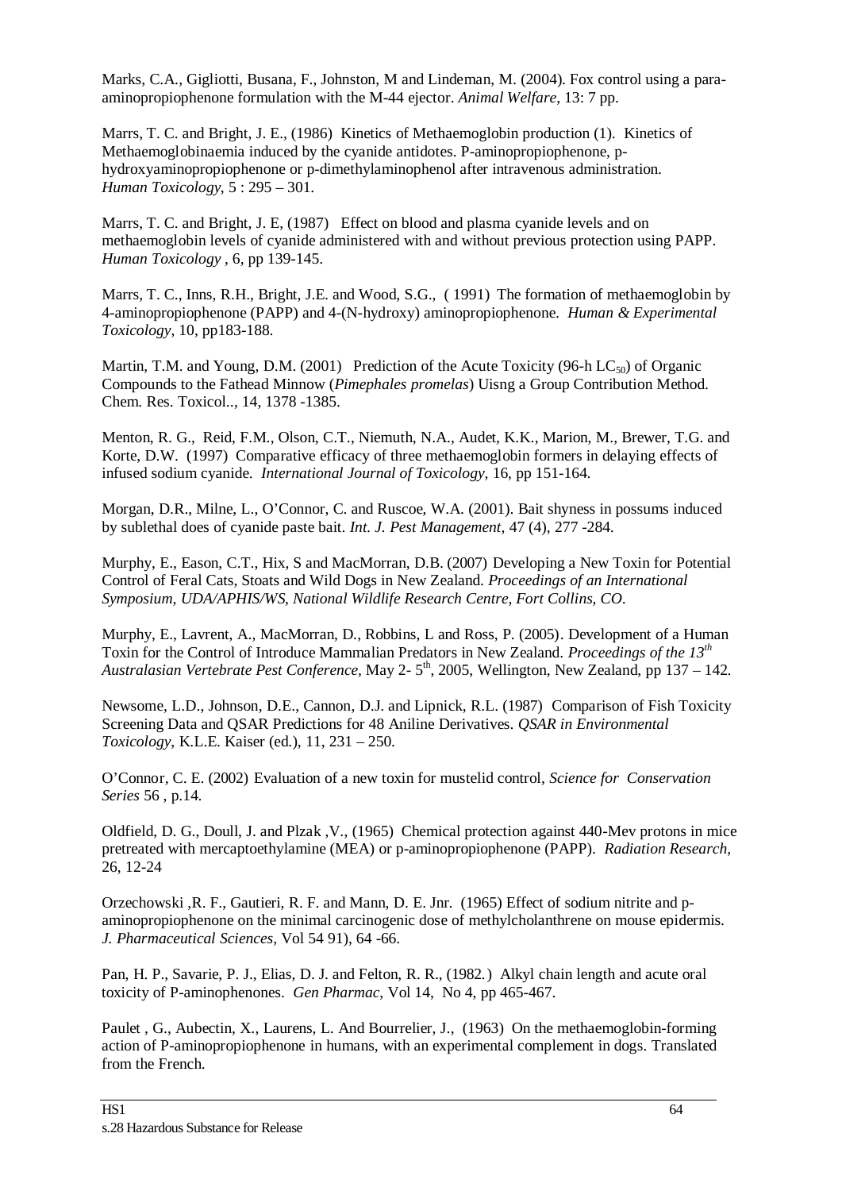Marks, C.A., Gigliotti, Busana, F., Johnston, M and Lindeman, M. (2004). Fox control using a para-aminopropiophenone formulation with the M-44 ejector. *Animal Welfare*, 13: 7 pp.

Marrs, T. C. and Bright, J. E., (1986) Kinetics of Methaemoglobin production (1). Kinetics of Methaemoglobinaemia induced by the cyanide antidotes. P-aminopropiophenone, p-hydroxyaminopropiophenone or p-dimethylaminophenol after intravenous administration. *Human Toxicology*, 5 : 295 – 301.

Marrs, T. C. and Bright, J. E, (1987) Effect on blood and plasma cyanide levels and on methaemoglobin levels of cyanide administered with and without previous protection using PAPP. *Human Toxicology* , 6, pp 139-145.

Marrs, T. C., Inns, R.H., Bright, J.E. and Wood, S.G., ( 1991) The formation of methaemoglobin by 4-aminopropiophenone (PAPP) and 4-(N-hydroxy) aminopropiophenone. *Human & Experimental Toxicology*, 10, pp183-188.

Martin, T.M. and Young, D.M. (2001) Prediction of the Acute Toxicity (96-h $LC_{50}$) of Organic Compounds to the Fathead Minnow (*Pimephales promelas*) Uisng a Group Contribution Method. Chem. Res. Toxicol.., 14, 1378 -1385.

Menton, R. G., Reid, F.M., Olson, C.T., Niemuth, N.A., Audet, K.K., Marion, M., Brewer, T.G. and Korte, D.W. (1997) Comparative efficacy of three methaemoglobin formers in delaying effects of infused sodium cyanide. *International Journal of Toxicology*, 16, pp 151-164.

Morgan, D.R., Milne, L., O'Connor, C. and Ruscoe, W.A. (2001). Bait shyness in possums induced by sublethal does of cyanide paste bait. *Int. J. Pest Management*, 47 (4), 277 -284.

Murphy, E., Eason, C.T., Hix, S and MacMorran, D.B. (2007) Developing a New Toxin for Potential Control of Feral Cats, Stoats and Wild Dogs in New Zealand. *Proceedings of an International Symposium, UDA/APHIS/WS, National Wildlife Research Centre, Fort Collins, CO*.

Murphy, E., Lavrent, A., MacMorran, D., Robbins, L and Ross, P. (2005). Development of a Human Toxin for the Control of Introduce Mammalian Predators in New Zealand. *Proceedings of the 13th Australasian Vertebrate Pest Conference*, May 2- 5th, 2005, Wellington, New Zealand, pp 137 – 142.

Newsome, L.D., Johnson, D.E., Cannon, D.J. and Lipnick, R.L. (1987) Comparison of Fish Toxicity Screening Data and QSAR Predictions for 48 Aniline Derivatives. *QSAR in Environmental Toxicology*, K.L.E. Kaiser (ed.), 11, 231 – 250.

O'Connor, C. E. (2002) Evaluation of a new toxin for mustelid control, *Science for Conservation Series* 56 , p.14.

Oldfield, D. G., Doull, J. and Plzak ,V., (1965) Chemical protection against 440-Mev protons in mice pretreated with mercaptoethylamine (MEA) or p-aminopropiophenone (PAPP). *Radiation Research*, 26, 12-24

Orzechowski ,R. F., Gautieri, R. F. and Mann, D. E. Jnr. (1965) Effect of sodium nitrite and p-aminopropiophenone on the minimal carcinogenic dose of methylcholanthrene on mouse epidermis. *J. Pharmaceutical Sciences,* Vol 54 91), 64 -66.

Pan, H. P., Savarie, P. J., Elias, D. J. and Felton, R. R., (1982.) Alkyl chain length and acute oral toxicity of P-aminophenones. *Gen Pharmac*, Vol 14, No 4, pp 465-467.

Paulet , G., Aubectin, X., Laurens, L. And Bourrelier, J., (1963) On the methaemoglobin-forming action of P-aminopropiophenone in humans, with an experimental complement in dogs. Translated from the French.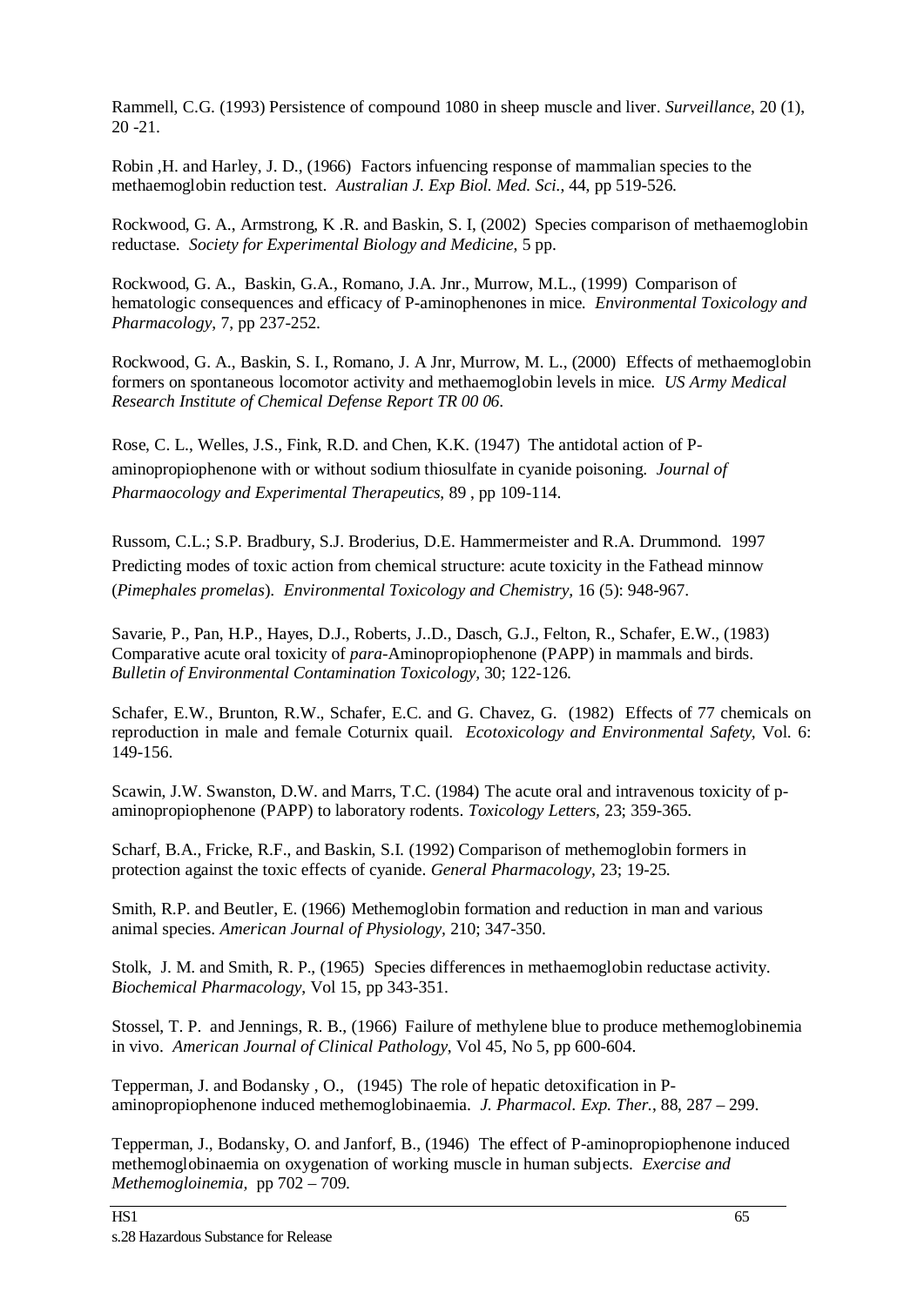Rammell, C.G. (1993) Persistence of compound 1080 in sheep muscle and liver. *Surveillance*, 20 (1), 20 -21.

Robin ,H. and Harley, J. D., (1966) Factors infuencing response of mammalian species to the methaemoglobin reduction test. *Australian J. Exp Biol. Med. Sci.*, 44, pp 519-526.

Rockwood, G. A., Armstrong, K .R. and Baskin, S. I, (2002) Species comparison of methaemoglobin reductase. *Society for Experimental Biology and Medicine*, 5 pp.

Rockwood, G. A., Baskin, G.A., Romano, J.A. Jnr., Murrow, M.L., (1999) Comparison of hematologic consequences and efficacy of P-aminophenones in mice. *Environmental Toxicology and Pharmacology*, 7, pp 237-252.

Rockwood, G. A., Baskin, S. I., Romano, J. A Jnr, Murrow, M. L., (2000) Effects of methaemoglobin formers on spontaneous locomotor activity and methaemoglobin levels in mice. *US Army Medical Research Institute of Chemical Defense Report TR 00 06*.

Rose, C. L., Welles, J.S., Fink, R.D. and Chen, K.K. (1947) The antidotal action of P-aminopropiophenone with or without sodium thiosulfate in cyanide poisoning. *Journal of Pharmaocology and Experimental Therapeutics*, 89 , pp 109-114.

Russom, C.L.; S.P. Bradbury, S.J. Broderius, D.E. Hammermeister and R.A. Drummond. 1997 Predicting modes of toxic action from chemical structure: acute toxicity in the Fathead minnow (*Pimephales promelas*). *Environmental Toxicology and Chemistry*, 16 (5): 948-967.

Savarie, P., Pan, H.P., Hayes, D.J., Roberts, J..D., Dasch, G.J., Felton, R., Schafer, E.W., (1983) Comparative acute oral toxicity of *para*-Aminopropiophenone (PAPP) in mammals and birds. *Bulletin of Environmental Contamination Toxicology*, 30; 122-126.

Schafer, E.W., Brunton, R.W., Schafer, E.C. and G. Chavez, G. (1982) Effects of 77 chemicals on reproduction in male and female Coturnix quail. *Ecotoxicology and Environmental Safety*, Vol. 6: 149-156.

Scawin, J.W. Swanston, D.W. and Marrs, T.C. (1984) The acute oral and intravenous toxicity of p-aminopropiophenone (PAPP) to laboratory rodents. *Toxicology Letters*, 23; 359-365.

Scharf, B.A., Fricke, R.F., and Baskin, S.I. (1992) Comparison of methemoglobin formers in protection against the toxic effects of cyanide. *General Pharmacology*, 23; 19-25.

Smith, R.P. and Beutler, E. (1966) Methemoglobin formation and reduction in man and various animal species. *American Journal of Physiology*, 210; 347-350.

Stolk, J. M. and Smith, R. P., (1965) Species differences in methaemoglobin reductase activity. *Biochemical Pharmacology*, Vol 15, pp 343-351.

Stossel, T. P. and Jennings, R. B., (1966) Failure of methylene blue to produce methemoglobinemia in vivo. *American Journal of Clinical Pathology*, Vol 45, No 5, pp 600-604.

Tepperman, J. and Bodansky , O., (1945) The role of hepatic detoxification in P-aminopropiophenone induced methemoglobinaemia. *J. Pharmacol. Exp. Ther.*, 88, 287 – 299.

Tepperman, J., Bodansky, O. and Janforf, B., (1946) The effect of P-aminopropiophenone induced methemoglobinaemia on oxygenation of working muscle in human subjects. *Exercise and Methemogloinemia*, pp 702 – 709.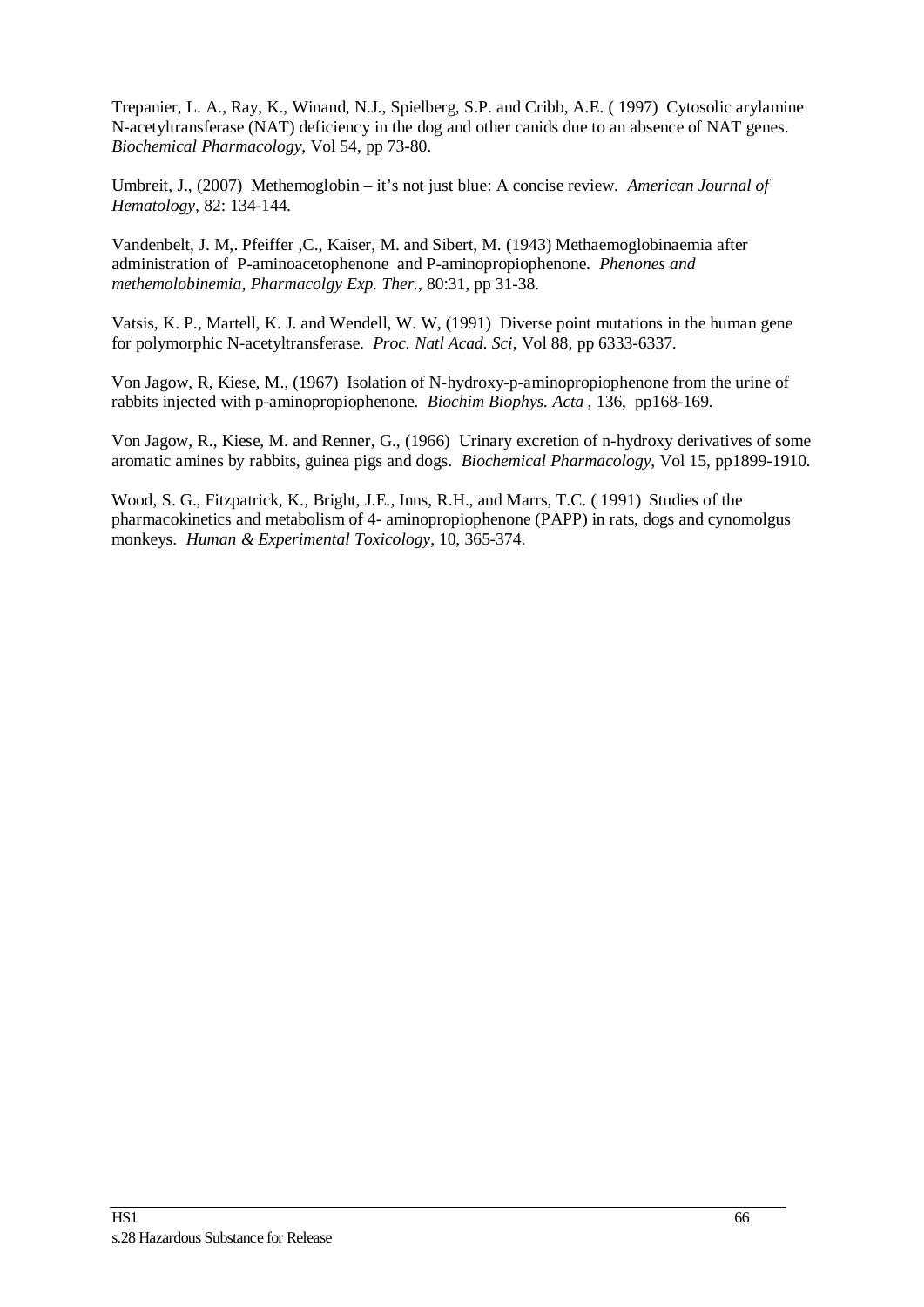Trepanier, L. A., Ray, K., Winand, N.J., Spielberg, S.P. and Cribb, A.E. ( 1997) Cytosolic arylamine N-acetyltransferase (NAT) deficiency in the dog and other canids due to an absence of NAT genes. *Biochemical Pharmacology*, Vol 54, pp 73-80.

Umbreit, J., (2007) Methemoglobin – it's not just blue: A concise review. *American Journal of Hematology,* 82: 134-144.

Vandenbelt, J. M,. Pfeiffer ,C., Kaiser, M. and Sibert, M. (1943) Methaemoglobinaemia after administration of P-aminoacetophenone and P-aminopropiophenone. *Phenones and methemolobinemia*, *Pharmacolgy Exp. Ther.*, 80:31, pp 31-38.

Vatsis, K. P., Martell, K. J. and Wendell, W. W, (1991) Diverse point mutations in the human gene for polymorphic N-acetyltransferase. *Proc. Natl Acad. Sci*, Vol 88, pp 6333-6337.

Von Jagow, R, Kiese, M., (1967) Isolation of N-hydroxy-p-aminopropiophenone from the urine of rabbits injected with p-aminopropiophenone. *Biochim Biophys. Acta* , 136, pp168-169.

Von Jagow, R., Kiese, M. and Renner, G., (1966) Urinary excretion of n-hydroxy derivatives of some aromatic amines by rabbits, guinea pigs and dogs. *Biochemical Pharmacology*, Vol 15, pp1899-1910.

Wood, S. G., Fitzpatrick, K., Bright, J.E., Inns, R.H., and Marrs, T.C. ( 1991) Studies of the pharmacokinetics and metabolism of 4- aminopropiophenone (PAPP) in rats, dogs and cynomolgus monkeys. *Human & Experimental Toxicology*, 10, 365-374.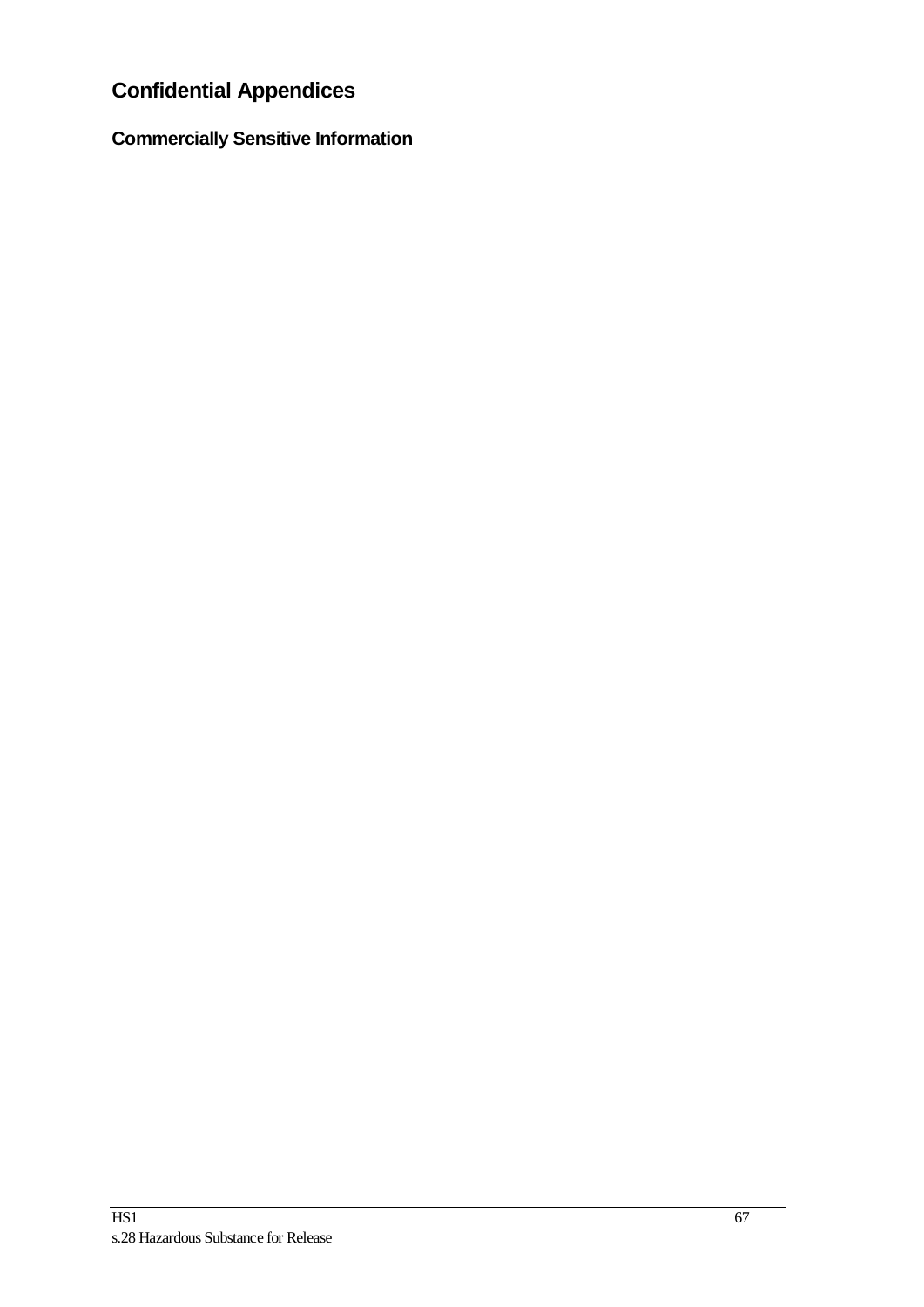# Confidential Appendices

## Commercially Sensitive Information